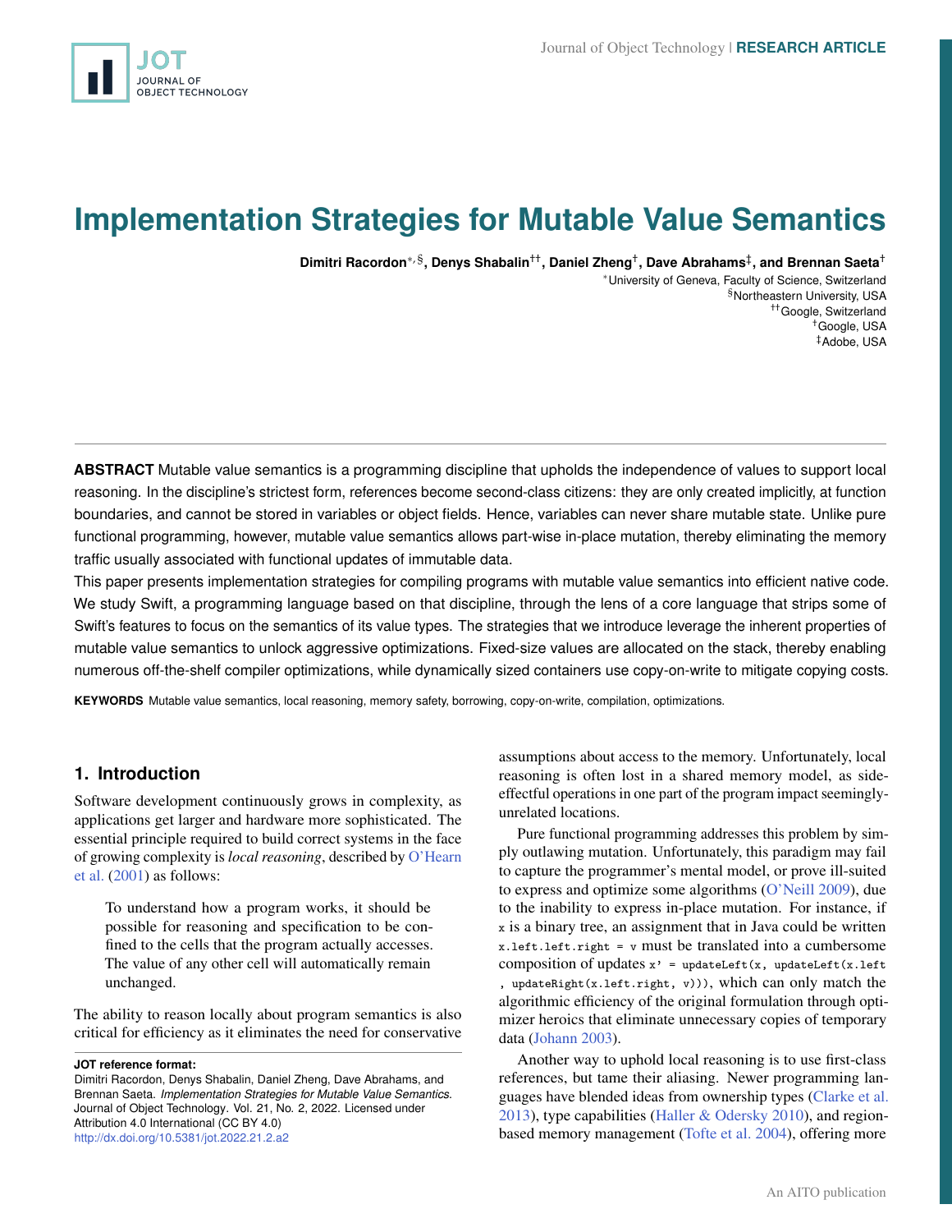# Implementation Strategies for Mutable Value Semantics

**Dimitri Racordon[*,§], Denys Shabalin[††], Daniel Zheng[†], Dave Abrahams[‡], and Brennan Saeta[†]**

[*]University of Geneva, Faculty of Science, Switzerland
[§]Northeastern University, USA
[††]Google, Switzerland
[†]Google, USA
[‡]Adobe, USA

**ABSTRACT** Mutable value semantics is a programming discipline that upholds the independence of values to support local reasoning. In the discipline's strictest form, references become second-class citizens: they are only created implicitly, at function boundaries, and cannot be stored in variables or object fields. Hence, variables can never share mutable state. Unlike pure functional programming, however, mutable value semantics allows part-wise in-place mutation, thereby eliminating the memory traffic usually associated with functional updates of immutable data.

This paper presents implementation strategies for compiling programs with mutable value semantics into efficient native code. We study Swift, a programming language based on that discipline, through the lens of a core language that strips some of Swift's features to focus on the semantics of its value types. The strategies that we introduce leverage the inherent properties of mutable value semantics to unlock aggressive optimizations. Fixed-size values are allocated on the stack, thereby enabling numerous off-the-shelf compiler optimizations, while dynamically sized containers use copy-on-write to mitigate copying costs.

**KEYWORDS** Mutable value semantics, local reasoning, memory safety, borrowing, copy-on-write, compilation, optimizations.

## 1. Introduction

Software development continuously grows in complexity, as applications get larger and hardware more sophisticated. The essential principle required to build correct systems in the face of growing complexity is *local reasoning*, described by O'Hearn et al. (2001) as follows:

> To understand how a program works, it should be possible for reasoning and specification to be confined to the cells that the program actually accesses. The value of any other cell will automatically remain unchanged.

The ability to reason locally about program semantics is also critical for efficiency as it eliminates the need for conservative assumptions about access to the memory. Unfortunately, local reasoning is often lost in a shared memory model, as side-effectful operations in one part of the program impact seemingly-unrelated locations.

Pure functional programming addresses this problem by simply outlawing mutation. Unfortunately, this paradigm may fail to capture the programmer's mental model, or prove ill-suited to express and optimize some algorithms (O'Neill 2009), due to the inability to express in-place mutation. For instance, if `x` is a binary tree, an assignment that in Java could be written `x.left.left.right = v` must be translated into a cumbersome composition of updates `x' = updateLeft(x, updateLeft(x.left, updateRight(x.left.right, v)))`, which can only match the algorithmic efficiency of the original formulation through optimizer heroics that eliminate unnecessary copies of temporary data (Johann 2003).

Another way to uphold local reasoning is to use first-class references, but tame their aliasing. Newer programming languages have blended ideas from ownership types (Clarke et al. 2013), type capabilities (Haller & Odersky 2010), and region-based memory management (Tofte et al. 2004), offering more

**JOT reference format:**
Dimitri Racordon, Denys Shabalin, Daniel Zheng, Dave Abrahams, and Brennan Saeta. *Implementation Strategies for Mutable Value Semantics*. Journal of Object Technology. Vol. 21, No. 2, 2022. Licensed under Attribution 4.0 International (CC BY 4.0) http://dx.doi.org/10.5381/jot.2022.21.2.a2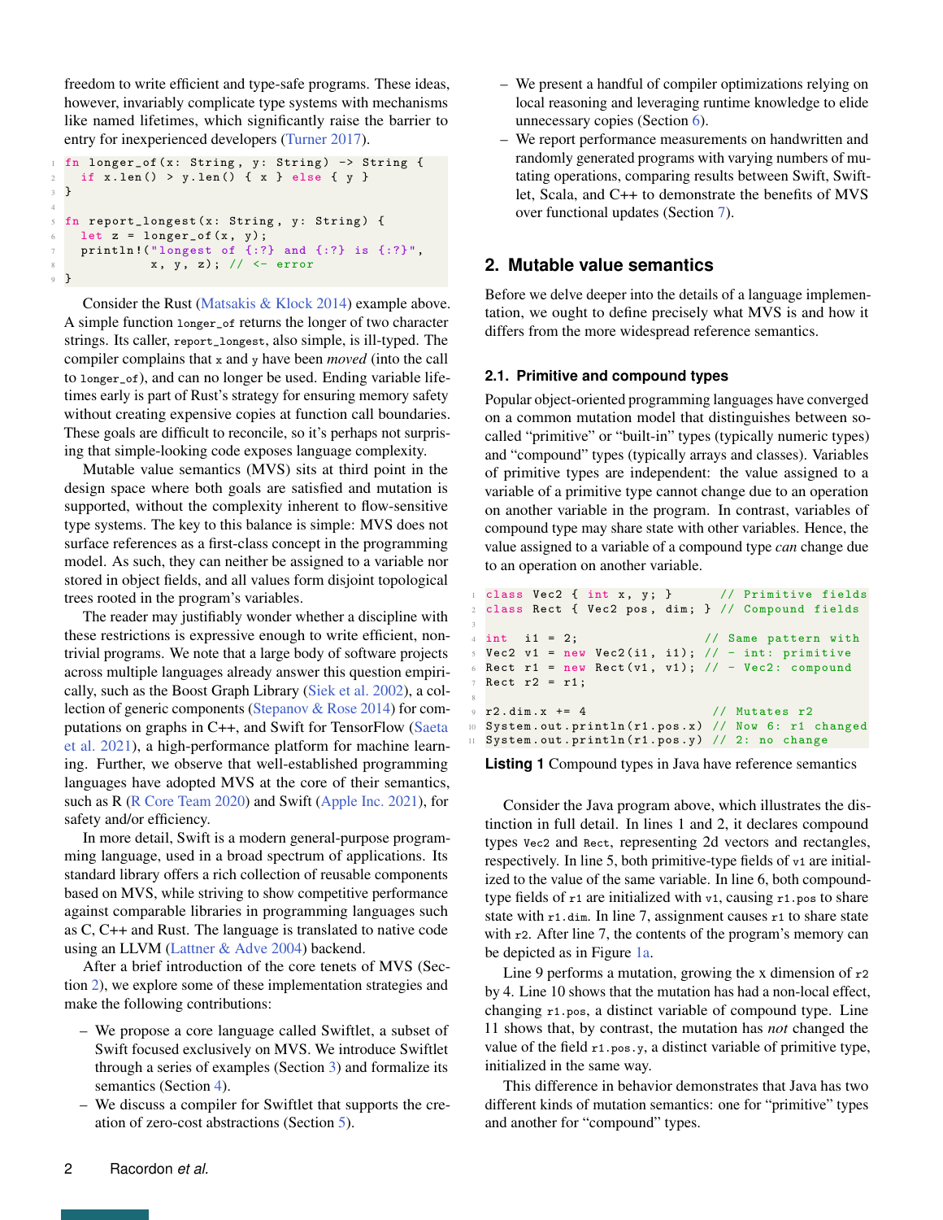freedom to write efficient and type-safe programs. These ideas, however, invariably complicate type systems with mechanisms like named lifetimes, which significantly raise the barrier to entry for inexperienced developers (Turner 2017).

```
fn longer_of(x: String, y: String) -> String {
  if x.len() > y.len() { x } else { y }
}

fn report_longest(x: String, y: String) {
  let z = longer_of(x, y);
  println!("longest of {:?} and {:?} is {:?}",
           x, y, z); // <- error
}
```

Consider the Rust (Matsakis & Klock 2014) example above. A simple function `longer_of` returns the longer of two character strings. Its caller, `report_longest`, also simple, is ill-typed. The compiler complains that `x` and `y` have been *moved* (into the call to `longer_of`), and can no longer be used. Ending variable lifetimes early is part of Rust's strategy for ensuring memory safety without creating expensive copies at function call boundaries. These goals are difficult to reconcile, so it's perhaps not surprising that simple-looking code exposes language complexity.

Mutable value semantics (MVS) sits at third point in the design space where both goals are satisfied and mutation is supported, without the complexity inherent to flow-sensitive type systems. The key to this balance is simple: MVS does not surface references as a first-class concept in the programming model. As such, they can neither be assigned to a variable nor stored in object fields, and all values form disjoint topological trees rooted in the program's variables.

The reader may justifiably wonder whether a discipline with these restrictions is expressive enough to write efficient, non-trivial programs. We note that a large body of software projects across multiple languages already answer this question empirically, such as the Boost Graph Library (Siek et al. 2002), a collection of generic components (Stepanov & Rose 2014) for computations on graphs in C++, and Swift for TensorFlow (Saeta et al. 2021), a high-performance platform for machine learning. Further, we observe that well-established programming languages have adopted MVS at the core of their semantics, such as R (R Core Team 2020) and Swift (Apple Inc. 2021), for safety and/or efficiency.

In more detail, Swift is a modern general-purpose programming language, used in a broad spectrum of applications. Its standard library offers a rich collection of reusable components based on MVS, while striving to show competitive performance against comparable libraries in programming languages such as C, C++ and Rust. The language is translated to native code using an LLVM (Lattner & Adve 2004) backend.

After a brief introduction of the core tenets of MVS (Section 2), we explore some of these implementation strategies and make the following contributions:

- We propose a core language called Swiftlet, a subset of Swift focused exclusively on MVS. We introduce Swiftlet through a series of examples (Section 3) and formalize its semantics (Section 4).
- We discuss a compiler for Swiftlet that supports the creation of zero-cost abstractions (Section 5).
- We present a handful of compiler optimizations relying on local reasoning and leveraging runtime knowledge to elide unnecessary copies (Section 6).
- We report performance measurements on handwritten and randomly generated programs with varying numbers of mutating operations, comparing results between Swift, Swiftlet, Scala, and C++ to demonstrate the benefits of MVS over functional updates (Section 7).

## 2. Mutable value semantics

Before we delve deeper into the details of a language implementation, we ought to define precisely what MVS is and how it differs from the more widespread reference semantics.

### 2.1. Primitive and compound types

Popular object-oriented programming languages have converged on a common mutation model that distinguishes between so-called "primitive" or "built-in" types (typically numeric types) and "compound" types (typically arrays and classes). Variables of primitive types are independent: the value assigned to a variable of a primitive type cannot change due to an operation on another variable in the program. In contrast, variables of compound type may share state with other variables. Hence, the value assigned to a variable of a compound type *can* change due to an operation on another variable.

```
class Vec2 { int x, y; }      // Primitive fields
class Rect { Vec2 pos, dim; } // Compound fields

int  i1 = 2;                  // Same pattern with
Vec2 v1 = new Vec2(i1, i1);   // - int: primitive
Rect r1 = new Rect(v1, v1);   // - Vec2: compound
Rect r2 = r1;

r2.dim.x += 4                 // Mutates r2
System.out.println(r1.pos.x) // Now 6: r1 changed
System.out.println(r1.pos.y) // 2: no change
```

**Listing 1** Compound types in Java have reference semantics

Consider the Java program above, which illustrates the distinction in full detail. In lines 1 and 2, it declares compound types `Vec2` and `Rect`, representing 2d vectors and rectangles, respectively. In line 5, both primitive-type fields of `v1` are initialized to the value of the same variable. In line 6, both compound-type fields of `r1` are initialized with `v1`, causing `r1.pos` to share state with `r1.dim`. In line 7, assignment causes `r1` to share state with `r2`. After line 7, the contents of the program's memory can be depicted as in Figure 1a.

Line 9 performs a mutation, growing the x dimension of `r2` by 4. Line 10 shows that the mutation has had a non-local effect, changing `r1.pos`, a distinct variable of compound type. Line 11 shows that, by contrast, the mutation has *not* changed the value of the field `r1.pos.y`, a distinct variable of primitive type, initialized in the same way.

This difference in behavior demonstrates that Java has two different kinds of mutation semantics: one for "primitive" types and another for "compound" types.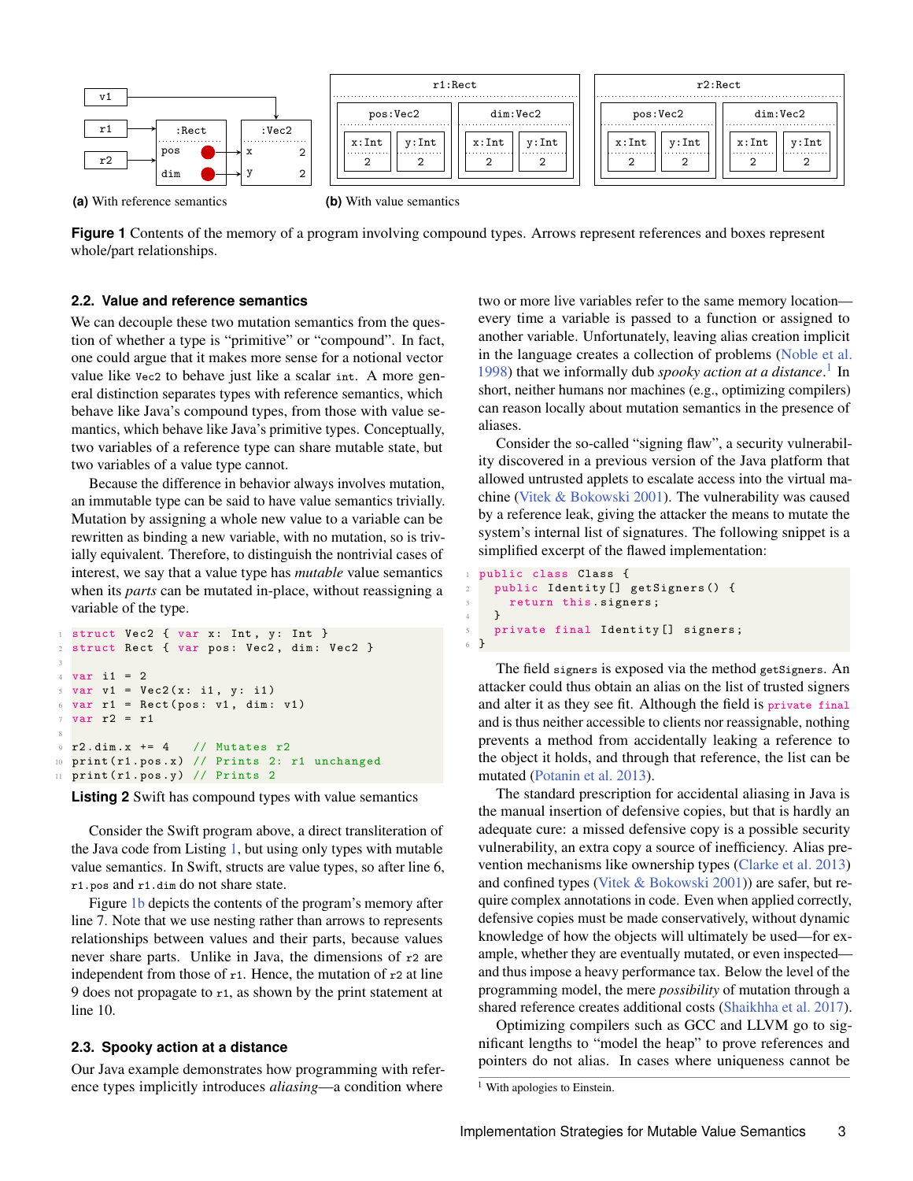**(a)** With reference semantics

**(b)** With value semantics

**Figure 1** Contents of the memory of a program involving compound types. Arrows represent references and boxes represent whole/part relationships.

## 2.2. Value and reference semantics

We can decouple these two mutation semantics from the question of whether a type is “primitive” or “compound”. In fact, one could argue that it makes more sense for a notional vector value like `Vec2` to behave just like a scalar `int`. A more general distinction separates types with reference semantics, which behave like Java’s compound types, from those with value semantics, which behave like Java’s primitive types. Conceptually, two variables of a reference type can share mutable state, but two variables of a value type cannot.

Because the difference in behavior always involves mutation, an immutable type can be said to have value semantics trivially. Mutation by assigning a whole new value to a variable can be rewritten as binding a new variable, with no mutation, so is trivially equivalent. Therefore, to distinguish the nontrivial cases of interest, we say that a value type has *mutable* value semantics when its *parts* can be mutated in-place, without reassigning a variable of the type.

```
struct Vec2 { var x: Int, y: Int }
struct Rect { var pos: Vec2, dim: Vec2 }

var i1 = 2
var v1 = Vec2(x: i1, y: i1)
var r1 = Rect(pos: v1, dim: v1)
var r2 = r1

r2.dim.x += 4   // Mutates r2
print(r1.pos.x) // Prints 2: r1 unchanged
print(r1.pos.y) // Prints 2
```

**Listing 2** Swift has compound types with value semantics

Consider the Swift program above, a direct transliteration of the Java code from Listing 1, but using only types with mutable value semantics. In Swift, structs are value types, so after line 6, `r1.pos` and `r1.dim` do not share state.

Figure 1b depicts the contents of the program’s memory after line 7. Note that we use nesting rather than arrows to represents relationships between values and their parts, because values never share parts. Unlike in Java, the dimensions of `r2` are independent from those of `r1`. Hence, the mutation of `r2` at line 9 does not propagate to `r1`, as shown by the print statement at line 10.

## 2.3. Spooky action at a distance

Our Java example demonstrates how programming with reference types implicitly introduces *aliasing*—a condition where two or more live variables refer to the same memory location—every time a variable is passed to a function or assigned to another variable. Unfortunately, leaving alias creation implicit in the language creates a collection of problems (Noble et al. 1998) that we informally dub *spooky action at a distance*.[1] In short, neither humans nor machines (e.g., optimizing compilers) can reason locally about mutation semantics in the presence of aliases.

Consider the so-called “signing flaw”, a security vulnerability discovered in a previous version of the Java platform that allowed untrusted applets to escalate access into the virtual machine (Vitek & Bokowski 2001). The vulnerability was caused by a reference leak, giving the attacker the means to mutate the system’s internal list of signatures. The following snippet is a simplified excerpt of the flawed implementation:

```
public class Class {
  public Identity[] getSigners() {
    return this.signers;
  }
  private final Identity[] signers;
}
```

The field `signers` is exposed via the method `getSigners`. An attacker could thus obtain an alias on the list of trusted signers and alter it as they see fit. Although the field is `private final` and is thus neither accessible to clients nor reassignable, nothing prevents a method from accidentally leaking a reference to the object it holds, and through that reference, the list can be mutated (Potanin et al. 2013).

The standard prescription for accidental aliasing in Java is the manual insertion of defensive copies, but that is hardly an adequate cure: a missed defensive copy is a possible security vulnerability, an extra copy a source of inefficiency. Alias prevention mechanisms like ownership types (Clarke et al. 2013) and confined types (Vitek & Bokowski 2001)) are safer, but require complex annotations in code. Even when applied correctly, defensive copies must be made conservatively, without dynamic knowledge of how the objects will ultimately be used—for example, whether they are eventually mutated, or even inspected—and thus impose a heavy performance tax. Below the level of the programming model, the mere *possibility* of mutation through a shared reference creates additional costs (Shaikhha et al. 2017).

Optimizing compilers such as GCC and LLVM go to significant lengths to “model the heap” to prove references and pointers do not alias. In cases where uniqueness cannot be

[1] With apologies to Einstein.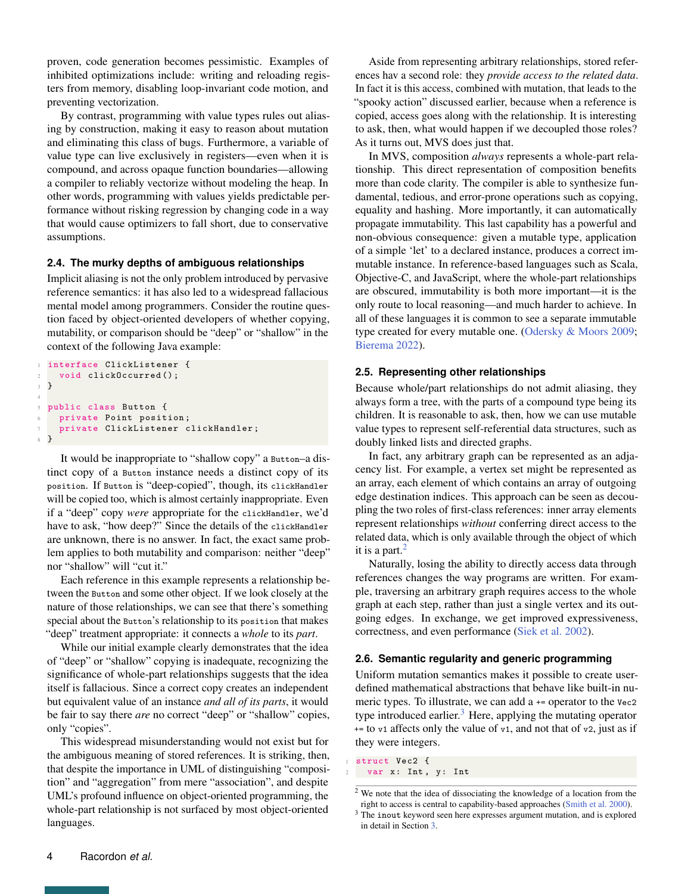proven, code generation becomes pessimistic. Examples of inhibited optimizations include: writing and reloading registers from memory, disabling loop-invariant code motion, and preventing vectorization.

By contrast, programming with value types rules out aliasing by construction, making it easy to reason about mutation and eliminating this class of bugs. Furthermore, a variable of value type can live exclusively in registers—even when it is compound, and across opaque function boundaries—allowing a compiler to reliably vectorize without modeling the heap. In other words, programming with values yields predictable performance without risking regression by changing code in a way that would cause optimizers to fall short, due to conservative assumptions.

### 2.4. The murky depths of ambiguous relationships

Implicit aliasing is not the only problem introduced by pervasive reference semantics: it has also led to a widespread fallacious mental model among programmers. Consider the routine question faced by object-oriented developers of whether copying, mutability, or comparison should be "deep" or "shallow" in the context of the following Java example:

```
interface ClickListener {
  void clickOccurred();
}

public class Button {
  private Point position;
  private ClickListener clickHandler;
}
```

It would be inappropriate to "shallow copy" a `Button`–a distinct copy of a `Button` instance needs a distinct copy of its `position`. If `Button` is "deep-copied", though, its `clickHandler` will be copied too, which is almost certainly inappropriate. Even if a "deep" copy *were* appropriate for the `clickHandler`, we'd have to ask, "how deep?" Since the details of the `clickHandler` are unknown, there is no answer. In fact, the exact same problem applies to both mutability and comparison: neither "deep" nor "shallow" will "cut it."

Each reference in this example represents a relationship between the `Button` and some other object. If we look closely at the nature of those relationships, we can see that there's something special about the `Button`'s relationship to its `position` that makes "deep" treatment appropriate: it connects a *whole* to its *part*.

While our initial example clearly demonstrates that the idea of "deep" or "shallow" copying is inadequate, recognizing the significance of whole-part relationships suggests that the idea itself is fallacious. Since a correct copy creates an independent but equivalent value of an instance *and all of its parts*, it would be fair to say there *are* no correct "deep" or "shallow" copies, only "copies".

This widespread misunderstanding would not exist but for the ambiguous meaning of stored references. It is striking, then, that despite the importance in UML of distinguishing "composition" and "aggregation" from mere "association", and despite UML's profound influence on object-oriented programming, the whole-part relationship is not surfaced by most object-oriented languages.

Aside from representing arbitrary relationships, stored references hav a second role: they *provide access to the related data*. In fact it is this access, combined with mutation, that leads to the "spooky action" discussed earlier, because when a reference is copied, access goes along with the relationship. It is interesting to ask, then, what would happen if we decoupled those roles? As it turns out, MVS does just that.

In MVS, composition *always* represents a whole-part relationship. This direct representation of composition benefits more than code clarity. The compiler is able to synthesize fundamental, tedious, and error-prone operations such as copying, equality and hashing. More importantly, it can automatically propagate immutability. This last capability has a powerful and non-obvious consequence: given a mutable type, application of a simple 'let' to a declared instance, produces a correct immutable instance. In reference-based languages such as Scala, Objective-C, and JavaScript, where the whole-part relationships are obscured, immutability is both more important—it is the only route to local reasoning—and much harder to achieve. In all of these languages it is common to see a separate immutable type created for every mutable one. (Odersky & Moors 2009; Bierema 2022).

### 2.5. Representing other relationships

Because whole/part relationships do not admit aliasing, they always form a tree, with the parts of a compound type being its children. It is reasonable to ask, then, how we can use mutable value types to represent self-referential data structures, such as doubly linked lists and directed graphs.

In fact, any arbitrary graph can be represented as an adjacency list. For example, a vertex set might be represented as an array, each element of which contains an array of outgoing edge destination indices. This approach can be seen as decoupling the two roles of first-class references: inner array elements represent relationships *without* conferring direct access to the related data, which is only available through the object of which it is a part.[2]

Naturally, losing the ability to directly access data through references changes the way programs are written. For example, traversing an arbitrary graph requires access to the whole graph at each step, rather than just a single vertex and its outgoing edges. In exchange, we get improved expressiveness, correctness, and even performance (Siek et al. 2002).

### 2.6. Semantic regularity and generic programming

Uniform mutation semantics makes it possible to create user-defined mathematical abstractions that behave like built-in numeric types. To illustrate, we can add a `+=` operator to the `Vec2` type introduced earlier.[3] Here, applying the mutating operator `+=` to `v1` affects only the value of `v1`, and not that of `v2`, just as if they were integers.

```
struct Vec2 {
  var x: Int, y: Int
```

[2] We note that the idea of dissociating the knowledge of a location from the right to access is central to capability-based approaches (Smith et al. 2000).

[3] The `inout` keyword seen here expresses argument mutation, and is explored in detail in Section 3.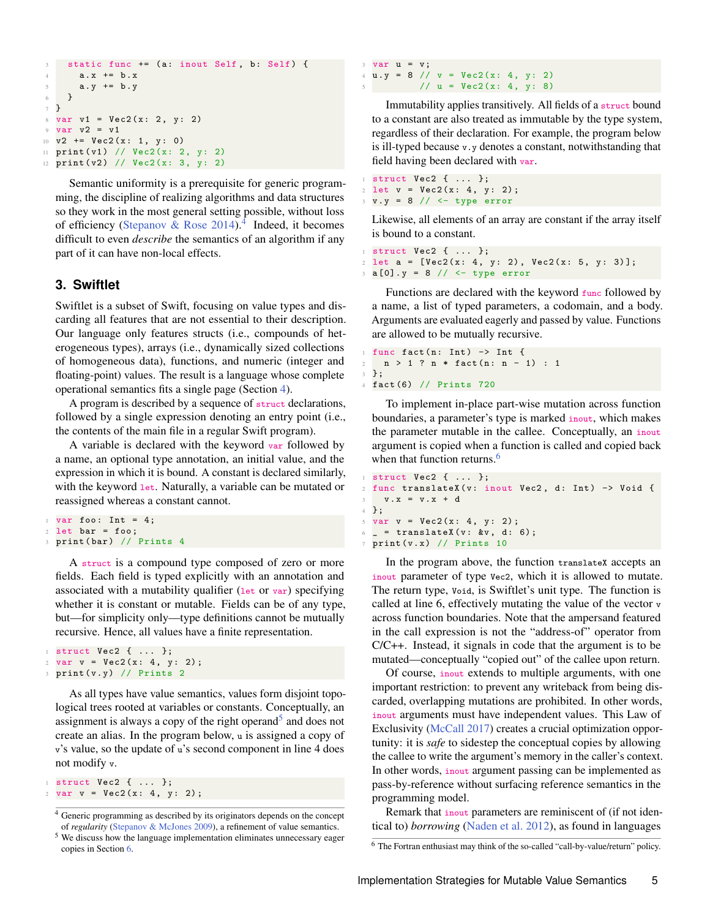```
    static func += (a: inout Self, b: Self) {
      a.x += b.x
      a.y += b.y
    }
}
var v1 = Vec2(x: 2, y: 2)
var v2 = v1
v2 += Vec2(x: 1, y: 0)
print(v1) // Vec2(x: 2, y: 2)
print(v2) // Vec2(x: 3, y: 2)
```

Semantic uniformity is a prerequisite for generic programming, the discipline of realizing algorithms and data structures so they work in the most general setting possible, without loss of efficiency (Stepanov & Rose 2014).[4] Indeed, it becomes difficult to even *describe* the semantics of an algorithm if any part of it can have non-local effects.

## 3. Swiftlet

Swiftlet is a subset of Swift, focusing on value types and discarding all features that are not essential to their description. Our language only features structs (i.e., compounds of heterogeneous types), arrays (i.e., dynamically sized collections of homogeneous data), functions, and numeric (integer and floating-point) values. The result is a language whose complete operational semantics fits a single page (Section 4).

A program is described by a sequence of `struct` declarations, followed by a single expression denoting an entry point (i.e., the contents of the main file in a regular Swift program).

A variable is declared with the keyword `var` followed by a name, an optional type annotation, an initial value, and the expression in which it is bound. A constant is declared similarly, with the keyword `let`. Naturally, a variable can be mutated or reassigned whereas a constant cannot.

```
var foo: Int = 4;
let bar = foo;
print(bar) // Prints 4
```

A `struct` is a compound type composed of zero or more fields. Each field is typed explicitly with an annotation and associated with a mutability qualifier (`let` or `var`) specifying whether it is constant or mutable. Fields can be of any type, but—for simplicity only—type definitions cannot be mutually recursive. Hence, all values have a finite representation.

```
struct Vec2 { ... };
var v = Vec2(x: 4, y: 2);
print(v.y) // Prints 2
```

As all types have value semantics, values form disjoint topological trees rooted at variables or constants. Conceptually, an assignment is always a copy of the right operand[5] and does not create an alias. In the program below, `u` is assigned a copy of `v`'s value, so the update of `u`'s second component in line 4 does not modify `v`.

```
struct Vec2 { ... };
var v = Vec2(x: 4, y: 2);
var u = v;
u.y = 8 // v = Vec2(x: 4, y: 2)
        // u = Vec2(x: 4, y: 8)
```

Immutability applies transitively. All fields of a `struct` bound to a constant are also treated as immutable by the type system, regardless of their declaration. For example, the program below is ill-typed because `v.y` denotes a constant, notwithstanding that field having been declared with `var`.

```
struct Vec2 { ... };
let v = Vec2(x: 4, y: 2);
v.y = 8 // <- type error
```

Likewise, all elements of an array are constant if the array itself is bound to a constant.

```
struct Vec2 { ... };
let a = [Vec2(x: 4, y: 2), Vec2(x: 5, y: 3)];
a[0].y = 8 // <- type error
```

Functions are declared with the keyword `func` followed by a name, a list of typed parameters, a codomain, and a body. Arguments are evaluated eagerly and passed by value. Functions are allowed to be mutually recursive.

```
func fact(n: Int) -> Int {
  n > 1 ? n * fact(n: n - 1) : 1
};
fact(6) // Prints 720
```

To implement in-place part-wise mutation across function boundaries, a parameter's type is marked `inout`, which makes the parameter mutable in the callee. Conceptually, an `inout` argument is copied when a function is called and copied back when that function returns.[6]

```
struct Vec2 { ... };
func translateX(v: inout Vec2, d: Int) -> Void {
  v.x = v.x + d
};
var v = Vec2(x: 4, y: 2);
_ = translateX(v: &v, d: 6);
print(v.x) // Prints 10
```

In the program above, the function `translateX` accepts an `inout` parameter of type `Vec2`, which it is allowed to mutate. The return type, `Void`, is Swiftlet's unit type. The function is called at line 6, effectively mutating the value of the vector `v` across function boundaries. Note that the ampersand featured in the call expression is not the "address-of" operator from C/C++. Instead, it signals in code that the argument is to be mutated—conceptually "copied out" of the callee upon return.

Of course, `inout` extends to multiple arguments, with one important restriction: to prevent any writeback from being discarded, overlapping mutations are prohibited. In other words, `inout` arguments must have independent values. This Law of Exclusivity (McCall 2017) creates a crucial optimization opportunity: it is *safe* to sidestep the conceptual copies by allowing the callee to write the argument's memory in the caller's context. In other words, `inout` argument passing can be implemented as pass-by-reference without surfacing reference semantics in the programming model.

Remark that `inout` parameters are reminiscent of (if not identical to) *borrowing* (Naden et al. 2012), as found in languages

---

[4] Generic programming as described by its originators depends on the concept of *regularity* (Stepanov & McJones 2009), a refinement of value semantics.

[5] We discuss how the language implementation eliminates unnecessary eager copies in Section 6.

[6] The Fortran enthusiast may think of the so-called "call-by-value/return" policy.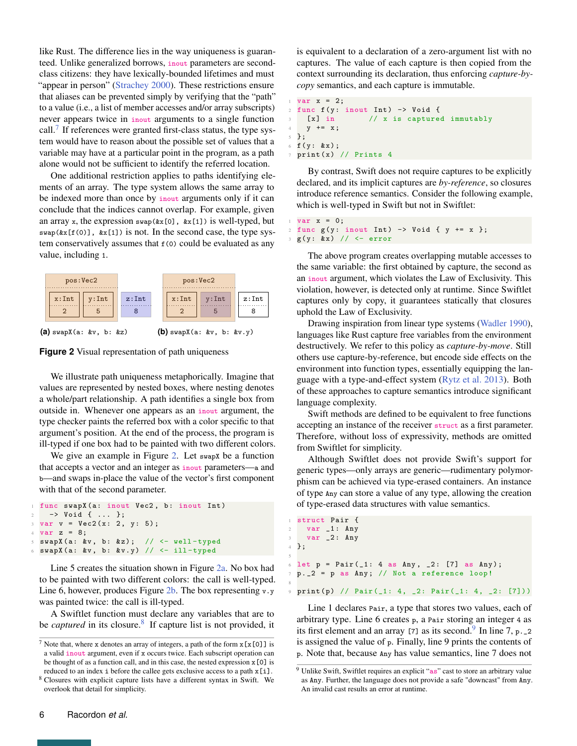like Rust. The difference lies in the way uniqueness is guaranteed. Unlike generalized borrows, `inout` parameters are second-class citizens: they have lexically-bounded lifetimes and must "appear in person" (Strachey 2000). These restrictions ensure that aliases can be prevented simply by verifying that the "path" to a value (i.e., a list of member accesses and/or array subscripts) never appears twice in `inout` arguments to a single function call.[7] If references were granted first-class status, the type system would have to reason about the possible set of values that a variable may have at a particular point in the program, as a path alone would not be sufficient to identify the referred location.

One additional restriction applies to paths identifying elements of an array. The type system allows the same array to be indexed more than once by `inout` arguments only if it can conclude that the indices cannot overlap. For example, given an array `x`, the expression `swap(&x[0], &x[1])` is well-typed, but `swap(&x[f(0)], &x[1])` is not. In the second case, the type system conservatively assumes that `f(0)` could be evaluated as any value, including `1`.

| pos:Vec2 | | z:Int |
|---|---|---|
| x:Int | y:Int | |
| 2 | 5 | 8 |

**(a)** `swapX(a: &v, b: &z)`

| pos:Vec2 | | z:Int |
|---|---|---|
| x:Int | y:Int | |
| 2 | 5 | 8 |

**(b)** `swapX(a: &v, b: &v.y)`

**Figure 2** Visual representation of path uniqueness

We illustrate path uniqueness metaphorically. Imagine that values are represented by nested boxes, where nesting denotes a whole/part relationship. A path identifies a single box from outside in. Whenever one appears as an `inout` argument, the type checker paints the referred box with a color specific to that argument's position. At the end of the process, the program is ill-typed if one box had to be painted with two different colors.

We give an example in Figure 2. Let `swapX` be a function that accepts a vector and an integer as `inout` parameters—`a` and `b`—and swaps in-place the value of the vector's first component with that of the second parameter.

```
func swapX(a: inout Vec2, b: inout Int)
  -> Void { ... };
var v = Vec2(x: 2, y: 5);
var z = 8;
swapX(a: &v, b: &z);   // <- well-typed
swapX(a: &v, b: &v.y) // <- ill-typed
```

Line 5 creates the situation shown in Figure 2a. No box had to be painted with two different colors: the call is well-typed. Line 6, however, produces Figure 2b. The box representing `v.y` was painted twice: the call is ill-typed.

A Swiftlet function must declare any variables that are to be *captured* in its closure.[8] If capture list is not provided, it is equivalent to a declaration of a zero-argument list with no captures. The value of each capture is then copied from the context surrounding its declaration, thus enforcing *capture-by-copy* semantics, and each capture is immutable.

```
var x = 2;
func f(y: inout Int) -> Void {
  [x] in        // x is captured immutably
  y += x;
};
f(y: &x);
print(x) // Prints 4
```

By contrast, Swift does not require captures to be explicitly declared, and its implicit captures are *by-reference*, so closures introduce reference semantics. Consider the following example, which is well-typed in Swift but not in Swiftlet:

```
var x = 0;
func g(y: inout Int) -> Void { y += x };
g(y: &x) // <- error
```

The above program creates overlapping mutable accesses to the same variable: the first obtained by capture, the second as an `inout` argument, which violates the Law of Exclusivity. This violation, however, is detected only at runtime. Since Swiftlet captures only by copy, it guarantees statically that closures uphold the Law of Exclusivity.

Drawing inspiration from linear type systems (Wadler 1990), languages like Rust capture free variables from the environment destructively. We refer to this policy as *capture-by-move*. Still others use capture-by-reference, but encode side effects on the environment into function types, essentially equipping the language with a type-and-effect system (Rytz et al. 2013). Both of these approaches to capture semantics introduce significant language complexity.

Swift methods are defined to be equivalent to free functions accepting an instance of the receiver `struct` as a first parameter. Therefore, without loss of expressivity, methods are omitted from Swiftlet for simplicity.

Although Swiftlet does not provide Swift's support for generic types—only arrays are generic—rudimentary polymorphism can be achieved via type-erased containers. An instance of type `Any` can store a value of any type, allowing the creation of type-erased data structures with value semantics.

```
struct Pair {
  var _1: Any
  var _2: Any
};

let p = Pair(_1: 4 as Any, _2: [7] as Any);
p._2 = p as Any; // Not a reference loop!

print(p) // Pair(_1: 4, _2: Pair(_1: 4, _2: [7]))
```

Line 1 declares `Pair`, a type that stores two values, each of arbitrary type. Line 6 creates `p`, a `Pair` storing an integer `4` as its first element and an array `[7]` as its second.[9] In line 7, `p._2` is assigned the value of `p`. Finally, line 9 prints the contents of `p`. Note that, because `Any` has value semantics, line 7 does not

[7] Note that, where `x` denotes an array of integers, a path of the form `x[x[0]]` is a valid `inout` argument, even if `x` occurs twice. Each subscript operation can be thought of as a function call, and in this case, the nested expression `x[0]` is reduced to an index `i` before the callee gets exclusive access to a path `x[i]`.

[8] Closures with explicit capture lists have a different syntax in Swift. We overlook that detail for simplicity.

[9] Unlike Swift, Swiftlet requires an explicit "`as`" cast to store an arbitrary value as `Any`. Further, the language does not provide a safe "downcast" from `Any`. An invalid cast results an error at runtime.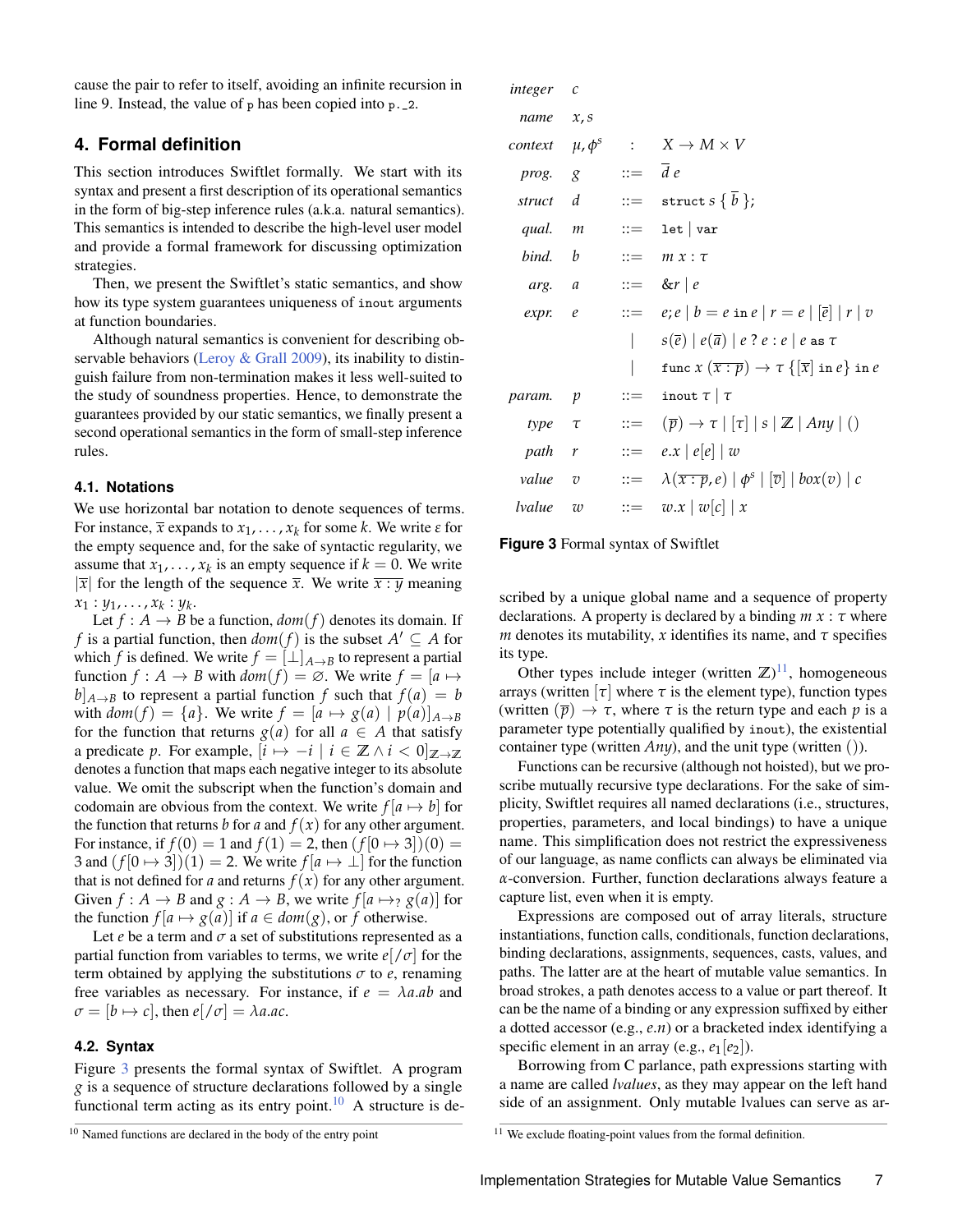cause the pair to refer to itself, avoiding an infinite recursion in line 9. Instead, the value of `p` has been copied into `p._2`.

## 4. Formal definition

This section introduces Swiftlet formally. We start with its syntax and present a first description of its operational semantics in the form of big-step inference rules (a.k.a. natural semantics). This semantics is intended to describe the high-level user model and provide a formal framework for discussing optimization strategies.

Then, we present the Swiftlet's static semantics, and show how its type system guarantees uniqueness of `inout` arguments at function boundaries.

Although natural semantics is convenient for describing observable behaviors (Leroy & Grall 2009), its inability to distinguish failure from non-termination makes it less well-suited to the study of soundness properties. Hence, to demonstrate the guarantees provided by our static semantics, we finally present a second operational semantics in the form of small-step inference rules.

### 4.1. Notations

We use horizontal bar notation to denote sequences of terms. For instance, $\overline{x}$ expands to $x_1, \ldots, x_k$ for some $k$. We write $\varepsilon$ for the empty sequence and, for the sake of syntactic regularity, we assume that $x_1, \ldots, x_k$ is an empty sequence if $k = 0$. We write $|\overline{x}|$ for the length of the sequence $\overline{x}$. We write $\overline{x : y}$ meaning $x_1 : y_1, \ldots, x_k : y_k$.

Let $f : A \to B$ be a function, $dom(f)$ denotes its domain. If $f$ is a partial function, then $dom(f)$ is the subset $A' \subseteq A$ for which $f$ is defined. We write $f = [\bot]_{A \to B}$ to represent a partial function $f : A \to B$ with $dom(f) = \varnothing$. We write $f = [a \mapsto b]_{A \to B}$ to represent a partial function $f$ such that $f(a) = b$ with $dom(f) = \{a\}$. We write $f = [a \mapsto g(a) \mid p(a)]_{A \to B}$ for the function that returns $g(a)$ for all $a \in A$ that satisfy a predicate $p$. For example, $[i \mapsto -i \mid i \in \mathbb{Z} \wedge i < 0]_{\mathbb{Z} \to \mathbb{Z}}$ denotes a function that maps each negative integer to its absolute value. We omit the subscript when the function's domain and codomain are obvious from the context. We write $f[a \mapsto b]$ for the function that returns $b$ for $a$ and $f(x)$ for any other argument. For instance, if $f(0) = 1$ and $f(1) = 2$, then $(f[0 \mapsto 3])(0) = 3$ and $(f[0 \mapsto 3])(1) = 2$. We write $f[a \mapsto \bot]$ for the function that is not defined for $a$ and returns $f(x)$ for any other argument. Given $f : A \to B$ and $g : A \to B$, we write $f[a \mapsto_? g(a)]$ for the function $f[a \mapsto g(a)]$ if $a \in dom(g)$, or $f$ otherwise.

Let $e$ be a term and $\sigma$ a set of substitutions represented as a partial function from variables to terms, we write $e[/\sigma]$ for the term obtained by applying the substitutions $\sigma$ to $e$, renaming free variables as necessary. For instance, if $e = \lambda a.ab$ and $\sigma = [b \mapsto c]$, then $e[/\sigma] = \lambda a.ac$.

### 4.2. Syntax

Figure 3 presents the formal syntax of Swiftlet. A program $g$ is a sequence of structure declarations followed by a single functional term acting as its entry point.[10] A structure is described by a unique global name and a sequence of property declarations. A property is declared by a binding $m\ x : \tau$ where $m$ denotes its mutability, $x$ identifies its name, and $\tau$ specifies its type.

| | | | |
|---|---|---|---|
| *integer* | $c$ | | |
| *name* | $x, s$ | | |
| *context* | $\mu, \phi^s$ | $:$ | $X \to M \times V$ |
| *prog.* | $g$ | $::=$ | $\overline{d}\ e$ |
| *struct* | $d$ | $::=$ | $\texttt{struct}\ s\ \{\ \overline{b}\ \};$ |
| *qual.* | $m$ | $::=$ | $\texttt{let} \mid \texttt{var}$ |
| *bind.* | $b$ | $::=$ | $m\ x : \tau$ |
| *arg.* | $a$ | $::=$ | $\&r \mid e$ |
| *expr.* | $e$ | $::=$ | $e;e \mid b = e\ \texttt{in}\ e \mid r = e \mid [\overline{e}] \mid r \mid v$ |
| | | $\mid$ | $s(\overline{e}) \mid e(\overline{a}) \mid e\ ?\ e : e \mid e\ \texttt{as}\ \tau$ |
| | | $\mid$ | $\texttt{func}\ x\ (\overline{x : p}) \to \tau\ \{[\overline{x}]\ \texttt{in}\ e\}\ \texttt{in}\ e$ |
| *param.* | $p$ | $::=$ | $\texttt{inout}\ \tau \mid \tau$ |
| *type* | $\tau$ | $::=$ | $(\overline{p}) \to \tau \mid [\tau] \mid s \mid \mathbb{Z} \mid Any \mid ()$ |
| *path* | $r$ | $::=$ | $e.x \mid e[e] \mid w$ |
| *value* | $v$ | $::=$ | $\lambda(\overline{x : p}, e) \mid \phi^s \mid [\overline{v}] \mid box(v) \mid c$ |
| *lvalue* | $w$ | $::=$ | $w.x \mid w[c] \mid x$ |

**Figure 3** Formal syntax of Swiftlet

Other types include integer (written $\mathbb{Z}$)[11], homogeneous arrays (written $[\tau]$ where $\tau$ is the element type), function types (written $(\overline{p}) \to \tau$, where $\tau$ is the return type and each $p$ is a parameter type potentially qualified by `inout`), the existential container type (written $Any$), and the unit type (written $()$).

Functions can be recursive (although not hoisted), but we proscribe mutually recursive type declarations. For the sake of simplicity, Swiftlet requires all named declarations (i.e., structures, properties, parameters, and local bindings) to have a unique name. This simplification does not restrict the expressiveness of our language, as name conflicts can always be eliminated via $\alpha$-conversion. Further, function declarations always feature a capture list, even when it is empty.

Expressions are composed out of array literals, structure instantiations, function calls, conditionals, function declarations, binding declarations, assignments, sequences, casts, values, and paths. The latter are at the heart of mutable value semantics. In broad strokes, a path denotes access to a value or part thereof. It can be the name of a binding or any expression suffixed by either a dotted accessor (e.g., $e.n$) or a bracketed index identifying a specific element in an array (e.g., $e_1[e_2]$).

Borrowing from C parlance, path expressions starting with a name are called *lvalues*, as they may appear on the left hand side of an assignment. Only mutable lvalues can serve as ar-

[10] Named functions are declared in the body of the entry point

[11] We exclude floating-point values from the formal definition.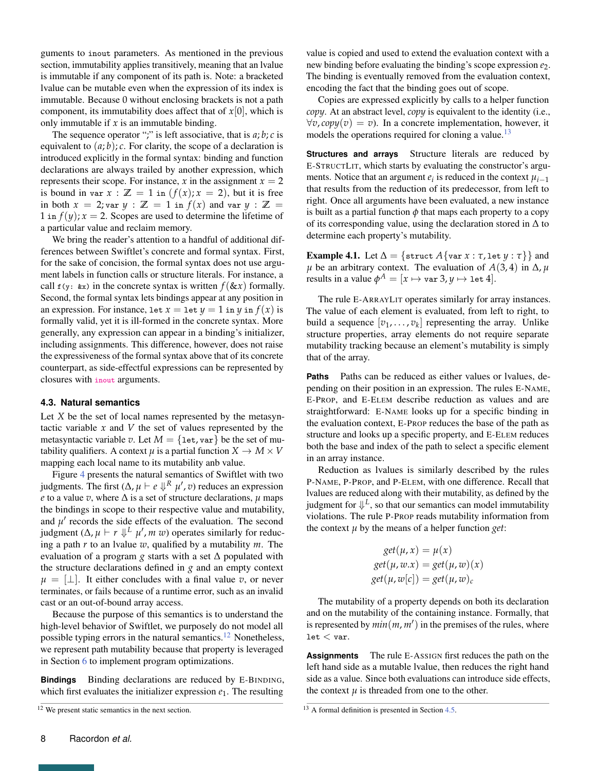guments to `inout` parameters. As mentioned in the previous section, immutability applies transitively, meaning that an lvalue is immutable if any component of its path is. Note: a bracketed lvalue can be mutable even when the expression of its index is immutable. Because 0 without enclosing brackets is not a path component, its immutability does affect that of $x[0]$, which is only immutable if $x$ is an immutable binding.

The sequence operator ";" is left associative, that is $a; b; c$ is equivalent to $(a; b); c$. For clarity, the scope of a declaration is introduced explicitly in the formal syntax: binding and function declarations are always trailed by another expression, which represents their scope. For instance, $x$ in the assignment $x = 2$ is bound in $\texttt{var}\ x : \mathbb{Z} = 1\ \texttt{in}\ (f(x); x = 2)$, but it is free in both $x = 2; \texttt{var}\ y : \mathbb{Z} = 1\ \texttt{in}\ f(x)$ and $\texttt{var}\ y : \mathbb{Z} = 1\ \texttt{in}\ f(y); x = 2$. Scopes are used to determine the lifetime of a particular value and reclaim memory.

We bring the reader's attention to a handful of additional differences between Swiftlet's concrete and formal syntax. First, for the sake of concision, the formal syntax does not use argument labels in function calls or structure literals. For instance, a call `f(y: &x)` in the concrete syntax is written $f(\&x)$ formally. Second, the formal syntax lets bindings appear at any position in an expression. For instance, $\texttt{let}\ x = \texttt{let}\ y = 1\ \texttt{in}\ y\ \texttt{in}\ f(x)$ is formally valid, yet it is ill-formed in the concrete syntax. More generally, any expression can appear in a binding's initializer, including assignments. This difference, however, does not raise the expressiveness of the formal syntax above that of its concrete counterpart, as side-effectful expressions can be represented by closures with `inout` arguments.

### 4.3. Natural semantics

Let $X$ be the set of local names represented by the metasyntactic variable $x$ and $V$ the set of values represented by the metasyntactic variable $v$. Let $M = \{\texttt{let}, \texttt{var}\}$ be the set of mutability qualifiers. A context $\mu$ is a partial function $X \to M \times V$ mapping each local name to its mutability anb value.

Figure 4 presents the natural semantics of Swiftlet with two judgments. The first $(\Delta, \mu \vdash e \Downarrow^R \mu', v)$ reduces an expression $e$ to a value $v$, where $\Delta$ is a set of structure declarations, $\mu$ maps the bindings in scope to their respective value and mutability, and $\mu'$ records the side effects of the evaluation. The second judgment $(\Delta, \mu \vdash r \Downarrow^L \mu', m\ w)$ operates similarly for reducing a path $r$ to an lvalue $w$, qualified by a mutability $m$. The evaluation of a program $g$ starts with a set $\Delta$ populated with the structure declarations defined in $g$ and an empty context $\mu = [\bot]$. It either concludes with a final value $v$, or never terminates, or fails because of a runtime error, such as an invalid cast or an out-of-bound array access.

Because the purpose of this semantics is to understand the high-level behavior of Swiftlet, we purposely do not model all possible typing errors in the natural semantics.[12] Nonetheless, we represent path mutability because that property is leveraged in Section 6 to implement program optimizations.

**Bindings** Binding declarations are reduced by E-BINDING, which first evaluates the initializer expression $e_1$. The resulting value is copied and used to extend the evaluation context with a new binding before evaluating the binding's scope expression $e_2$. The binding is eventually removed from the evaluation context, encoding the fact that the binding goes out of scope.

Copies are expressed explicitly by calls to a helper function *copy*. At an abstract level, *copy* is equivalent to the identity (i.e., $\forall v, copy(v) = v$). In a concrete implementation, however, it models the operations required for cloning a value.[13]

**Structures and arrays** Structure literals are reduced by E-STRUCTLIT, which starts by evaluating the constructor's arguments. Notice that an argument $e_i$ is reduced in the context $\mu_{i-1}$ that results from the reduction of its predecessor, from left to right. Once all arguments have been evaluated, a new instance is built as a partial function $\phi$ that maps each property to a copy of its corresponding value, using the declaration stored in $\Delta$ to determine each property's mutability.

**Example 4.1.** Let $\Delta = \{\texttt{struct}\ A\{\texttt{var}\ x : \tau, \texttt{let}\ y : \tau\}\}$ and $\mu$ be an arbitrary context. The evaluation of $A(3, 4)$ in $\Delta, \mu$ results in a value $\phi^A = [x \mapsto \texttt{var}\ 3, y \mapsto \texttt{let}\ 4]$.

The rule E-ARRAYLIT operates similarly for array instances. The value of each element is evaluated, from left to right, to build a sequence $[v_1, \ldots, v_k]$ representing the array. Unlike structure properties, array elements do not require separate mutability tracking because an element's mutability is simply that of the array.

**Paths** Paths can be reduced as either values or lvalues, depending on their position in an expression. The rules E-NAME, E-PROP, and E-ELEM describe reduction as values and are straightforward: E-NAME looks up for a specific binding in the evaluation context, E-PROP reduces the base of the path as structure and looks up a specific property, and E-ELEM reduces both the base and index of the path to select a specific element in an array instance.

Reduction as lvalues is similarly described by the rules P-NAME, P-PROP, and P-ELEM, with one difference. Recall that lvalues are reduced along with their mutability, as defined by the judgment for $\Downarrow^L$, so that our semantics can model immutability violations. The rule P-PROP reads mutability information from the context $\mu$ by the means of a helper function *get*:

$$
\begin{aligned}
get(\mu, x) &= \mu(x) \\
get(\mu, w.x) &= get(\mu, w)(x) \\
get(\mu, w[c]) &= get(\mu, w)_c
\end{aligned}
$$

The mutability of a property depends on both its declaration and on the mutability of the containing instance. Formally, that is represented by $min(m, m')$ in the premises of the rules, where $\texttt{let} < \texttt{var}$.

**Assignments** The rule E-ASSIGN first reduces the path on the left hand side as a mutable lvalue, then reduces the right hand side as a value. Since both evaluations can introduce side effects, the context $\mu$ is threaded from one to the other.

[12] We present static semantics in the next section.

[13] A formal definition is presented in Section 4.5.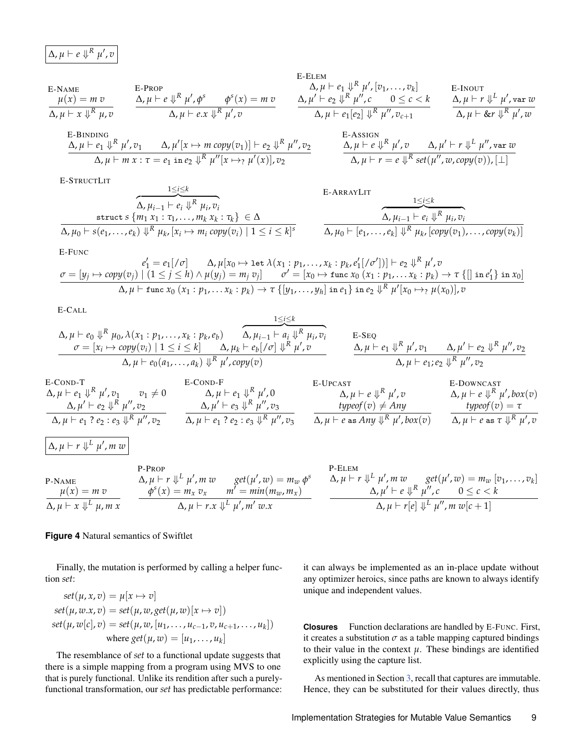$$\boxed{\Delta, \mu \vdash e \Downarrow^R \mu', v}$$

E-Name
$$\frac{\mu(x) = m\ v}{\Delta, \mu \vdash x \Downarrow^R \mu, v}$$

E-Prop
$$\frac{\Delta, \mu \vdash e \Downarrow^R \mu', \phi^s \qquad \phi^s(x) = m\ v}{\Delta, \mu \vdash e.x \Downarrow^R \mu', v}$$

E-Elem
$$\frac{\Delta, \mu \vdash e_1 \Downarrow^R \mu', [v_1, \ldots, v_k] \qquad \Delta, \mu' \vdash e_2 \Downarrow^R \mu'', c \qquad 0 \le c < k}{\Delta, \mu \vdash e_1[e_2] \Downarrow^R \mu'', v_{c+1}}$$

E-Inout
$$\frac{\Delta, \mu \vdash r \Downarrow^L \mu', \texttt{var}\ w}{\Delta, \mu \vdash \&r \Downarrow^R \mu', w}$$

E-Binding
$$\frac{\Delta, \mu \vdash e_1 \Downarrow^R \mu', v_1 \qquad \Delta, \mu'[x \mapsto m\ copy(v_1)] \vdash e_2 \Downarrow^R \mu'', v_2}{\Delta, \mu \vdash m\ x : \tau = e_1\ \texttt{in}\ e_2 \Downarrow^R \mu''[x \mapsto_? \mu'(x)], v_2}$$

E-Assign
$$\frac{\Delta, \mu \vdash e \Downarrow^R \mu', v \qquad \Delta, \mu' \vdash r \Downarrow^L \mu'', \texttt{var}\ w}{\Delta, \mu \vdash r = e \Downarrow^R set(\mu'', w, copy(v)), [\bot]}$$

E-StructLit
$$\frac{\overbrace{\Delta, \mu_{i-1} \vdash e_i \Downarrow^R \mu_i, v_i}^{1 \le i \le k} \qquad \texttt{struct}\ s\ \{m_1\ x_1 : \tau_1, \ldots, m_k\ x_k : \tau_k\} \in \Delta}{\Delta, \mu_0 \vdash s(e_1, \ldots, e_k) \Downarrow^R \mu_k, [x_i \mapsto m_i\ copy(v_i) \mid 1 \le i \le k]^s}$$

E-ArrayLit
$$\frac{\overbrace{\Delta, \mu_{i-1} \vdash e_i \Downarrow^R \mu_i, v_i}^{1 \le i \le k}}{\Delta, \mu_0 \vdash [e_1, \ldots, e_k] \Downarrow^R \mu_k, [copy(v_1), \ldots, copy(v_k)]}$$

E-Func
$$\frac{\begin{array}{c} e_1' = e_1[/\sigma] \qquad \Delta, \mu[x_0 \mapsto \texttt{let}\ \lambda(x_1 : p_1, \ldots, x_k : p_k, e_1'[/\sigma'])] \vdash e_2 \Downarrow^R \mu', v \\ \sigma = [y_j \mapsto copy(v_j) \mid (1 \le j \le h) \wedge \mu(y_j) = m_j\ v_j] \qquad \sigma' = [x_0 \mapsto \texttt{func}\ x_0\ (x_1 : p_1, \ldots x_k : p_k) \to \tau\ \{[]\ \texttt{in}\ e_1'\}\ \texttt{in}\ x_0] \end{array}}{\Delta, \mu \vdash \texttt{func}\ x_0\ (x_1 : p_1, \ldots x_k : p_k) \to \tau\ \{[y_1, \ldots, y_h]\ \texttt{in}\ e_1\}\ \texttt{in}\ e_2 \Downarrow^R \mu'[x_0 \mapsto_? \mu(x_0)], v}$$

E-Call
$$\frac{\begin{array}{c} \Delta, \mu \vdash e_0 \Downarrow^R \mu_0, \lambda(x_1 : p_1, \ldots, x_k : p_k, e_b) \qquad \overbrace{\Delta, \mu_{i-1} \vdash a_i \Downarrow^R \mu_i, v_i}^{1 \le i \le k} \\ \sigma = [x_i \mapsto copy(v_i) \mid 1 \le i \le k] \qquad \Delta, \mu_k \vdash e_b[/\sigma] \Downarrow^R \mu', v \end{array}}{\Delta, \mu \vdash e_0(a_1, \ldots, a_k) \Downarrow^R \mu', copy(v)}$$

E-Seq
$$\frac{\Delta, \mu \vdash e_1 \Downarrow^R \mu', v_1 \qquad \Delta, \mu' \vdash e_2 \Downarrow^R \mu'', v_2}{\Delta, \mu \vdash e_1 ; e_2 \Downarrow^R \mu'', v_2}$$

E-Cond-T
$$\frac{\Delta, \mu \vdash e_1 \Downarrow^R \mu', v_1 \qquad v_1 \ne 0 \qquad \Delta, \mu' \vdash e_2 \Downarrow^R \mu'', v_2}{\Delta, \mu \vdash e_1\ ?\ e_2 : e_3 \Downarrow^R \mu'', v_2}$$

E-Cond-F
$$\frac{\Delta, \mu \vdash e_1 \Downarrow^R \mu', 0 \qquad \Delta, \mu' \vdash e_3 \Downarrow^R \mu'', v_3}{\Delta, \mu \vdash e_1\ ?\ e_2 : e_3 \Downarrow^R \mu'', v_3}$$

E-Upcast
$$\frac{\Delta, \mu \vdash e \Downarrow^R \mu', v \qquad typeof(v) \ne Any}{\Delta, \mu \vdash e\ \texttt{as}\ Any \Downarrow^R \mu', box(v)}$$

E-Downcast
$$\frac{\Delta, \mu \vdash e \Downarrow^R \mu', box(v) \qquad typeof(v) = \tau}{\Delta, \mu \vdash e\ \texttt{as}\ \tau \Downarrow^R \mu', v}$$

$$\boxed{\Delta, \mu \vdash r \Downarrow^L \mu', m\ w}$$

P-Name
$$\frac{\mu(x) = m\ v}{\Delta, \mu \vdash x \Downarrow^L \mu, m\ x}$$

P-Prop
$$\frac{\Delta, \mu \vdash r \Downarrow^L \mu', m\ w \qquad get(\mu', w) = m_w\ \phi^s \qquad \phi^s(x) = m_x\ v_x \qquad m' = min(m_w, m_x)}{\Delta, \mu \vdash r.x \Downarrow^L \mu', m'\ w.x}$$

P-Elem
$$\frac{\Delta, \mu \vdash r \Downarrow^L \mu', m\ w \qquad get(\mu', w) = m_w\ [v_1, \ldots, v_k] \qquad \Delta, \mu' \vdash e \Downarrow^R \mu'', c \qquad 0 \le c < k}{\Delta, \mu \vdash r[e] \Downarrow^L \mu'', m\ w[c+1]}$$

**Figure 4** Natural semantics of Swiftlet

Finally, the mutation is performed by calling a helper function *set*:

$$\begin{aligned} set(\mu, x, v) &= \mu[x \mapsto v] \\ set(\mu, w.x, v) &= set(\mu, w, get(\mu, w)[x \mapsto v]) \\ set(\mu, w[c], v) &= set(\mu, w, [u_1, \ldots, u_{c-1}, v, u_{c+1}, \ldots, u_k]) \\ &\quad \text{where } get(\mu, w) = [u_1, \ldots, u_k] \end{aligned}$$

The resemblance of *set* to a functional update suggests that there is a simple mapping from a program using MVS to one that is purely functional. Unlike its rendition after such a purely-functional transformation, our *set* has predictable performance: it can always be implemented as an in-place update without any optimizer heroics, since paths are known to always identify unique and independent values.

**Closures** Function declarations are handled by E-Func. First, it creates a substitution $\sigma$ as a table mapping captured bindings to their value in the context $\mu$. These bindings are identified explicitly using the capture list.

As mentioned in Section 3, recall that captures are immutable. Hence, they can be substituted for their values directly, thus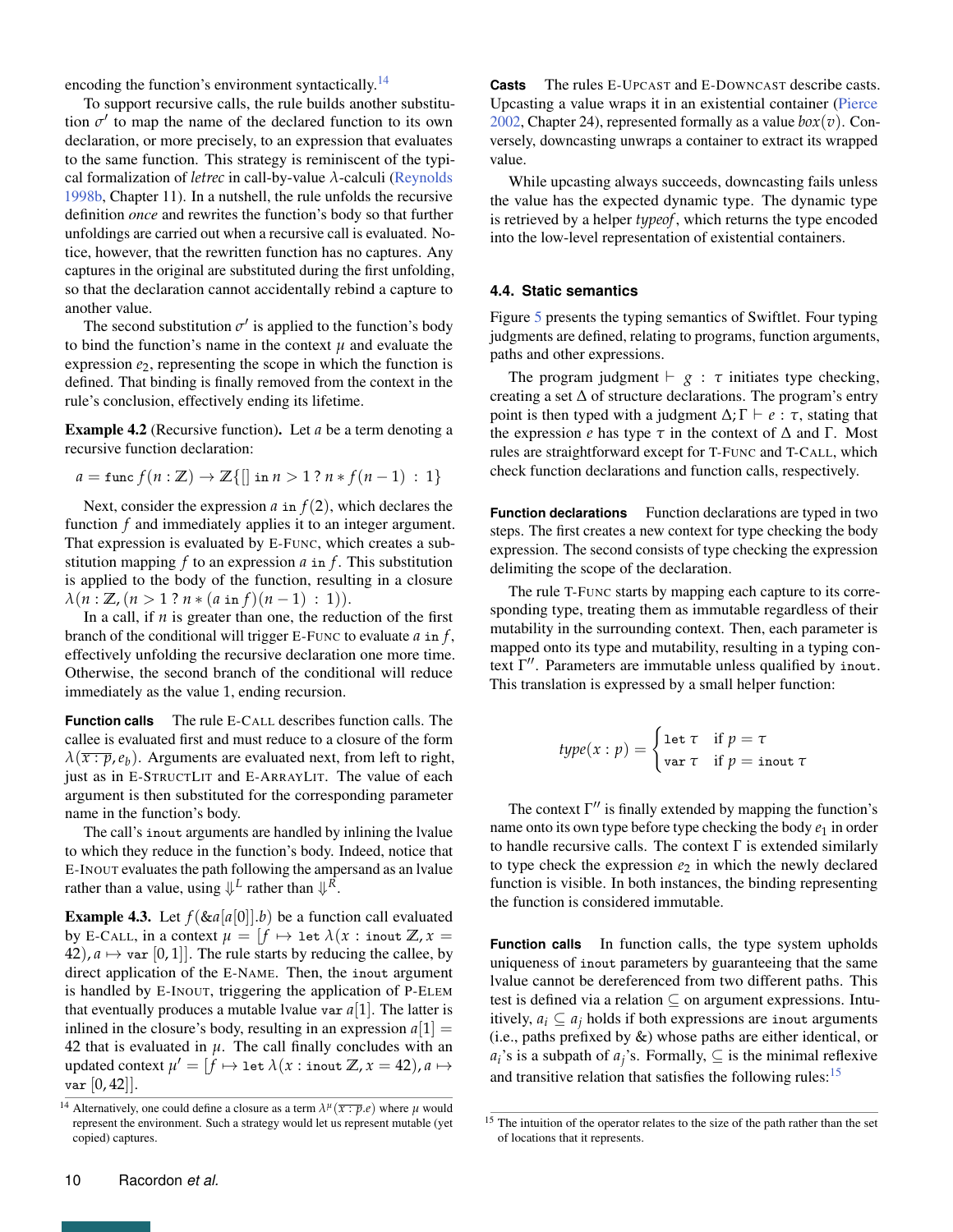encoding the function's environment syntactically.[14]

To support recursive calls, the rule builds another substitution $\sigma'$ to map the name of the declared function to its own declaration, or more precisely, to an expression that evaluates to the same function. This strategy is reminiscent of the typical formalization of *letrec* in call-by-value $\lambda$-calculi (Reynolds 1998b, Chapter 11). In a nutshell, the rule unfolds the recursive definition *once* and rewrites the function's body so that further unfoldings are carried out when a recursive call is evaluated. Notice, however, that the rewritten function has no captures. Any captures in the original are substituted during the first unfolding, so that the declaration cannot accidentally rebind a capture to another value.

The second substitution $\sigma'$ is applied to the function's body to bind the function's name in the context $\mu$ and evaluate the expression $e_2$, representing the scope in which the function is defined. That binding is finally removed from the context in the rule's conclusion, effectively ending its lifetime.

**Example 4.2** (Recursive function)**.** Let $a$ be a term denoting a recursive function declaration:

$$a = \texttt{func}\, f(n : \mathbb{Z}) \to \mathbb{Z}\{[]\ \texttt{in}\ n > 1\ ?\ n * f(n-1)\ :\ 1\}$$

Next, consider the expression $a$ `in` $f(2)$, which declares the function $f$ and immediately applies it to an integer argument. That expression is evaluated by E-FUNC, which creates a substitution mapping $f$ to an expression $a$ `in` $f$. This substitution is applied to the body of the function, resulting in a closure $\lambda(n : \mathbb{Z}, (n > 1\ ?\ n * (a\ \texttt{in}\ f)(n-1)\ :\ 1))$.

In a call, if $n$ is greater than one, the reduction of the first branch of the conditional will trigger E-FUNC to evaluate $a$ `in` $f$, effectively unfolding the recursive declaration one more time. Otherwise, the second branch of the conditional will reduce immediately as the value 1, ending recursion.

**Function calls** The rule E-CALL describes function calls. The callee is evaluated first and must reduce to a closure of the form $\lambda(\overline{x : p}, e_b)$. Arguments are evaluated next, from left to right, just as in E-STRUCTLIT and E-ARRAYLIT. The value of each argument is then substituted for the corresponding parameter name in the function's body.

The call's `inout` arguments are handled by inlining the lvalue to which they reduce in the function's body. Indeed, notice that E-INOUT evaluates the path following the ampersand as an lvalue rather than a value, using $\Downarrow^L$ rather than $\Downarrow^R$.

**Example 4.3.** Let $f(\&a[a[0]].b)$ be a function call evaluated by E-CALL, in a context $\mu = [f \mapsto \texttt{let}\ \lambda(x : \texttt{inout}\ \mathbb{Z}, x = 42), a \mapsto \texttt{var}\ [0, 1]]$. The rule starts by reducing the callee, by direct application of the E-NAME. Then, the `inout` argument is handled by E-INOUT, triggering the application of P-ELEM that eventually produces a mutable lvalue $\texttt{var}\ a[1]$. The latter is inlined in the closure's body, resulting in an expression $a[1] = 42$ that is evaluated in $\mu$. The call finally concludes with an updated context $\mu' = [f \mapsto \texttt{let}\ \lambda(x : \texttt{inout}\ \mathbb{Z}, x = 42), a \mapsto \texttt{var}\ [0, 42]]$.

**Casts** The rules E-UPCAST and E-DOWNCAST describe casts. Upcasting a value wraps it in an existential container (Pierce 2002, Chapter 24), represented formally as a value $box(v)$. Conversely, downcasting unwraps a container to extract its wrapped value.

While upcasting always succeeds, downcasting fails unless the value has the expected dynamic type. The dynamic type is retrieved by a helper *typeof*, which returns the type encoded into the low-level representation of existential containers.

### 4.4. Static semantics

Figure 5 presents the typing semantics of Swiftlet. Four typing judgments are defined, relating to programs, function arguments, paths and other expressions.

The program judgment $\vdash g : \tau$ initiates type checking, creating a set $\Delta$ of structure declarations. The program's entry point is then typed with a judgment $\Delta; \Gamma \vdash e : \tau$, stating that the expression $e$ has type $\tau$ in the context of $\Delta$ and $\Gamma$. Most rules are straightforward except for T-FUNC and T-CALL, which check function declarations and function calls, respectively.

**Function declarations** Function declarations are typed in two steps. The first creates a new context for type checking the body expression. The second consists of type checking the expression delimiting the scope of the declaration.

The rule T-FUNC starts by mapping each capture to its corresponding type, treating them as immutable regardless of their mutability in the surrounding context. Then, each parameter is mapped onto its type and mutability, resulting in a typing context $\Gamma''$. Parameters are immutable unless qualified by `inout`. This translation is expressed by a small helper function:

$$type(x : p) = \begin{cases} \texttt{let}\ \tau & \text{if } p = \tau \\ \texttt{var}\ \tau & \text{if } p = \texttt{inout}\ \tau \end{cases}$$

The context $\Gamma''$ is finally extended by mapping the function's name onto its own type before type checking the body $e_1$ in order to handle recursive calls. The context $\Gamma$ is extended similarly to type check the expression $e_2$ in which the newly declared function is visible. In both instances, the binding representing the function is considered immutable.

**Function calls** In function calls, the type system upholds uniqueness of `inout` parameters by guaranteeing that the same lvalue cannot be dereferenced from two different paths. This test is defined via a relation $\subseteq$ on argument expressions. Intuitively, $a_i \subseteq a_j$ holds if both expressions are `inout` arguments (i.e., paths prefixed by &) whose paths are either identical, or $a_i$'s is a subpath of $a_j$'s. Formally, $\subseteq$ is the minimal reflexive and transitive relation that satisfies the following rules:[15]

---

[14] Alternatively, one could define a closure as a term $\lambda^{\mu}(\overline{x : p}.e)$ where $\mu$ would represent the environment. Such a strategy would let us represent mutable (yet copied) captures.

[15] The intuition of the operator relates to the size of the path rather than the set of locations that it represents.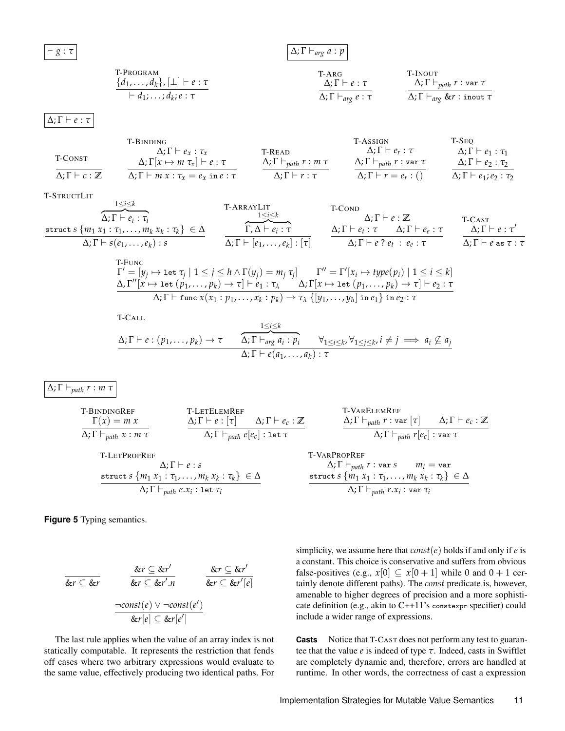$\boxed{\vdash g : \tau}$

$$\textsc{T-Program}\quad \frac{\{d_1, \dots, d_k\}, [\bot] \vdash e : \tau}{\vdash d_1; \dots; d_k; e : \tau}$$

$\boxed{\Delta; \Gamma \vdash_{arg} a : p}$

$$\textsc{T-Arg}\quad \frac{\Delta; \Gamma \vdash e : \tau}{\Delta; \Gamma \vdash_{arg} e : \tau} \qquad \textsc{T-Inout}\quad \frac{\Delta; \Gamma \vdash_{path} r : \texttt{var}\ \tau}{\Delta; \Gamma \vdash_{arg} \&r : \texttt{inout}\ \tau}$$

$\boxed{\Delta; \Gamma \vdash e : \tau}$

$$\textsc{T-Const}\quad \frac{}{\Delta; \Gamma \vdash c : \mathbb{Z}} \qquad \textsc{T-Binding}\quad \frac{\Delta; \Gamma \vdash e_x : \tau_x \qquad \Delta; \Gamma[x \mapsto m\ \tau_x] \vdash e : \tau}{\Delta; \Gamma \vdash m\ x : \tau_x = e_x \ \texttt{in}\ e : \tau}$$

$$\textsc{T-Read}\quad \frac{\Delta; \Gamma \vdash_{path} r : m\ \tau}{\Delta; \Gamma \vdash r : \tau} \qquad \textsc{T-Assign}\quad \frac{\Delta; \Gamma \vdash e_r : \tau \qquad \Delta; \Gamma \vdash_{path} r : \texttt{var}\ \tau}{\Delta; \Gamma \vdash r = e_r : ()} \qquad \textsc{T-Seq}\quad \frac{\Delta; \Gamma \vdash e_1 : \tau_1 \qquad \Delta; \Gamma \vdash e_2 : \tau_2}{\Delta; \Gamma \vdash e_1; e_2 : \tau_2}$$

$$\textsc{T-StructLit}\quad \frac{\overbrace{\Delta; \Gamma \vdash e_i : \tau_i}^{1 \le i \le k} \qquad \texttt{struct}\ s\ \{m_1\ x_1 : \tau_1, \dots, m_k\ x_k : \tau_k\} \in \Delta}{\Delta; \Gamma \vdash s(e_1, \dots, e_k) : s}$$

$$\textsc{T-ArrayLit}\quad \frac{\overbrace{\Gamma, \Delta \vdash e_i : \tau}^{1 \le i \le k}}{\Delta; \Gamma \vdash [e_1, \dots, e_k] : [\tau]} \qquad \textsc{T-Cond}\quad \frac{\Delta; \Gamma \vdash e : \mathbb{Z} \qquad \Delta; \Gamma \vdash e_t : \tau \qquad \Delta; \Gamma \vdash e_e : \tau}{\Delta; \Gamma \vdash e\ ?\ e_t\ :\ e_e : \tau} \qquad \textsc{T-Cast}\quad \frac{\Delta; \Gamma \vdash e : \tau'}{\Delta; \Gamma \vdash e\ \texttt{as}\ \tau : \tau}$$

$$\textsc{T-Func}\quad \frac{\begin{array}{c}\Gamma' = [y_j \mapsto \texttt{let}\ \tau_j \mid 1 \le j \le h \land \Gamma(y_j) = m_j\ \tau_j] \qquad \Gamma'' = \Gamma'[x_i \mapsto type(p_i) \mid 1 \le i \le k] \\ \Delta, \Gamma''[x \mapsto \texttt{let}\ (p_1, \dots, p_k) \to \tau] \vdash e_1 : \tau_\lambda \qquad \Delta; \Gamma[x \mapsto \texttt{let}\ (p_1, \dots, p_k) \to \tau] \vdash e_2 : \tau\end{array}}{\Delta; \Gamma \vdash \texttt{func}\ x(x_1 : p_1, \dots, x_k : p_k) \to \tau_\lambda\ \{[y_1, \dots, y_h]\ \texttt{in}\ e_1\}\ \texttt{in}\ e_2 : \tau}$$

$$\textsc{T-Call}\quad \frac{\Delta; \Gamma \vdash e : (p_1, \dots, p_k) \to \tau \qquad \overbrace{\Delta; \Gamma \vdash_{arg} a_i : p_i}^{1 \le i \le k} \qquad \forall_{1 \le i \le k}, \forall_{1 \le j \le k}, i \ne j \implies a_i \not\subseteq a_j}{\Delta; \Gamma \vdash e(a_1, \dots, a_k) : \tau}$$

$\boxed{\Delta; \Gamma \vdash_{path} r : m\ \tau}$

$$\textsc{T-BindingRef}\quad \frac{\Gamma(x) = m\ x}{\Delta; \Gamma \vdash_{path} x : m\ \tau} \qquad \textsc{T-LetElemRef}\quad \frac{\Delta; \Gamma \vdash e : [\tau] \qquad \Delta; \Gamma \vdash e_c : \mathbb{Z}}{\Delta; \Gamma \vdash_{path} e[e_c] : \texttt{let}\ \tau} \qquad \textsc{T-VarElemRef}\quad \frac{\Delta; \Gamma \vdash_{path} r : \texttt{var}\ [\tau] \qquad \Delta; \Gamma \vdash e_c : \mathbb{Z}}{\Delta; \Gamma \vdash_{path} r[e_c] : \texttt{var}\ \tau}$$

$$\textsc{T-LetPropRef}\quad \frac{\Delta; \Gamma \vdash e : s \qquad \texttt{struct}\ s\ \{m_1\ x_1 : \tau_1, \dots, m_k\ x_k : \tau_k\} \in \Delta}{\Delta; \Gamma \vdash_{path} e.x_i : \texttt{let}\ \tau_i}$$

$$\textsc{T-VarPropRef}\quad \frac{\Delta; \Gamma \vdash_{path} r : \texttt{var}\ s \qquad m_i = \texttt{var} \qquad \texttt{struct}\ s\ \{m_1\ x_1 : \tau_1, \dots, m_k\ x_k : \tau_k\} \in \Delta}{\Delta; \Gamma \vdash_{path} r.x_i : \texttt{var}\ \tau_i}$$

**Figure 5** Typing semantics.

$$\frac{}{\&r \subseteq \&r} \qquad \frac{\&r \subseteq \&r'}{\&r \subseteq \&r'.n} \qquad \frac{\&r \subseteq \&r'}{\&r \subseteq \&r'[e]}$$

$$\frac{\neg const(e) \lor \neg const(e')}{\&r[e] \subseteq \&r[e']}$$

The last rule applies when the value of an array index is not statically computable. It represents the restriction that fends off cases where two arbitrary expressions would evaluate to the same value, effectively producing two identical paths. For simplicity, we assume here that $const(e)$ holds if and only if $e$ is a constant. This choice is conservative and suffers from obvious false-positives (e.g., $x[0] \subseteq x[0+1]$ while 0 and $0+1$ certainly denote different paths). The *const* predicate is, however, amenable to higher degrees of precision and a more sophisticate definition (e.g., akin to C++11's `constexpr` specifier) could include a wider range of expressions.

**Casts** Notice that T-Cast does not perform any test to guarantee that the value $e$ is indeed of type $\tau$. Indeed, casts in Swiftlet are completely dynamic and, therefore, errors are handled at runtime. In other words, the correctness of cast a expression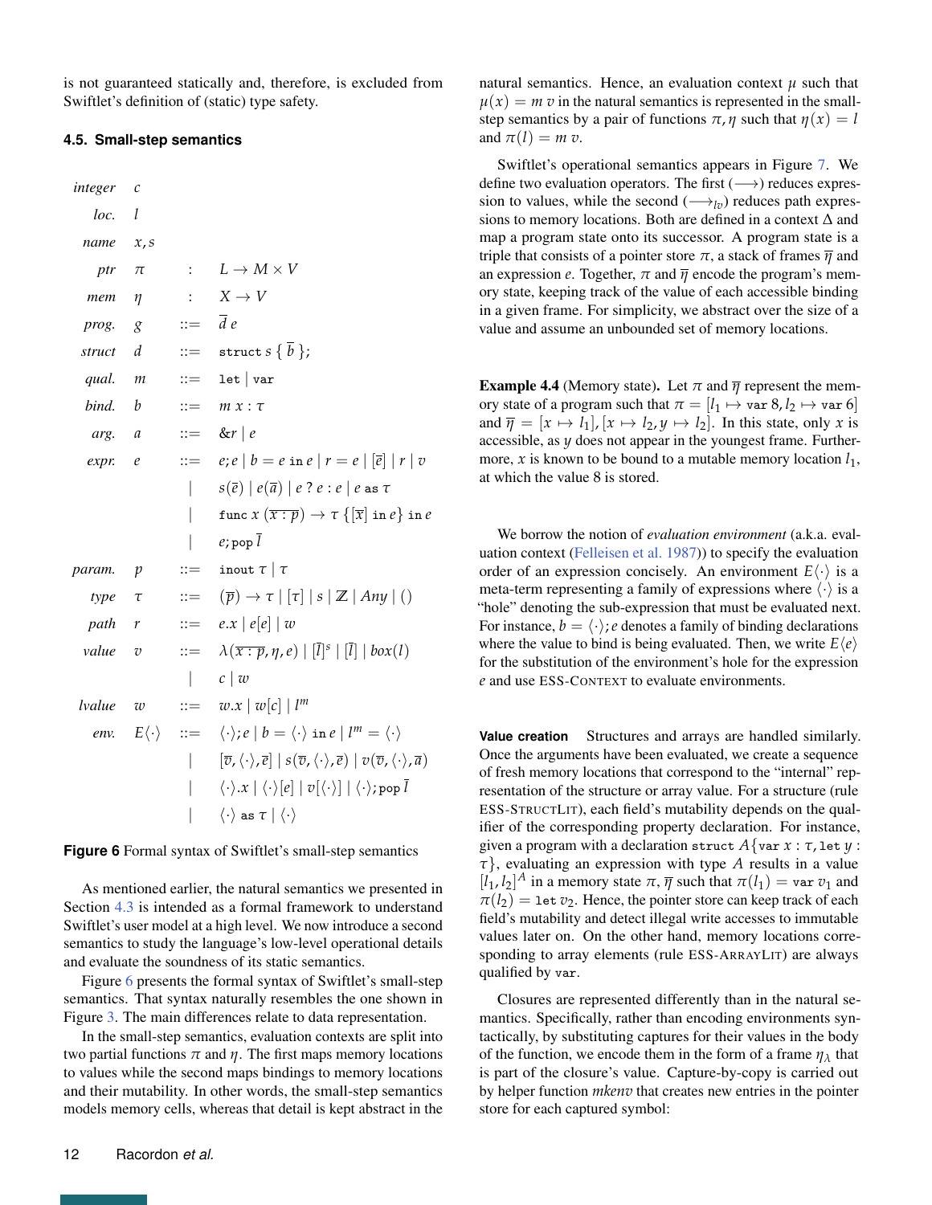is not guaranteed statically and, therefore, is excluded from Swiftlet's definition of (static) type safety.

### 4.5. Small-step semantics

$$
\begin{array}{llcl}
\textit{integer} & c & & \\
\textit{loc.} & l & & \\
\textit{name} & x, s & & \\
\textit{ptr} & \pi & : & L \to M \times V \\
\textit{mem} & \eta & : & X \to V \\
\textit{prog.} & g & ::= & \overline{d}\ e \\
\textit{struct} & d & ::= & \texttt{struct}\ s\ \{\ \overline{b}\ \}; \\
\textit{qual.} & m & ::= & \texttt{let} \mid \texttt{var} \\
\textit{bind.} & b & ::= & m\ x : \tau \\
\textit{arg.} & a & ::= & \&r \mid e \\
\textit{expr.} & e & ::= & e; e \mid b = e\ \texttt{in}\ e \mid r = e \mid [\overline{e}] \mid r \mid v \\
 & & \mid & s(\overline{e}) \mid e(\overline{a}) \mid e\ ?\ e : e \mid e\ \texttt{as}\ \tau \\
 & & \mid & \texttt{func}\ x\ (\overline{x : p}) \to \tau\ \{[\overline{x}]\ \texttt{in}\ e\}\ \texttt{in}\ e \\
 & & \mid & e; \texttt{pop}\ \overline{l} \\
\textit{param.} & p & ::= & \texttt{inout}\ \tau \mid \tau \\
\textit{type} & \tau & ::= & (\overline{p}) \to \tau \mid [\tau] \mid s \mid \mathbb{Z} \mid \textit{Any} \mid () \\
\textit{path} & r & ::= & e.x \mid e[e] \mid w \\
\textit{value} & v & ::= & \lambda(\overline{x : p}, \eta, e) \mid [\overline{l}]^s \mid [\overline{l}] \mid \textit{box}(l) \\
 & & \mid & c \mid w \\
\textit{lvalue} & w & ::= & w.x \mid w[c] \mid l^m \\
\textit{env.} & E\langle\cdot\rangle & ::= & \langle\cdot\rangle; e \mid b = \langle\cdot\rangle\ \texttt{in}\ e \mid l^m = \langle\cdot\rangle \\
 & & \mid & [\overline{v}, \langle\cdot\rangle, \overline{e}] \mid s(\overline{v}, \langle\cdot\rangle, \overline{e}) \mid v(\overline{v}, \langle\cdot\rangle, \overline{a}) \\
 & & \mid & \langle\cdot\rangle.x \mid \langle\cdot\rangle[e] \mid v[\langle\cdot\rangle] \mid \langle\cdot\rangle; \texttt{pop}\ \overline{l} \\
 & & \mid & \langle\cdot\rangle\ \texttt{as}\ \tau \mid \langle\cdot\rangle
\end{array}
$$

**Figure 6** Formal syntax of Swiftlet's small-step semantics

As mentioned earlier, the natural semantics we presented in Section 4.3 is intended as a formal framework to understand Swiftlet's user model at a high level. We now introduce a second semantics to study the language's low-level operational details and evaluate the soundness of its static semantics.

Figure 6 presents the formal syntax of Swiftlet's small-step semantics. That syntax naturally resembles the one shown in Figure 3. The main differences relate to data representation.

In the small-step semantics, evaluation contexts are split into two partial functions $\pi$ and $\eta$. The first maps memory locations to values while the second maps bindings to memory locations and their mutability. In other words, the small-step semantics models memory cells, whereas that detail is kept abstract in the natural semantics. Hence, an evaluation context $\mu$ such that $\mu(x) = m\ v$ in the natural semantics is represented in the small-step semantics by a pair of functions $\pi, \eta$ such that $\eta(x) = l$ and $\pi(l) = m\ v$.

Swiftlet's operational semantics appears in Figure 7. We define two evaluation operators. The first ($\longrightarrow$) reduces expression to values, while the second ($\longrightarrow_{lv}$) reduces path expressions to memory locations. Both are defined in a context $\Delta$ and map a program state onto its successor. A program state is a triple that consists of a pointer store $\pi$, a stack of frames $\overline{\eta}$ and an expression $e$. Together, $\pi$ and $\overline{\eta}$ encode the program's memory state, keeping track of the value of each accessible binding in a given frame. For simplicity, we abstract over the size of a value and assume an unbounded set of memory locations.

**Example 4.4** (Memory state)**.** Let $\pi$ and $\overline{\eta}$ represent the memory state of a program such that $\pi = [l_1 \mapsto \texttt{var}\ 8, l_2 \mapsto \texttt{var}\ 6]$ and $\overline{\eta} = [x \mapsto l_1], [x \mapsto l_2, y \mapsto l_2]$. In this state, only $x$ is accessible, as $y$ does not appear in the youngest frame. Furthermore, $x$ is known to be bound to a mutable memory location $l_1$, at which the value 8 is stored.

We borrow the notion of *evaluation environment* (a.k.a. evaluation context (Felleisen et al. 1987)) to specify the evaluation order of an expression concisely. An environment $E\langle\cdot\rangle$ is a meta-term representing a family of expressions where $\langle\cdot\rangle$ is a "hole" denoting the sub-expression that must be evaluated next. For instance, $b = \langle\cdot\rangle; e$ denotes a family of binding declarations where the value to bind is being evaluated. Then, we write $E\langle e\rangle$ for the substitution of the environment's hole for the expression $e$ and use ESS-CONTEXT to evaluate environments.

**Value creation** Structures and arrays are handled similarly. Once the arguments have been evaluated, we create a sequence of fresh memory locations that correspond to the "internal" representation of the structure or array value. For a structure (rule ESS-STRUCTLIT), each field's mutability depends on the qualifier of the corresponding property declaration. For instance, given a program with a declaration `struct A{var x : τ, let y : τ}`, evaluating an expression with type $A$ results in a value $[l_1, l_2]^A$ in a memory state $\pi, \overline{\eta}$ such that $\pi(l_1) = \texttt{var}\ v_1$ and $\pi(l_2) = \texttt{let}\ v_2$. Hence, the pointer store can keep track of each field's mutability and detect illegal write accesses to immutable values later on. On the other hand, memory locations corresponding to array elements (rule ESS-ARRAYLIT) are always qualified by `var`.

Closures are represented differently than in the natural semantics. Specifically, rather than encoding environments syntactically, by substituting captures for their values in the body of the function, we encode them in the form of a frame $\eta_\lambda$ that is part of the closure's value. Capture-by-copy is carried out by helper function *mkenv* that creates new entries in the pointer store for each captured symbol: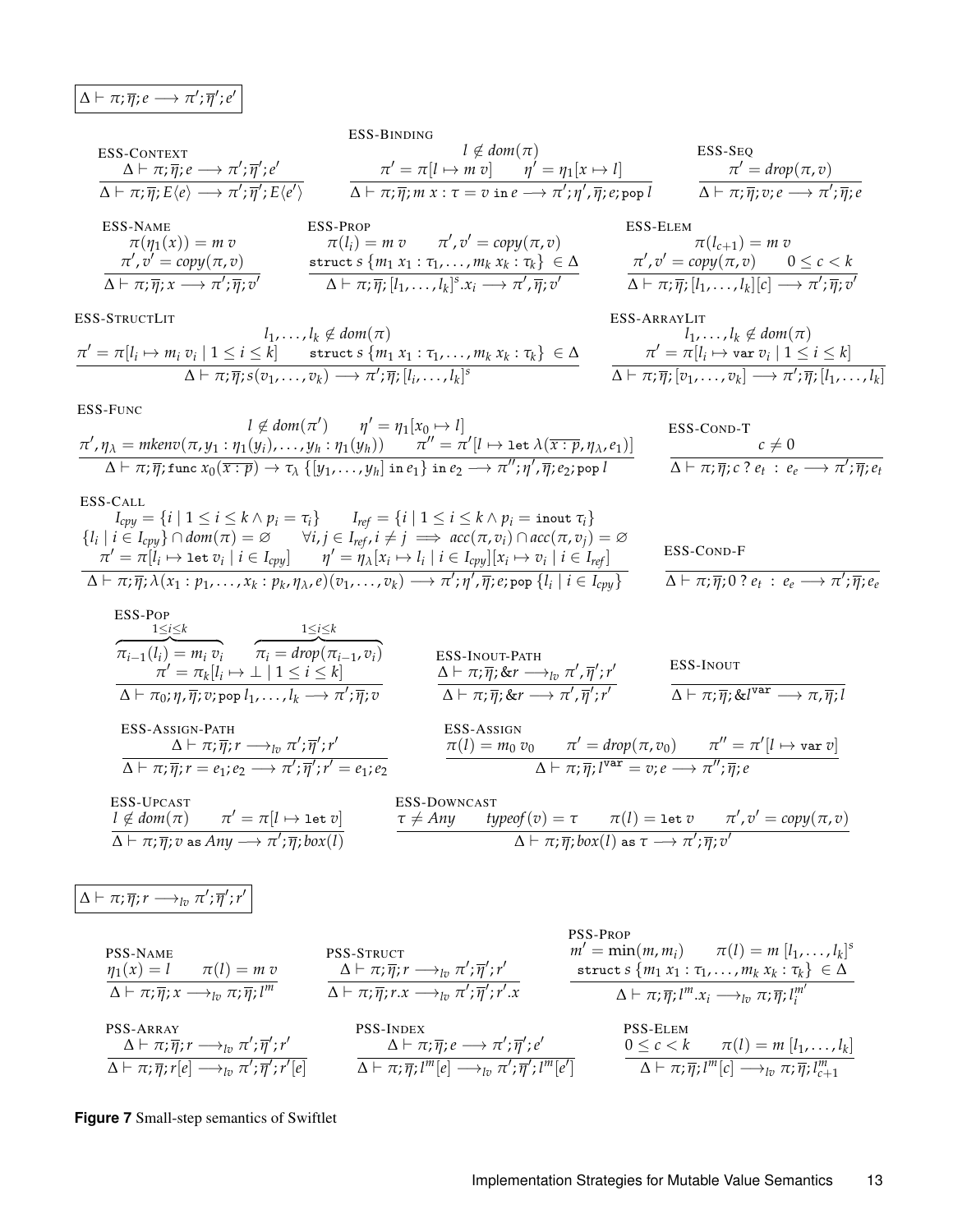$$\boxed{\Delta \vdash \pi; \overline{\eta}; e \longrightarrow \pi'; \overline{\eta}'; e'}$$

ESS-Context
$$\frac{\Delta \vdash \pi; \overline{\eta}; e \longrightarrow \pi'; \overline{\eta}'; e'}{\Delta \vdash \pi; \overline{\eta}; E\langle e \rangle \longrightarrow \pi'; \overline{\eta}'; E\langle e' \rangle}$$

ESS-Binding
$$\frac{l \notin dom(\pi) \qquad \pi' = \pi[l \mapsto m\ v] \qquad \eta' = \eta_1[x \mapsto l]}{\Delta \vdash \pi; \overline{\eta}; m\ x : \tau = v \ \texttt{in}\ e \longrightarrow \pi'; \eta', \overline{\eta}; e; \texttt{pop}\ l}$$

ESS-Seq
$$\frac{\pi' = drop(\pi, v)}{\Delta \vdash \pi; \overline{\eta}; v; e \longrightarrow \pi'; \overline{\eta}; e}$$

ESS-Name
$$\frac{\pi(\eta_1(x)) = m\ v \qquad \pi', v' = copy(\pi, v)}{\Delta \vdash \pi; \overline{\eta}; x \longrightarrow \pi'; \overline{\eta}; v'}$$

ESS-Prop
$$\frac{\pi(l_i) = m\ v \qquad \pi', v' = copy(\pi, v) \qquad \texttt{struct}\ s\ \{m_1\ x_1 : \tau_1, \ldots, m_k\ x_k : \tau_k\} \in \Delta}{\Delta \vdash \pi; \overline{\eta}; [l_1, \ldots, l_k]^s.x_i \longrightarrow \pi', \overline{\eta}; v'}$$

ESS-Elem
$$\frac{\pi(l_{c+1}) = m\ v \qquad \pi', v' = copy(\pi, v) \qquad 0 \le c < k}{\Delta \vdash \pi; \overline{\eta}; [l_1, \ldots, l_k][c] \longrightarrow \pi'; \overline{\eta}; v'}$$

ESS-StructLit
$$\frac{l_1, \ldots, l_k \notin dom(\pi) \qquad \pi' = \pi[l_i \mapsto m_i\ v_i \mid 1 \le i \le k] \qquad \texttt{struct}\ s\ \{m_1\ x_1 : \tau_1, \ldots, m_k\ x_k : \tau_k\} \in \Delta}{\Delta \vdash \pi; \overline{\eta}; s(v_1, \ldots, v_k) \longrightarrow \pi'; \overline{\eta}; [l_i, \ldots, l_k]^s}$$

ESS-ArrayLit
$$\frac{l_1, \ldots, l_k \notin dom(\pi) \qquad \pi' = \pi[l_i \mapsto \texttt{var}\ v_i \mid 1 \le i \le k]}{\Delta \vdash \pi; \overline{\eta}; [v_1, \ldots, v_k] \longrightarrow \pi'; \overline{\eta}; [l_1, \ldots, l_k]}$$

ESS-Func
$$\frac{l \notin dom(\pi') \qquad \eta' = \eta_1[x_0 \mapsto l] \qquad \pi', \eta_\lambda = mkenv(\pi, y_1 : \eta_1(y_i), \ldots, y_h : \eta_1(y_h)) \qquad \pi'' = \pi'[l \mapsto \texttt{let}\ \lambda(\overline{x : p}, \eta_\lambda, e_1)]}{\Delta \vdash \pi; \overline{\eta}; \texttt{func}\ x_0(\overline{x : p}) \to \tau_\lambda\ \{[y_1, \ldots, y_h]\ \texttt{in}\ e_1\}\ \texttt{in}\ e_2 \longrightarrow \pi''; \eta', \overline{\eta}; e_2; \texttt{pop}\ l}$$

ESS-Cond-T
$$\frac{c \neq 0}{\Delta \vdash \pi; \overline{\eta}; c\ ?\ e_t\ :\ e_e \longrightarrow \pi'; \overline{\eta}; e_t}$$

ESS-Call
$$\frac{\begin{array}{c} I_{cpy} = \{i \mid 1 \le i \le k \wedge p_i = \tau_i\} \qquad I_{ref} = \{i \mid 1 \le i \le k \wedge p_i = \texttt{inout}\ \tau_i\} \\ \{l_i \mid i \in I_{cpy}\} \cap dom(\pi) = \varnothing \qquad \forall i, j \in I_{ref}, i \neq j \implies acc(\pi, v_i) \cap acc(\pi, v_j) = \varnothing \\ \pi' = \pi[l_i \mapsto \texttt{let}\ v_i \mid i \in I_{cpy}] \qquad \eta' = \eta_\lambda[x_i \mapsto l_i \mid i \in I_{cpy}][x_i \mapsto v_i \mid i \in I_{ref}] \end{array}}{\Delta \vdash \pi; \overline{\eta}; \lambda(x_1 : p_1, \ldots, x_k : p_k, \eta_\lambda, e)(v_1, \ldots, v_k) \longrightarrow \pi'; \eta', \overline{\eta}; e; \texttt{pop}\ \{l_i \mid i \in I_{cpy}\}}$$

ESS-Cond-F
$$\frac{}{\Delta \vdash \pi; \overline{\eta}; 0\ ?\ e_t\ :\ e_e \longrightarrow \pi'; \overline{\eta}; e_e}$$

ESS-Pop
$$\frac{\overbrace{\pi_{i-1}(l_i) = m_i\ v_i}^{1 \le i \le k} \qquad \overbrace{\pi_i = drop(\pi_{i-1}, v_i)}^{1 \le i \le k} \qquad \pi' = \pi_k[l_i \mapsto \bot \mid 1 \le i \le k]}{\Delta \vdash \pi_0; \eta, \overline{\eta}; v; \texttt{pop}\ l_1, \ldots, l_k \longrightarrow \pi'; \overline{\eta}; v}$$

ESS-Inout-Path
$$\frac{\Delta \vdash \pi; \overline{\eta}; \&r \longrightarrow_{lv} \pi', \overline{\eta}'; r'}{\Delta \vdash \pi; \overline{\eta}; \&r \longrightarrow \pi', \overline{\eta}'; r'}$$

ESS-Inout
$$\frac{}{\Delta \vdash \pi; \overline{\eta}; \&l^{\texttt{var}} \longrightarrow \pi, \overline{\eta}; l}$$

ESS-Assign-Path
$$\frac{\Delta \vdash \pi; \overline{\eta}; r \longrightarrow_{lv} \pi'; \overline{\eta}'; r'}{\Delta \vdash \pi; \overline{\eta}; r = e_1; e_2 \longrightarrow \pi'; \overline{\eta}'; r' = e_1; e_2}$$

ESS-Assign
$$\frac{\pi(l) = m_0\ v_0 \qquad \pi' = drop(\pi, v_0) \qquad \pi'' = \pi'[l \mapsto \texttt{var}\ v]}{\Delta \vdash \pi; \overline{\eta}; l^{\texttt{var}} = v; e \longrightarrow \pi''; \overline{\eta}; e}$$

ESS-Upcast
$$\frac{l \notin dom(\pi) \qquad \pi' = \pi[l \mapsto \texttt{let}\ v]}{\Delta \vdash \pi; \overline{\eta}; v\ \texttt{as}\ Any \longrightarrow \pi'; \overline{\eta}; box(l)}$$

ESS-Downcast
$$\frac{\tau \neq Any \qquad typeof(v) = \tau \qquad \pi(l) = \texttt{let}\ v \qquad \pi', v' = copy(\pi, v)}{\Delta \vdash \pi; \overline{\eta}; box(l)\ \texttt{as}\ \tau \longrightarrow \pi'; \overline{\eta}; v'}$$

$$\boxed{\Delta \vdash \pi; \overline{\eta}; r \longrightarrow_{lv} \pi'; \overline{\eta}'; r'}$$

PSS-Name
$$\frac{\eta_1(x) = l \qquad \pi(l) = m\ v}{\Delta \vdash \pi; \overline{\eta}; x \longrightarrow_{lv} \pi; \overline{\eta}; l^m}$$

PSS-Struct
$$\frac{\Delta \vdash \pi; \overline{\eta}; r \longrightarrow_{lv} \pi'; \overline{\eta}'; r'}{\Delta \vdash \pi; \overline{\eta}; r.x \longrightarrow_{lv} \pi'; \overline{\eta}'; r'.x}$$

PSS-Prop
$$\frac{m' = \min(m, m_i) \qquad \pi(l) = m\ [l_1, \ldots, l_k]^s \qquad \texttt{struct}\ s\ \{m_1\ x_1 : \tau_1, \ldots, m_k\ x_k : \tau_k\} \in \Delta}{\Delta \vdash \pi; \overline{\eta}; l^m.x_i \longrightarrow_{lv} \pi; \overline{\eta}; l_i^{m'}}$$

PSS-Array
$$\frac{\Delta \vdash \pi; \overline{\eta}; r \longrightarrow_{lv} \pi'; \overline{\eta}'; r'}{\Delta \vdash \pi; \overline{\eta}; r[e] \longrightarrow_{lv} \pi'; \overline{\eta}'; r'[e]}$$

PSS-Index
$$\frac{\Delta \vdash \pi; \overline{\eta}; e \longrightarrow \pi'; \overline{\eta}'; e'}{\Delta \vdash \pi; \overline{\eta}; l^m[e] \longrightarrow_{lv} \pi'; \overline{\eta}'; l^m[e']}$$

PSS-Elem
$$\frac{0 \le c < k \qquad \pi(l) = m\ [l_1, \ldots, l_k]}{\Delta \vdash \pi; \overline{\eta}; l^m[c] \longrightarrow_{lv} \pi; \overline{\eta}; l_{c+1}^m}$$

**Figure 7** Small-step semantics of Swiftlet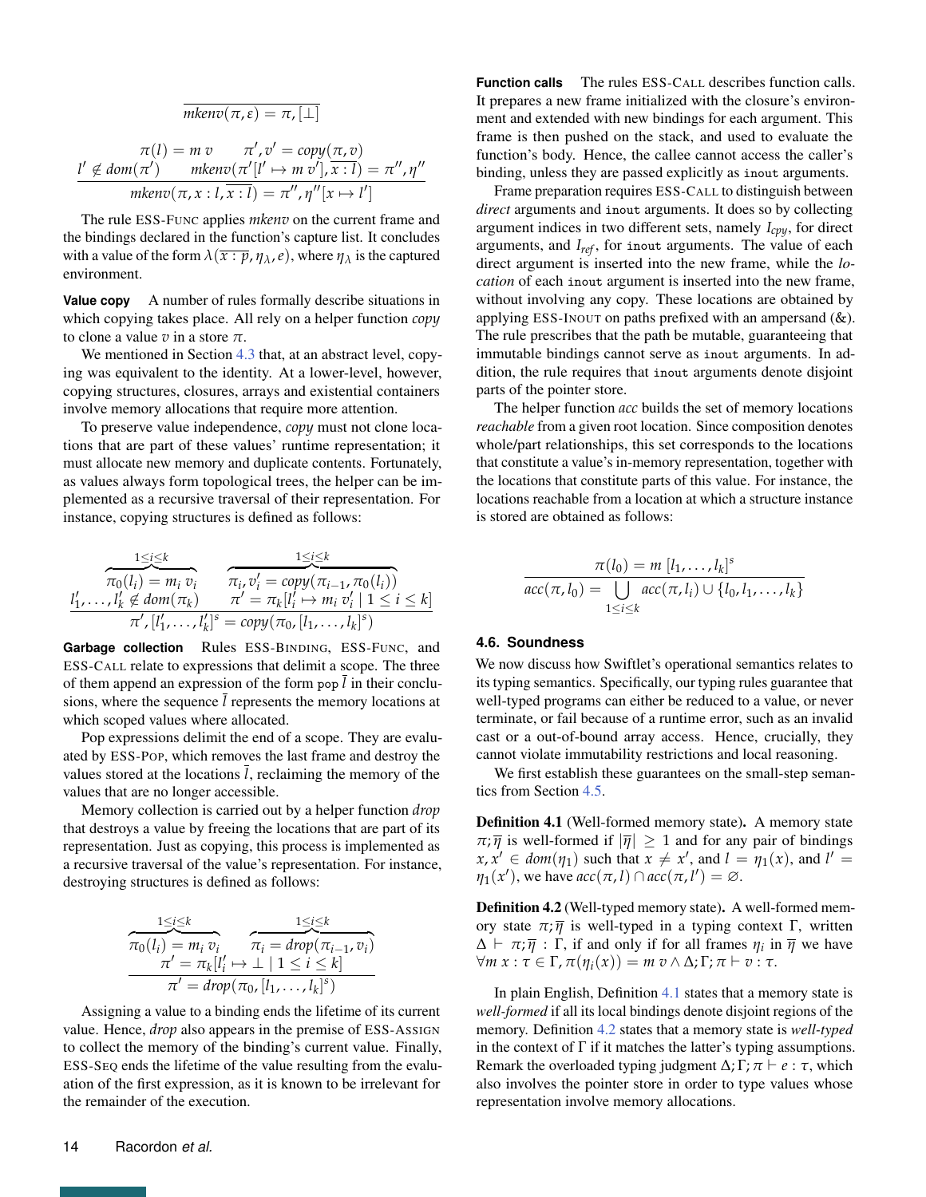$$\frac{}{mkenv(\pi, \varepsilon) = \pi, [\bot]}$$

$$\frac{\begin{array}{c}\pi(l) = m\ v \qquad \pi', v' = copy(\pi, v) \\ l' \notin dom(\pi') \qquad mkenv(\pi'[l' \mapsto m\ v'], \overline{x : l}) = \pi'', \eta''\end{array}}{mkenv(\pi, x : l, \overline{x : l}) = \pi'', \eta''[x \mapsto l']}$$

The rule ESS-FUNC applies *mkenv* on the current frame and the bindings declared in the function's capture list. It concludes with a value of the form $\lambda(\overline{x : p}, \eta_\lambda, e)$, where $\eta_\lambda$ is the captured environment.

**Value copy** A number of rules formally describe situations in which copying takes place. All rely on a helper function *copy* to clone a value $v$ in a store $\pi$.

We mentioned in Section 4.3 that, at an abstract level, copying was equivalent to the identity. At a lower-level, however, copying structures, closures, arrays and existential containers involve memory allocations that require more attention.

To preserve value independence, *copy* must not clone locations that are part of these values' runtime representation; it must allocate new memory and duplicate contents. Fortunately, as values always form topological trees, the helper can be implemented as a recursive traversal of their representation. For instance, copying structures is defined as follows:

$$\frac{\begin{array}{cc}\overbrace{\pi_0(l_i) = m_i\ v_i}^{1 \le i \le k} & \overbrace{\pi_i, v_i' = copy(\pi_{i-1}, \pi_0(l_i))}^{1 \le i \le k} \\ l_1', \ldots, l_k' \notin dom(\pi_k) & \pi' = \pi_k[l_i' \mapsto m_i\ v_i' \mid 1 \le i \le k]\end{array}}{\pi', [l_1', \ldots, l_k']^s = copy(\pi_0, [l_1, \ldots, l_k]^s)}$$

**Garbage collection** Rules ESS-BINDING, ESS-FUNC, and ESS-CALL relate to expressions that delimit a scope. The three of them append an expression of the form `pop` $\bar{l}$ in their conclusions, where the sequence $\bar{l}$ represents the memory locations at which scoped values where allocated.

Pop expressions delimit the end of a scope. They are evaluated by ESS-POP, which removes the last frame and destroy the values stored at the locations $\bar{l}$, reclaiming the memory of the values that are no longer accessible.

Memory collection is carried out by a helper function *drop* that destroys a value by freeing the locations that are part of its representation. Just as copying, this process is implemented as a recursive traversal of the value's representation. For instance, destroying structures is defined as follows:

$$\frac{\begin{array}{cc}\overbrace{\pi_0(l_i) = m_i\ v_i}^{1 \le i \le k} & \overbrace{\pi_i = drop(\pi_{i-1}, v_i)}^{1 \le i \le k} \\ \multicolumn{2}{c}{\pi' = \pi_k[l_i' \mapsto \bot \mid 1 \le i \le k]}\end{array}}{\pi' = drop(\pi_0, [l_1, \ldots, l_k]^s)}$$

Assigning a value to a binding ends the lifetime of its current value. Hence, *drop* also appears in the premise of ESS-ASSIGN to collect the memory of the binding's current value. Finally, ESS-SEQ ends the lifetime of the value resulting from the evaluation of the first expression, as it is known to be irrelevant for the remainder of the execution.

**Function calls** The rules ESS-CALL describes function calls. It prepares a new frame initialized with the closure's environment and extended with new bindings for each argument. This frame is then pushed on the stack, and used to evaluate the function's body. Hence, the callee cannot access the caller's binding, unless they are passed explicitly as `inout` arguments.

Frame preparation requires ESS-CALL to distinguish between *direct* arguments and `inout` arguments. It does so by collecting argument indices in two different sets, namely $I_{cpy}$, for direct arguments, and $I_{ref}$, for `inout` arguments. The value of each direct argument is inserted into the new frame, while the *location* of each `inout` argument is inserted into the new frame, without involving any copy. These locations are obtained by applying ESS-INOUT on paths prefixed with an ampersand (&). The rule prescribes that the path be mutable, guaranteeing that immutable bindings cannot serve as `inout` arguments. In addition, the rule requires that `inout` arguments denote disjoint parts of the pointer store.

The helper function *acc* builds the set of memory locations *reachable* from a given root location. Since composition denotes whole/part relationships, this set corresponds to the locations that constitute a value's in-memory representation, together with the locations that constitute parts of this value. For instance, the locations reachable from a location at which a structure instance is stored are obtained as follows:

$$\frac{\pi(l_0) = m\ [l_1, \ldots, l_k]^s}{acc(\pi, l_0) = \bigcup\limits_{1 \le i \le k} acc(\pi, l_i) \cup \{l_0, l_1, \ldots, l_k\}}$$

### 4.6. Soundness

We now discuss how Swiftlet's operational semantics relates to its typing semantics. Specifically, our typing rules guarantee that well-typed programs can either be reduced to a value, or never terminate, or fail because of a runtime error, such as an invalid cast or a out-of-bound array access. Hence, crucially, they cannot violate immutability restrictions and local reasoning.

We first establish these guarantees on the small-step semantics from Section 4.5.

**Definition 4.1** (Well-formed memory state)**.** A memory state $\pi; \overline{\eta}$ is well-formed if $|\overline{\eta}| \ge 1$ and for any pair of bindings $x, x' \in dom(\eta_1)$ such that $x \ne x'$, and $l = \eta_1(x)$, and $l' = \eta_1(x')$, we have $acc(\pi, l) \cap acc(\pi, l') = \varnothing$.

**Definition 4.2** (Well-typed memory state)**.** A well-formed memory state $\pi; \overline{\eta}$ is well-typed in a typing context $\Gamma$, written $\Delta \vdash \pi; \overline{\eta} : \Gamma$, if and only if for all frames $\eta_i$ in $\overline{\eta}$ we have $\forall m\ x : \tau \in \Gamma, \pi(\eta_i(x)) = m\ v \wedge \Delta; \Gamma; \pi \vdash v : \tau$.

In plain English, Definition 4.1 states that a memory state is *well-formed* if all its local bindings denote disjoint regions of the memory. Definition 4.2 states that a memory state is *well-typed* in the context of $\Gamma$ if it matches the latter's typing assumptions. Remark the overloaded typing judgment $\Delta; \Gamma; \pi \vdash e : \tau$, which also involves the pointer store in order to type values whose representation involve memory allocations.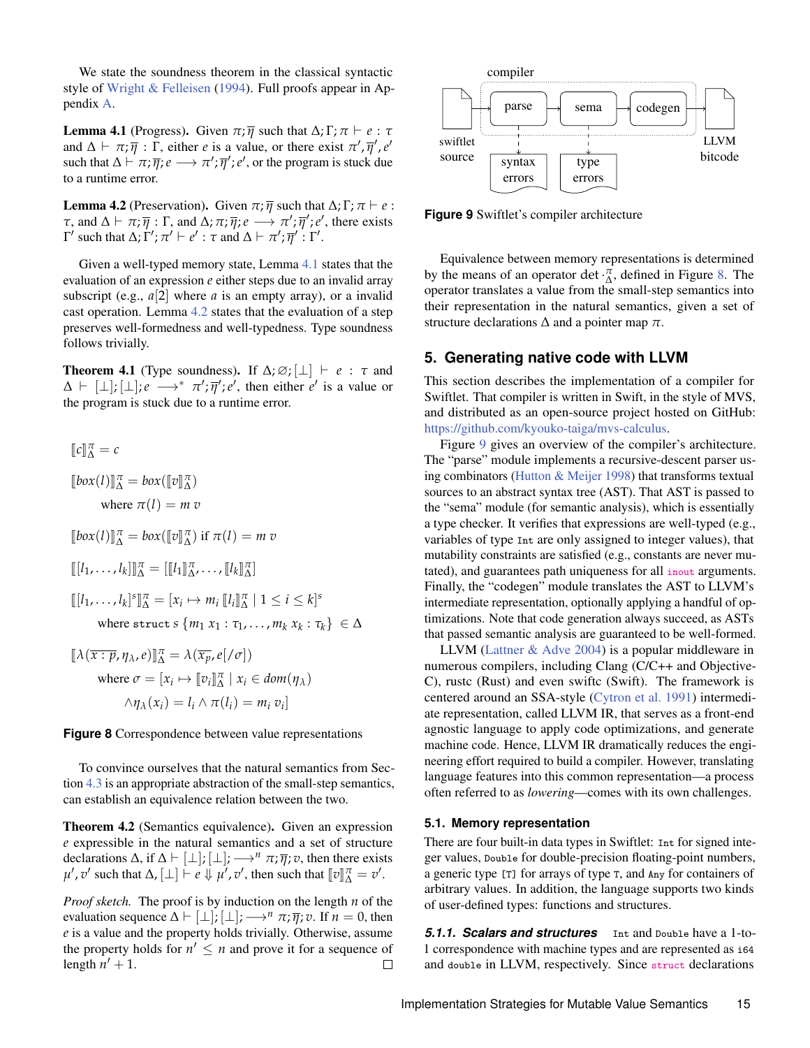We state the soundness theorem in the classical syntactic style of Wright & Felleisen (1994). Full proofs appear in Appendix A.

**Lemma 4.1** (Progress). Given $\pi;\overline{\eta}$ such that $\Delta;\Gamma;\pi \vdash e : \tau$ and $\Delta \vdash \pi;\overline{\eta} : \Gamma$, either $e$ is a value, or there exist $\pi', \overline{\eta}', e'$ such that $\Delta \vdash \pi;\overline{\eta};e \longrightarrow \pi';\overline{\eta}';e'$, or the program is stuck due to a runtime error.

**Lemma 4.2** (Preservation). Given $\pi;\overline{\eta}$ such that $\Delta;\Gamma;\pi \vdash e : \tau$, and $\Delta \vdash \pi;\overline{\eta} : \Gamma$, and $\Delta;\pi;\overline{\eta};e \longrightarrow \pi';\overline{\eta}';e'$, there exists $\Gamma'$ such that $\Delta;\Gamma';\pi' \vdash e' : \tau$ and $\Delta \vdash \pi';\overline{\eta}' : \Gamma'$.

Given a well-typed memory state, Lemma 4.1 states that the evaluation of an expression $e$ either steps due to an invalid array subscript (e.g., $a[2]$ where $a$ is an empty array), or a invalid cast operation. Lemma 4.2 states that the evaluation of a step preserves well-formedness and well-typedness. Type soundness follows trivially.

**Theorem 4.1** (Type soundness). If $\Delta;\varnothing;[\bot] \vdash e : \tau$ and $\Delta \vdash [\bot];[\bot];e \longrightarrow^{*} \pi';\overline{\eta}';e'$, then either $e'$ is a value or the program is stuck due to a runtime error.

$$[\![c]\!]^{\pi}_{\Delta} = c$$

$$[\![box(l)]\!]^{\pi}_{\Delta} = box([\![v]\!]^{\pi}_{\Delta}) \quad \text{where } \pi(l) = m\ v$$

$$[\![box(l)]\!]^{\pi}_{\Delta} = box([\![v]\!]^{\pi}_{\Delta}) \text{ if } \pi(l) = m\ v$$

$$[\![[l_1,\dots,l_k]]\!]^{\pi}_{\Delta} = [[\![l_1]\!]^{\pi}_{\Delta},\dots,[\![l_k]\!]^{\pi}_{\Delta}]$$

$$[\![[l_1,\dots,l_k]^{s}]\!]^{\pi}_{\Delta} = [x_i \mapsto m_i\ [\![l_i]\!]^{\pi}_{\Delta} \mid 1 \le i \le k]^{s}$$
$$\text{where } \texttt{struct}\ s\ \{m_1\ x_1 : \tau_1,\dots,m_k\ x_k : \tau_k\} \in \Delta$$

$$[\![\lambda(\overline{x:p},\eta_\lambda,e)]\!]^{\pi}_{\Delta} = \lambda(\overline{x_p}, e[/\sigma])$$
$$\text{where } \sigma = [x_i \mapsto [\![v_i]\!]^{\pi}_{\Delta} \mid x_i \in dom(\eta_\lambda) \wedge \eta_\lambda(x_i) = l_i \wedge \pi(l_i) = m_i\ v_i]$$

**Figure 8** Correspondence between value representations

To convince ourselves that the natural semantics from Section 4.3 is an appropriate abstraction of the small-step semantics, can establish an equivalence relation between the two.

**Theorem 4.2** (Semantics equivalence). Given an expression $e$ expressible in the natural semantics and a set of structure declarations $\Delta$, if $\Delta \vdash [\bot];[\bot]; \longrightarrow^{n} \pi;\overline{\eta};v$, then there exists $\mu', v'$ such that $\Delta,[\bot] \vdash e \Downarrow \mu', v'$, then such that $[\![v]\!]^{\pi}_{\Delta} = v'$.

*Proof sketch.* The proof is by induction on the length $n$ of the evaluation sequence $\Delta \vdash [\bot];[\bot]; \longrightarrow^{n} \pi;\overline{\eta};v$. If $n = 0$, then $e$ is a value and the property holds trivially. Otherwise, assume the property holds for $n' \le n$ and prove it for a sequence of length $n'+1$. □

compiler: swiftlet source → parse → sema → codegen → LLVM bitcode; parse → syntax errors; sema → type errors

**Figure 9** Swiftlet's compiler architecture

Equivalence between memory representations is determined by the means of an operator det $\cdot^{\pi}_{\Delta}$, defined in Figure 8. The operator translates a value from the small-step semantics into their representation in the natural semantics, given a set of structure declarations $\Delta$ and a pointer map $\pi$.

## 5. Generating native code with LLVM

This section describes the implementation of a compiler for Swiftlet. That compiler is written in Swift, in the style of MVS, and distributed as an open-source project hosted on GitHub: https://github.com/kyouko-taiga/mvs-calculus.

Figure 9 gives an overview of the compiler's architecture. The "parse" module implements a recursive-descent parser using combinators (Hutton & Meijer 1998) that transforms textual sources to an abstract syntax tree (AST). That AST is passed to the "sema" module (for semantic analysis), which is essentially a type checker. It verifies that expressions are well-typed (e.g., variables of type `Int` are only assigned to integer values), that mutability constraints are satisfied (e.g., constants are never mutated), and guarantees path uniqueness for all `inout` arguments. Finally, the "codegen" module translates the AST to LLVM's intermediate representation, optionally applying a handful of optimizations. Note that code generation always succeed, as ASTs that passed semantic analysis are guaranteed to be well-formed.

LLVM (Lattner & Adve 2004) is a popular middleware in numerous compilers, including Clang (C/C++ and Objective-C), rustc (Rust) and even swiftc (Swift). The framework is centered around an SSA-style (Cytron et al. 1991) intermediate representation, called LLVM IR, that serves as a front-end agnostic language to apply code optimizations, and generate machine code. Hence, LLVM IR dramatically reduces the engineering effort required to build a compiler. However, translating language features into this common representation—a process often referred to as *lowering*—comes with its own challenges.

### 5.1. Memory representation

There are four built-in data types in Swiftlet: `Int` for signed integer values, `Double` for double-precision floating-point numbers, a generic type `[T]` for arrays of type `T`, and `Any` for containers of arbitrary values. In addition, the language supports two kinds of user-defined types: functions and structures.

#### *5.1.1. Scalars and structures*

`Int` and `Double` have a 1-to-1 correspondence with machine types and are represented as `i64` and `double` in LLVM, respectively. Since `struct` declarations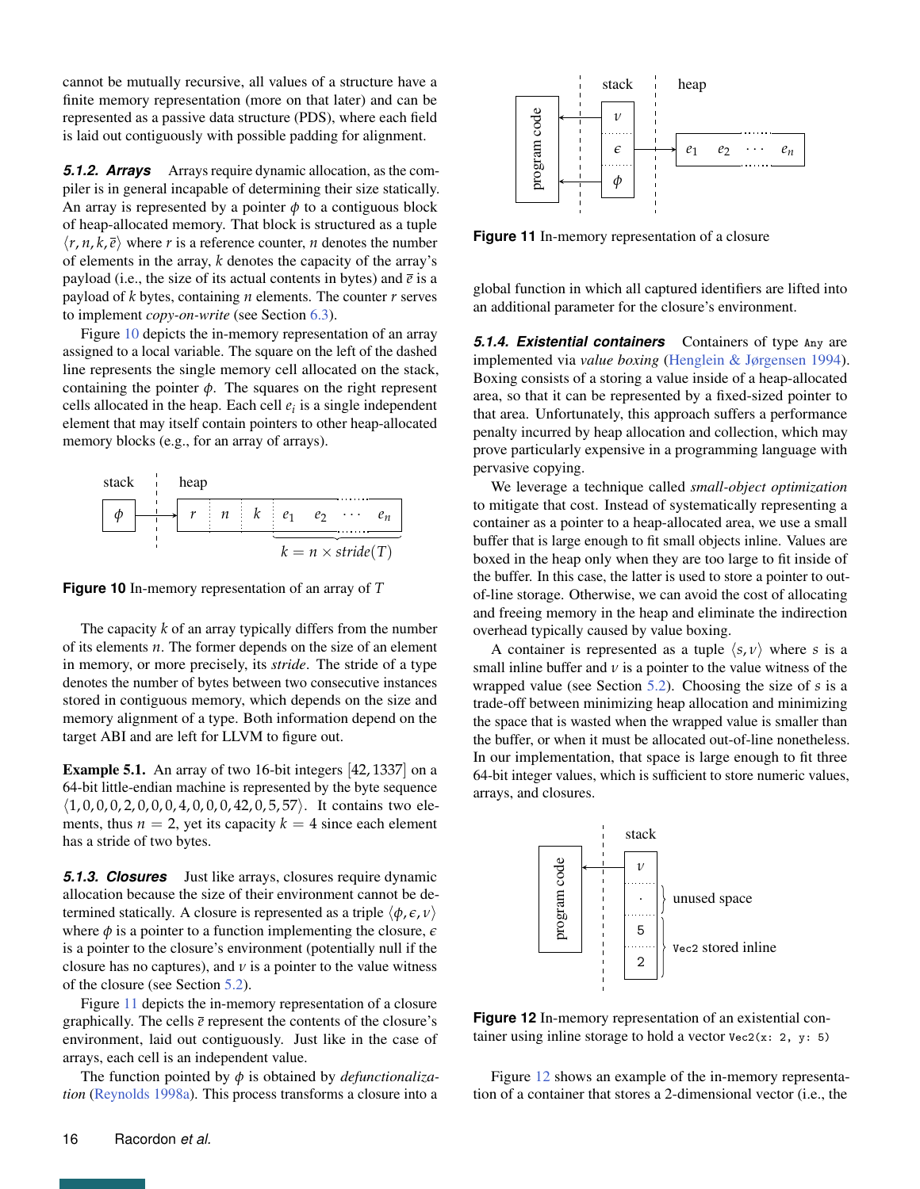cannot be mutually recursive, all values of a structure have a finite memory representation (more on that later) and can be represented as a passive data structure (PDS), where each field is laid out contiguously with possible padding for alignment.

#### 5.1.2. Arrays

Arrays require dynamic allocation, as the compiler is in general incapable of determining their size statically. An array is represented by a pointer $\phi$ to a contiguous block of heap-allocated memory. That block is structured as a tuple $\langle r, n, k, \bar{e} \rangle$ where $r$ is a reference counter, $n$ denotes the number of elements in the array, $k$ denotes the capacity of the array's payload (i.e., the size of its actual contents in bytes) and $\bar{e}$ is a payload of $k$ bytes, containing $n$ elements. The counter $r$ serves to implement *copy-on-write* (see Section 6.3).

Figure 10 depicts the in-memory representation of an array assigned to a local variable. The square on the left of the dashed line represents the single memory cell allocated on the stack, containing the pointer $\phi$. The squares on the right represent cells allocated in the heap. Each cell $e_i$ is a single independent element that may itself contain pointers to other heap-allocated memory blocks (e.g., for an array of arrays).

**Figure 10** In-memory representation of an array of $T$

The capacity $k$ of an array typically differs from the number of its elements $n$. The former depends on the size of an element in memory, or more precisely, its *stride*. The stride of a type denotes the number of bytes between two consecutive instances stored in contiguous memory, which depends on the size and memory alignment of a type. Both information depend on the target ABI and are left for LLVM to figure out.

**Example 5.1.** An array of two 16-bit integers $[42, 1337]$ on a 64-bit little-endian machine is represented by the byte sequence $\langle 1, 0, 0, 0, 2, 0, 0, 0, 4, 0, 0, 0, 42, 0, 5, 57 \rangle$. It contains two elements, thus $n = 2$, yet its capacity $k = 4$ since each element has a stride of two bytes.

#### 5.1.3. Closures

Just like arrays, closures require dynamic allocation because the size of their environment cannot be determined statically. A closure is represented as a triple $\langle \phi, \epsilon, \nu \rangle$ where $\phi$ is a pointer to a function implementing the closure, $\epsilon$ is a pointer to the closure's environment (potentially null if the closure has no captures), and $\nu$ is a pointer to the value witness of the closure (see Section 5.2).

Figure 11 depicts the in-memory representation of a closure graphically. The cells $\bar{e}$ represent the contents of the closure's environment, laid out contiguously. Just like in the case of arrays, each cell is an independent value.

The function pointed by $\phi$ is obtained by *defunctionalization* (Reynolds 1998a). This process transforms a closure into a global function in which all captured identifiers are lifted into an additional parameter for the closure's environment.

**Figure 11** In-memory representation of a closure

#### 5.1.4. Existential containers

Containers of type `Any` are implemented via *value boxing* (Henglein & Jørgensen 1994). Boxing consists of a storing a value inside of a heap-allocated area, so that it can be represented by a fixed-sized pointer to that area. Unfortunately, this approach suffers a performance penalty incurred by heap allocation and collection, which may prove particularly expensive in a programming language with pervasive copying.

We leverage a technique called *small-object optimization* to mitigate that cost. Instead of systematically representing a container as a pointer to a heap-allocated area, we use a small buffer that is large enough to fit small objects inline. Values are boxed in the heap only when they are too large to fit inside of the buffer. In this case, the latter is used to store a pointer to out-of-line storage. Otherwise, we can avoid the cost of allocating and freeing memory in the heap and eliminate the indirection overhead typically caused by value boxing.

A container is represented as a tuple $\langle s, \nu \rangle$ where $s$ is a small inline buffer and $\nu$ is a pointer to the value witness of the wrapped value (see Section 5.2). Choosing the size of $s$ is a trade-off between minimizing heap allocation and minimizing the space that is wasted when the wrapped value is smaller than the buffer, or when it must be allocated out-of-line nonetheless. In our implementation, that space is large enough to fit three 64-bit integer values, which is sufficient to store numeric values, arrays, and closures.

**Figure 12** In-memory representation of an existential container using inline storage to hold a vector `Vec2(x: 2, y: 5)`

Figure 12 shows an example of the in-memory representation of a container that stores a 2-dimensional vector (i.e., the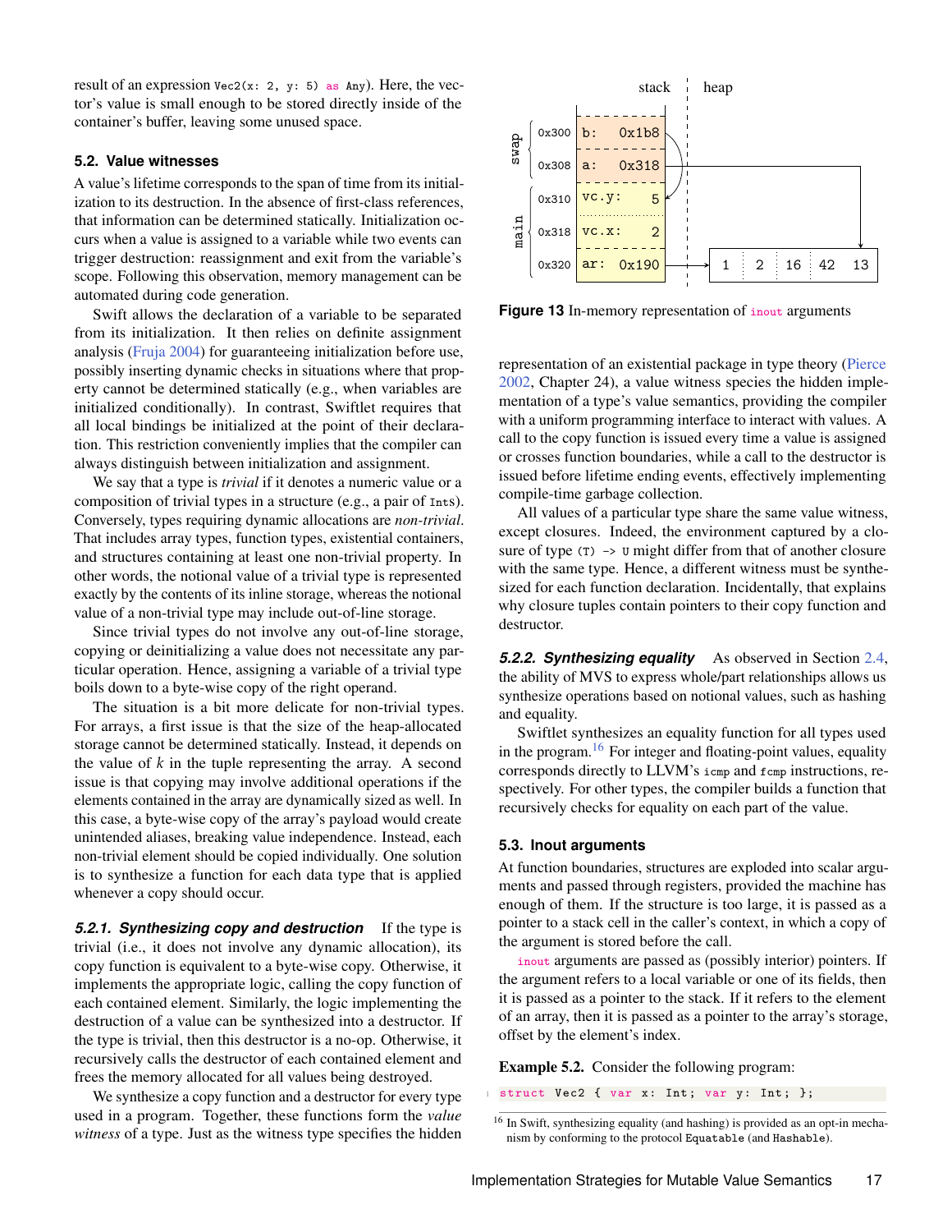result of an expression `Vec2(x: 2, y: 5) as Any`). Here, the vector's value is small enough to be stored directly inside of the container's buffer, leaving some unused space.

### 5.2. Value witnesses

A value's lifetime corresponds to the span of time from its initialization to its destruction. In the absence of first-class references, that information can be determined statically. Initialization occurs when a value is assigned to a variable while two events can trigger destruction: reassignment and exit from the variable's scope. Following this observation, memory management can be automated during code generation.

Swift allows the declaration of a variable to be separated from its initialization. It then relies on definite assignment analysis (Fruja 2004) for guaranteeing initialization before use, possibly inserting dynamic checks in situations where that property cannot be determined statically (e.g., when variables are initialized conditionally). In contrast, Swiftlet requires that all local bindings be initialized at the point of their declaration. This restriction conveniently implies that the compiler can always distinguish between initialization and assignment.

We say that a type is *trivial* if it denotes a numeric value or a composition of trivial types in a structure (e.g., a pair of `Int`s). Conversely, types requiring dynamic allocations are *non-trivial*. That includes array types, function types, existential containers, and structures containing at least one non-trivial property. In other words, the notional value of a trivial type is represented exactly by the contents of its inline storage, whereas the notional value of a non-trivial type may include out-of-line storage.

Since trivial types do not involve any out-of-line storage, copying or deinitializing a value does not necessitate any particular operation. Hence, assigning a variable of a trivial type boils down to a byte-wise copy of the right operand.

The situation is a bit more delicate for non-trivial types. For arrays, a first issue is that the size of the heap-allocated storage cannot be determined statically. Instead, it depends on the value of $k$ in the tuple representing the array. A second issue is that copying may involve additional operations if the elements contained in the array are dynamically sized as well. In this case, a byte-wise copy of the array's payload would create unintended aliases, breaking value independence. Instead, each non-trivial element should be copied individually. One solution is to synthesize a function for each data type that is applied whenever a copy should occur.

#### 5.2.1. Synthesizing copy and destruction

If the type is trivial (i.e., it does not involve any dynamic allocation), its copy function is equivalent to a byte-wise copy. Otherwise, it implements the appropriate logic, calling the copy function of each contained element. Similarly, the logic implementing the destruction of a value can be synthesized into a destructor. If the type is trivial, then this destructor is a no-op. Otherwise, it recursively calls the destructor of each contained element and frees the memory allocated for all values being destroyed.

We synthesize a copy function and a destructor for every type used in a program. Together, these functions form the *value witness* of a type. Just as the witness type specifies the hidden representation of an existential package in type theory (Pierce 2002, Chapter 24), a value witness species the hidden implementation of a type's value semantics, providing the compiler with a uniform programming interface to interact with values. A call to the copy function is issued every time a value is assigned or crosses function boundaries, while a call to the destructor is issued before lifetime ending events, effectively implementing compile-time garbage collection.

All values of a particular type share the same value witness, except closures. Indeed, the environment captured by a closure of type `(T) -> U` might differ from that of another closure with the same type. Hence, a different witness must be synthesized for each function declaration. Incidentally, that explains why closure tuples contain pointers to their copy function and destructor.

#### 5.2.2. Synthesizing equality

As observed in Section 2.4, the ability of MVS to express whole/part relationships allows us synthesize operations based on notional values, such as hashing and equality.

Swiftlet synthesizes an equality function for all types used in the program.[16] For integer and floating-point values, equality corresponds directly to LLVM's `icmp` and `fcmp` instructions, respectively. For other types, the compiler builds a function that recursively checks for equality on each part of the value.

**Figure 13** In-memory representation of `inout` arguments

### 5.3. Inout arguments

At function boundaries, structures are exploded into scalar arguments and passed through registers, provided the machine has enough of them. If the structure is too large, it is passed as a pointer to a stack cell in the caller's context, in which a copy of the argument is stored before the call.

`inout` arguments are passed as (possibly interior) pointers. If the argument refers to a local variable or one of its fields, then it is passed as a pointer to the stack. If it refers to the element of an array, then it is passed as a pointer to the array's storage, offset by the element's index.

**Example 5.2.** Consider the following program:

```
struct Vec2 { var x: Int; var y: Int; };
```

[16] In Swift, synthesizing equality (and hashing) is provided as an opt-in mechanism by conforming to the protocol `Equatable` (and `Hashable`).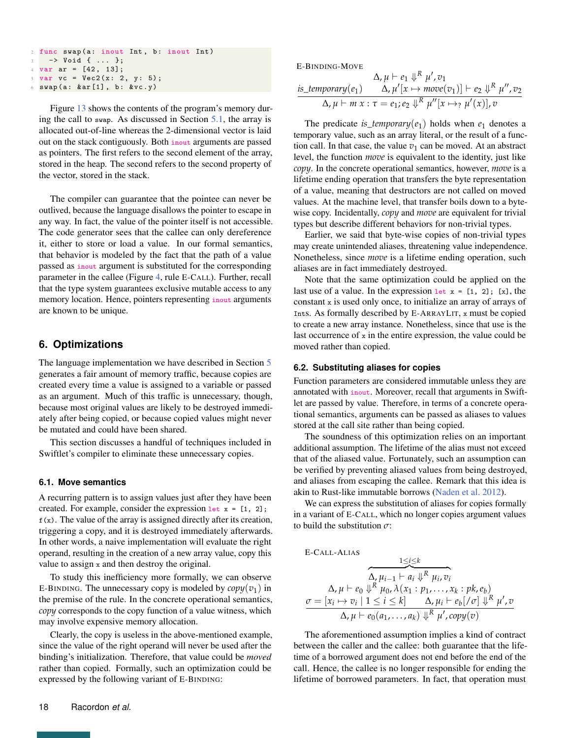```
func swap(a: inout Int, b: inout Int)
  -> Void { ... };
var ar = [42, 13];
var vc = Vec2(x: 2, y: 5);
swap(a: &ar[1], b: &vc.y)
```

Figure 13 shows the contents of the program's memory during the call to `swap`. As discussed in Section 5.1, the array is allocated out-of-line whereas the 2-dimensional vector is laid out on the stack contiguously. Both `inout` arguments are passed as pointers. The first refers to the second element of the array, stored in the heap. The second refers to the second property of the vector, stored in the stack.

The compiler can guarantee that the pointee can never be outlived, because the language disallows the pointer to escape in any way. In fact, the value of the pointer itself is not accessible. The code generator sees that the callee can only dereference it, either to store or load a value. In our formal semantics, that behavior is modeled by the fact that the path of a value passed as `inout` argument is substituted for the corresponding parameter in the callee (Figure 4, rule E-CALL). Further, recall that the type system guarantees exclusive mutable access to any memory location. Hence, pointers representing `inout` arguments are known to be unique.

## 6. Optimizations

The language implementation we have described in Section 5 generates a fair amount of memory traffic, because copies are created every time a value is assigned to a variable or passed as an argument. Much of this traffic is unnecessary, though, because most original values are likely to be destroyed immediately after being copied, or because copied values might never be mutated and could have been shared.

This section discusses a handful of techniques included in Swiftlet's compiler to eliminate these unnecessary copies.

### 6.1. Move semantics

A recurring pattern is to assign values just after they have been created. For example, consider the expression `let x = [1, 2]; f(x)`. The value of the array is assigned directly after its creation, triggering a copy, and it is destroyed immediately afterwards. In other words, a naive implementation will evaluate the right operand, resulting in the creation of a new array value, copy this value to assign `x` and then destroy the original.

To study this inefficiency more formally, we can observe E-BINDING. The unnecessary copy is modeled by $copy(v_1)$ in the premise of the rule. In the concrete operational semantics, *copy* corresponds to the copy function of a value witness, which may involve expensive memory allocation.

Clearly, the copy is useless in the above-mentioned example, since the value of the right operand will never be used after the binding's initialization. Therefore, that value could be *moved* rather than copied. Formally, such an optimization could be expressed by the following variant of E-BINDING:

E-BINDING-MOVE

$$\frac{is\_temporary(e_1) \qquad \begin{array}{c}\Delta, \mu \vdash e_1 \Downarrow^R \mu', v_1 \\ \Delta, \mu'[x \mapsto move(v_1)] \vdash e_2 \Downarrow^R \mu'', v_2\end{array}}{\Delta, \mu \vdash m\ x : \tau = e_1; e_2 \Downarrow^R \mu''[x \mapsto_? \mu'(x)], v}$$

The predicate $is\_temporary(e_1)$ holds when $e_1$ denotes a temporary value, such as an array literal, or the result of a function call. In that case, the value $v_1$ can be moved. At an abstract level, the function *move* is equivalent to the identity, just like *copy*. In the concrete operational semantics, however, *move* is a lifetime ending operation that transfers the byte representation of a value, meaning that destructors are not called on moved values. At the machine level, that transfer boils down to a byte-wise copy. Incidentally, *copy* and *move* are equivalent for trivial types but describe different behaviors for non-trivial types.

Earlier, we said that byte-wise copies of non-trivial types may create unintended aliases, threatening value independence. Nonetheless, since *move* is a lifetime ending operation, such aliases are in fact immediately destroyed.

Note that the same optimization could be applied on the last use of a value. In the expression `let x = [1, 2]; [x]`, the constant `x` is used only once, to initialize an array of arrays of `Int`s. As formally described by E-ARRAYLIT, `x` must be copied to create a new array instance. Nonetheless, since that use is the last occurrence of `x` in the entire expression, the value could be moved rather than copied.

### 6.2. Substituting aliases for copies

Function parameters are considered immutable unless they are annotated with `inout`. Moreover, recall that arguments in Swiftlet are passed by value. Therefore, in terms of a concrete operational semantics, arguments can be passed as aliases to values stored at the call site rather than being copied.

The soundness of this optimization relies on an important additional assumption. The lifetime of the alias must not exceed that of the aliased value. Fortunately, such an assumption can be verified by preventing aliased values from being destroyed, and aliases from escaping the callee. Remark that this idea is akin to Rust-like immutable borrows (Naden et al. 2012).

We can express the substitution of aliases for copies formally in a variant of E-CALL, which no longer copies argument values to build the substitution $\sigma$:

E-CALL-ALIAS

$$\frac{\begin{array}{c}\overbrace{\Delta, \mu_{i-1} \vdash a_i \Downarrow^R \mu_i, v_i}^{1 \le i \le k} \\ \Delta, \mu \vdash e_0 \Downarrow^R \mu_0, \lambda(x_1 : p_1, \ldots, x_k : pk, e_b) \\ \sigma = [x_i \mapsto v_i \mid 1 \le i \le k] \qquad \Delta, \mu_i \vdash e_b[/\sigma] \Downarrow^R \mu', v\end{array}}{\Delta, \mu \vdash e_0(a_1, \ldots, a_k) \Downarrow^R \mu', copy(v)}$$

The aforementioned assumption implies a kind of contract between the caller and the callee: both guarantee that the lifetime of a borrowed argument does not end before the end of the call. Hence, the callee is no longer responsible for ending the lifetime of borrowed parameters. In fact, that operation must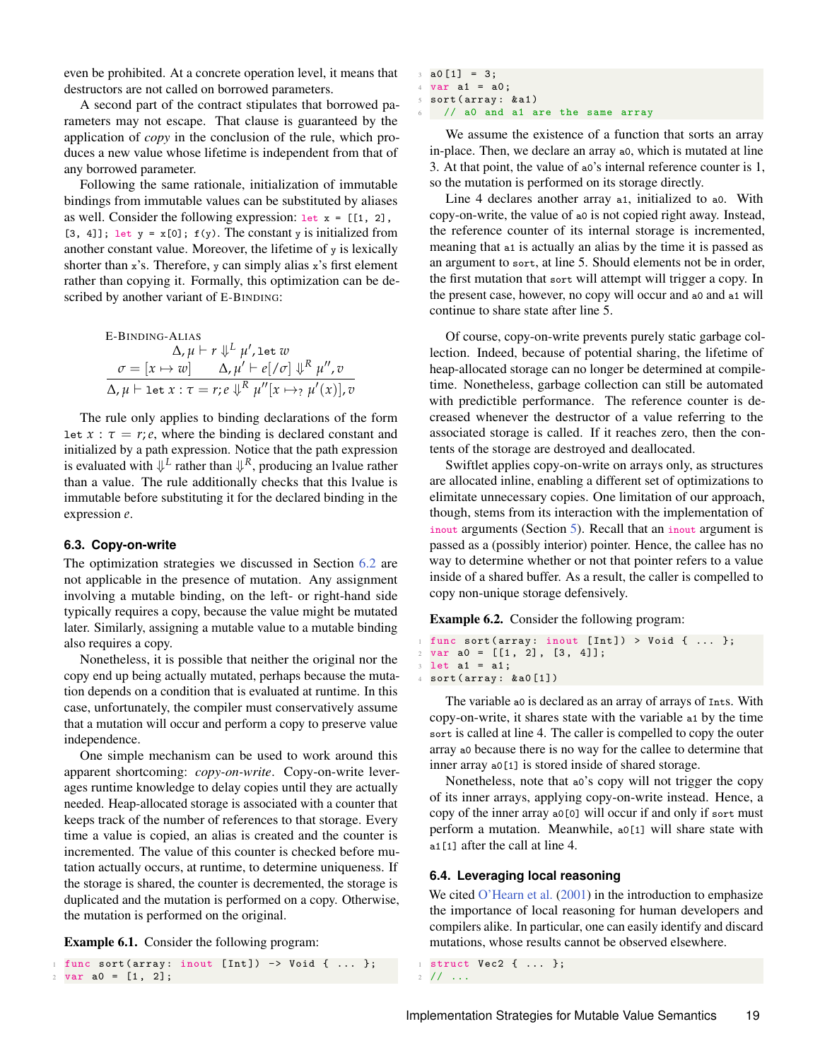even be prohibited. At a concrete operation level, it means that destructors are not called on borrowed parameters.

A second part of the contract stipulates that borrowed parameters may not escape. That clause is guaranteed by the application of *copy* in the conclusion of the rule, which produces a new value whose lifetime is independent from that of any borrowed parameter.

Following the same rationale, initialization of immutable bindings from immutable values can be substituted by aliases as well. Consider the following expression: `let x = [[1, 2], [3, 4]]; let y = x[0]; f(y)`. The constant `y` is initialized from another constant value. Moreover, the lifetime of `y` is lexically shorter than `x`'s. Therefore, `y` can simply alias `x`'s first element rather than copying it. Formally, this optimization can be described by another variant of E-BINDING:

E-BINDING-ALIAS

$$\frac{\Delta, \mu \vdash r \Downarrow^L \mu', \texttt{let}\ w \qquad \sigma = [x \mapsto w] \qquad \Delta, \mu' \vdash e[/\sigma] \Downarrow^R \mu'', v}{\Delta, \mu \vdash \texttt{let}\ x : \tau = r; e \Downarrow^R \mu''[x \mapsto_? \mu'(x)], v}$$

The rule only applies to binding declarations of the form `let` $x : \tau = r; e$, where the binding is declared constant and initialized by a path expression. Notice that the path expression is evaluated with $\Downarrow^L$ rather than $\Downarrow^R$, producing an lvalue rather than a value. The rule additionally checks that this lvalue is immutable before substituting it for the declared binding in the expression $e$.

### 6.3. Copy-on-write

The optimization strategies we discussed in Section 6.2 are not applicable in the presence of mutation. Any assignment involving a mutable binding, on the left- or right-hand side typically requires a copy, because the value might be mutated later. Similarly, assigning a mutable value to a mutable binding also requires a copy.

Nonetheless, it is possible that neither the original nor the copy end up being actually mutated, perhaps because the mutation depends on a condition that is evaluated at runtime. In this case, unfortunately, the compiler must conservatively assume that a mutation will occur and perform a copy to preserve value independence.

One simple mechanism can be used to work around this apparent shortcoming: *copy-on-write*. Copy-on-write leverages runtime knowledge to delay copies until they are actually needed. Heap-allocated storage is associated with a counter that keeps track of the number of references to that storage. Every time a value is copied, an alias is created and the counter is incremented. The value of this counter is checked before mutation actually occurs, at runtime, to determine uniqueness. If the storage is shared, the counter is decremented, the storage is duplicated and the mutation is performed on a copy. Otherwise, the mutation is performed on the original.

**Example 6.1.** Consider the following program:

```
1 func sort(array: inout [Int]) -> Void { ... };
2 var a0 = [1, 2];
3 a0[1] = 3;
4 var a1 = a0;
5 sort(array: &a1)
6   // a0 and a1 are the same array
```

We assume the existence of a function that sorts an array in-place. Then, we declare an array `a0`, which is mutated at line 3. At that point, the value of `a0`'s internal reference counter is 1, so the mutation is performed on its storage directly.

Line 4 declares another array `a1`, initialized to `a0`. With copy-on-write, the value of `a0` is not copied right away. Instead, the reference counter of its internal storage is incremented, meaning that `a1` is actually an alias by the time it is passed as an argument to `sort`, at line 5. Should elements not be in order, the first mutation that `sort` will attempt will trigger a copy. In the present case, however, no copy will occur and `a0` and `a1` will continue to share state after line 5.

Of course, copy-on-write prevents purely static garbage collection. Indeed, because of potential sharing, the lifetime of heap-allocated storage can no longer be determined at compile-time. Nonetheless, garbage collection can still be automated with predictible performance. The reference counter is decreased whenever the destructor of a value referring to the associated storage is called. If it reaches zero, then the contents of the storage are destroyed and deallocated.

Swiftlet applies copy-on-write on arrays only, as structures are allocated inline, enabling a different set of optimizations to elimitate unnecessary copies. One limitation of our approach, though, stems from its interaction with the implementation of `inout` arguments (Section 5). Recall that an `inout` argument is passed as a (possibly interior) pointer. Hence, the callee has no way to determine whether or not that pointer refers to a value inside of a shared buffer. As a result, the caller is compelled to copy non-unique storage defensively.

**Example 6.2.** Consider the following program:

```
1 func sort(array: inout [Int]) > Void { ... };
2 var a0 = [[1, 2], [3, 4]];
3 let a1 = a1;
4 sort(array: &a0[1])
```

The variable `a0` is declared as an array of arrays of `Int`s. With copy-on-write, it shares state with the variable `a1` by the time `sort` is called at line 4. The caller is compelled to copy the outer array `a0` because there is no way for the callee to determine that inner array `a0[1]` is stored inside of shared storage.

Nonetheless, note that `a0`'s copy will not trigger the copy of its inner arrays, applying copy-on-write instead. Hence, a copy of the inner array `a0[0]` will occur if and only if `sort` must perform a mutation. Meanwhile, `a0[1]` will share state with `a1[1]` after the call at line 4.

### 6.4. Leveraging local reasoning

We cited O'Hearn et al. (2001) in the introduction to emphasize the importance of local reasoning for human developers and compilers alike. In particular, one can easily identify and discard mutations, whose results cannot be observed elsewhere.

```
1 struct Vec2 { ... };
2 // ...
```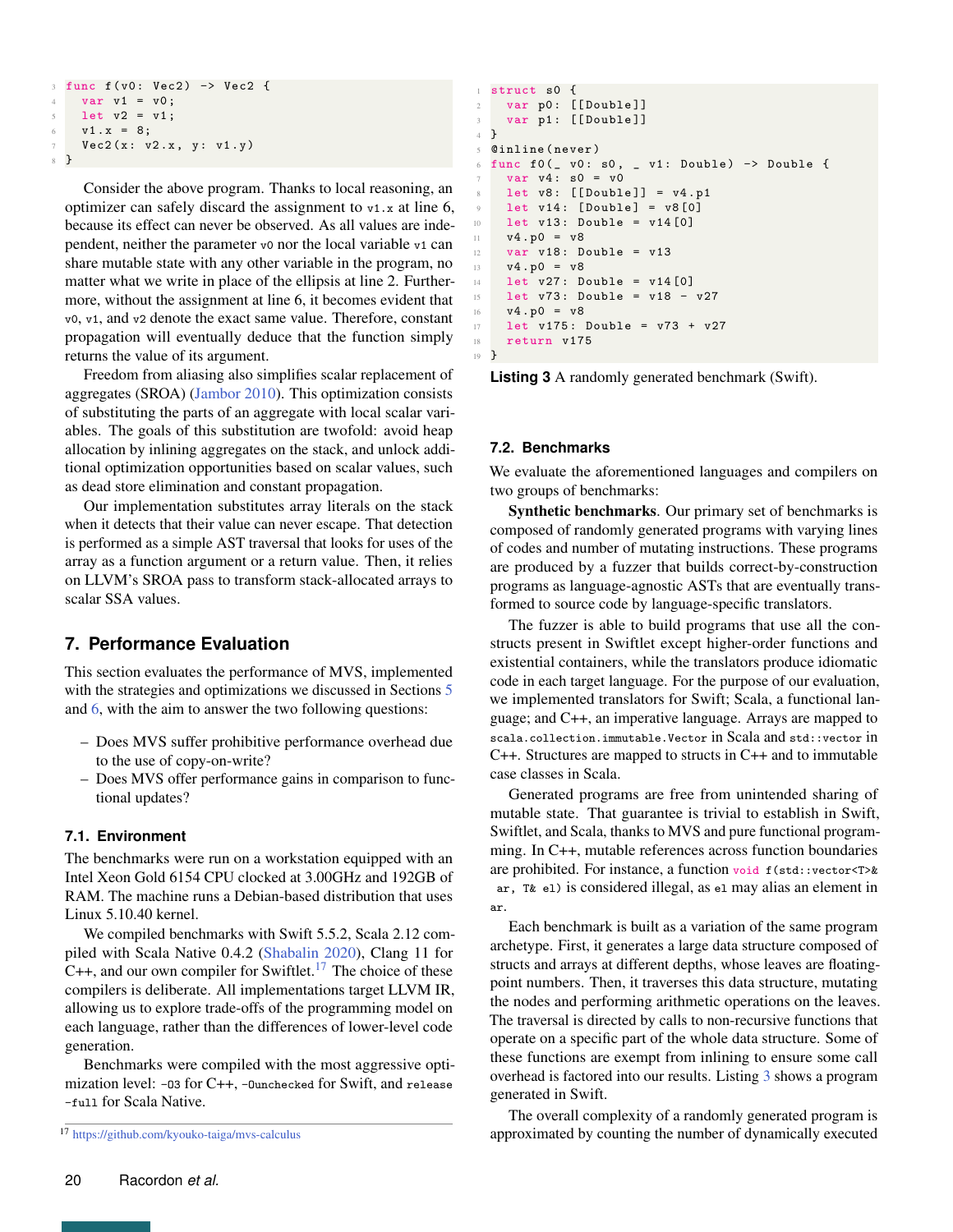```
func f(v0: Vec2) -> Vec2 {
  var v1 = v0;
  let v2 = v1;
  v1.x = 8;
  Vec2(x: v2.x, y: v1.y)
}
```

Consider the above program. Thanks to local reasoning, an optimizer can safely discard the assignment to `v1.x` at line 6, because its effect can never be observed. As all values are independent, neither the parameter `v0` nor the local variable `v1` can share mutable state with any other variable in the program, no matter what we write in place of the ellipsis at line 2. Furthermore, without the assignment at line 6, it becomes evident that `v0`, `v1`, and `v2` denote the exact same value. Therefore, constant propagation will eventually deduce that the function simply returns the value of its argument.

Freedom from aliasing also simplifies scalar replacement of aggregates (SROA) (Jambor 2010). This optimization consists of substituting the parts of an aggregate with local scalar variables. The goals of this substitution are twofold: avoid heap allocation by inlining aggregates on the stack, and unlock additional optimization opportunities based on scalar values, such as dead store elimination and constant propagation.

Our implementation substitutes array literals on the stack when it detects that their value can never escape. That detection is performed as a simple AST traversal that looks for uses of the array as a function argument or a return value. Then, it relies on LLVM's SROA pass to transform stack-allocated arrays to scalar SSA values.

## 7. Performance Evaluation

This section evaluates the performance of MVS, implemented with the strategies and optimizations we discussed in Sections 5 and 6, with the aim to answer the two following questions:

- Does MVS suffer prohibitive performance overhead due to the use of copy-on-write?
- Does MVS offer performance gains in comparison to functional updates?

### 7.1. Environment

The benchmarks were run on a workstation equipped with an Intel Xeon Gold 6154 CPU clocked at 3.00GHz and 192GB of RAM. The machine runs a Debian-based distribution that uses Linux 5.10.40 kernel.

We compiled benchmarks with Swift 5.5.2, Scala 2.12 compiled with Scala Native 0.4.2 (Shabalin 2020), Clang 11 for C++, and our own compiler for Swiftlet.[17] The choice of these compilers is deliberate. All implementations target LLVM IR, allowing us to explore trade-offs of the programming model on each language, rather than the differences of lower-level code generation.

Benchmarks were compiled with the most aggressive optimization level: `-O3` for C++, `-Ounchecked` for Swift, and `release -full` for Scala Native.

[17] https://github.com/kyouko-taiga/mvs-calculus

```
struct s0 {
  var p0: [[Double]]
  var p1: [[Double]]
}
@inline(never)
func f0(_ v0: s0, _ v1: Double) -> Double {
  var v4: s0 = v0
  let v8: [[Double]] = v4.p1
  let v14: [Double] = v8[0]
  let v13: Double = v14[0]
  v4.p0 = v8
  var v18: Double = v13
  v4.p0 = v8
  let v27: Double = v14[0]
  let v73: Double = v18 - v27
  v4.p0 = v8
  let v175: Double = v73 + v27
  return v175
}
```

**Listing 3** A randomly generated benchmark (Swift).

### 7.2. Benchmarks

We evaluate the aforementioned languages and compilers on two groups of benchmarks:

**Synthetic benchmarks**. Our primary set of benchmarks is composed of randomly generated programs with varying lines of codes and number of mutating instructions. These programs are produced by a fuzzer that builds correct-by-construction programs as language-agnostic ASTs that are eventually transformed to source code by language-specific translators.

The fuzzer is able to build programs that use all the constructs present in Swiftlet except higher-order functions and existential containers, while the translators produce idiomatic code in each target language. For the purpose of our evaluation, we implemented translators for Swift; Scala, a functional language; and C++, an imperative language. Arrays are mapped to `scala.collection.immutable.Vector` in Scala and `std::vector` in C++. Structures are mapped to structs in C++ and to immutable case classes in Scala.

Generated programs are free from unintended sharing of mutable state. That guarantee is trivial to establish in Swift, Swiftlet, and Scala, thanks to MVS and pure functional programming. In C++, mutable references across function boundaries are prohibited. For instance, a function `void f(std::vector<T>& ar, T& el)` is considered illegal, as `el` may alias an element in `ar`.

Each benchmark is built as a variation of the same program archetype. First, it generates a large data structure composed of structs and arrays at different depths, whose leaves are floating-point numbers. Then, it traverses this data structure, mutating the nodes and performing arithmetic operations on the leaves. The traversal is directed by calls to non-recursive functions that operate on a specific part of the whole data structure. Some of these functions are exempt from inlining to ensure some call overhead is factored into our results. Listing 3 shows a program generated in Swift.

The overall complexity of a randomly generated program is approximated by counting the number of dynamically executed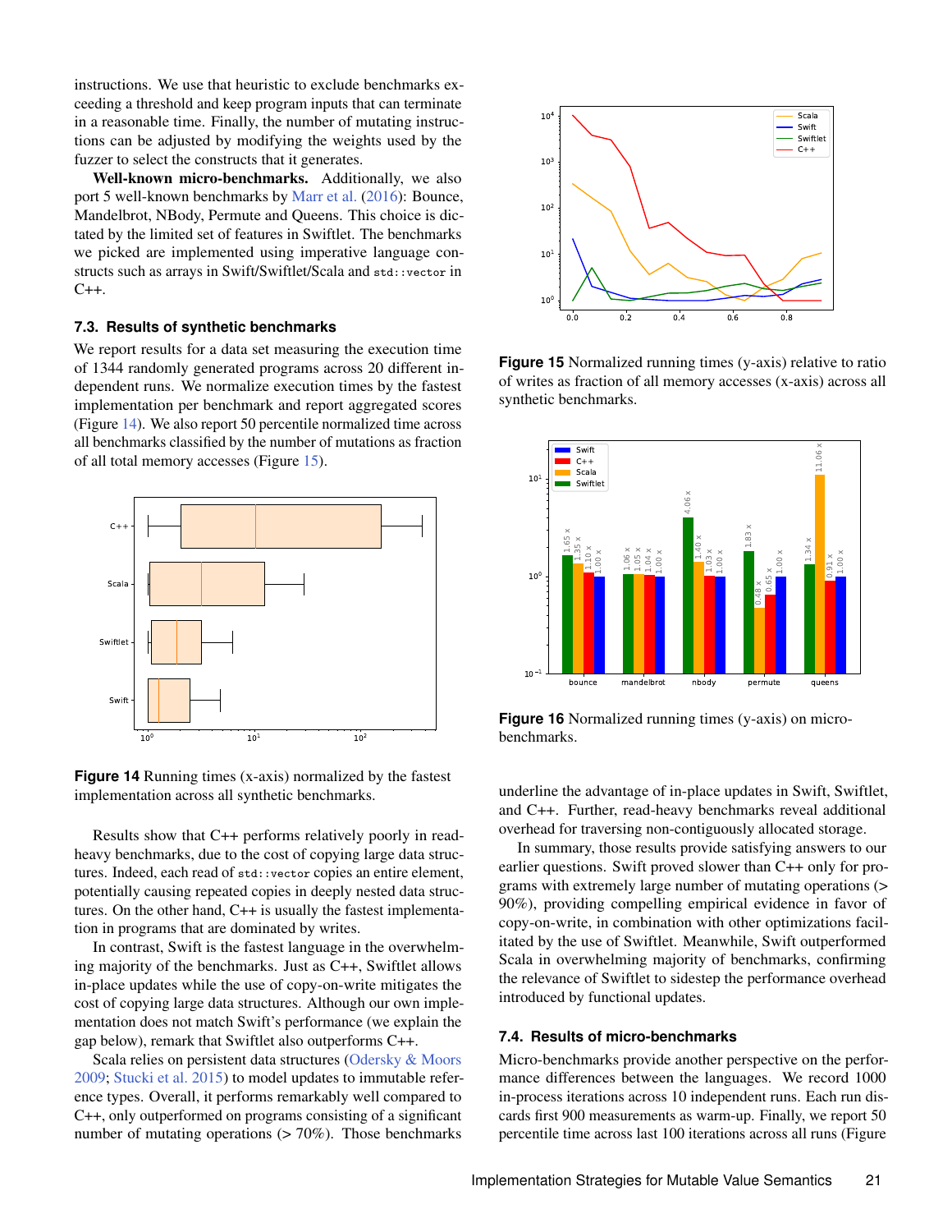instructions. We use that heuristic to exclude benchmarks exceeding a threshold and keep program inputs that can terminate in a reasonable time. Finally, the number of mutating instructions can be adjusted by modifying the weights used by the fuzzer to select the constructs that it generates.

**Well-known micro-benchmarks.** Additionally, we also port 5 well-known benchmarks by Marr et al. (2016): Bounce, Mandelbrot, NBody, Permute and Queens. This choice is dictated by the limited set of features in Swiftlet. The benchmarks we picked are implemented using imperative language constructs such as arrays in Swift/Swiftlet/Scala and `std::vector` in C++.

### 7.3. Results of synthetic benchmarks

We report results for a data set measuring the execution time of 1344 randomly generated programs across 20 different independent runs. We normalize execution times by the fastest implementation per benchmark and report aggregated scores (Figure 14). We also report 50 percentile normalized time across all benchmarks classified by the number of mutations as fraction of all total memory accesses (Figure 15).

**Figure 14** Running times (x-axis) normalized by the fastest implementation across all synthetic benchmarks.

Results show that C++ performs relatively poorly in read-heavy benchmarks, due to the cost of copying data structures. Indeed, each read of `std::vector` copies an entire element, potentially causing repeated copies in deeply nested data structures. On the other hand, C++ is usually the fastest implementation in programs that are dominated by writes.

In contrast, Swift is the fastest language in the overwhelming majority of the benchmarks. Just as C++, Swiftlet allows in-place updates while the use of copy-on-write mitigates the cost of copying large data structures. Although our own implementation does not match Swift's performance (we explain the gap below), remark that Swiftlet also outperforms C++.

Scala relies on persistent data structures (Odersky & Moors 2009; Stucki et al. 2015) to model updates to immutable reference types. Overall, it performs remarkably well compared to C++, only outperformed on programs consisting of a significant number of mutating operations (> 70%). Those benchmarks underline the advantage of in-place updates in Swift, Swiftlet, and C++. Further, read-heavy benchmarks reveal additional overhead for traversing non-contiguously allocated storage.

**Figure 15** Normalized running times (y-axis) relative to ratio of writes as fraction of all memory accesses (x-axis) across all synthetic benchmarks.

**Figure 16** Normalized running times (y-axis) on micro-benchmarks.

In summary, those results provide satisfying answers to our earlier questions. Swift proved slower than C++ only for programs with extremely large number of mutating operations (> 90%), providing compelling empirical evidence in favor of copy-on-write, in combination with other optimizations facilitated by the use of Swiftlet. Meanwhile, Swift outperformed Scala in overwhelming majority of benchmarks, confirming the relevance of Swiftlet to sidestep the performance overhead introduced by functional updates.

### 7.4. Results of micro-benchmarks

Micro-benchmarks provide another perspective on the performance differences between the languages. We record 1000 in-process iterations across 10 independent runs. Each run discards first 900 measurements as warm-up. Finally, we report 50 percentile time across last 100 iterations across all runs (Figure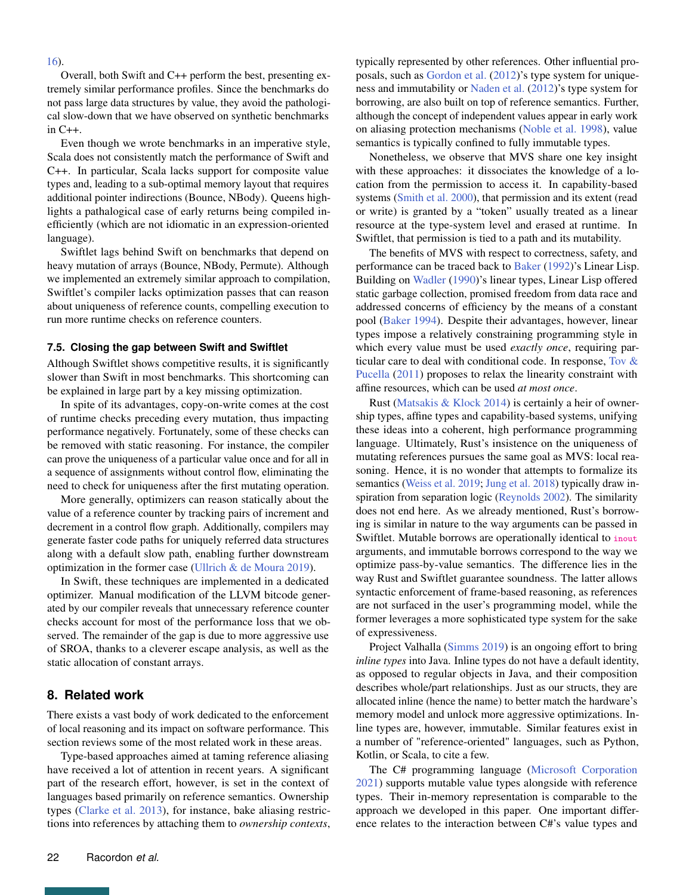16).

Overall, both Swift and C++ perform the best, presenting extremely similar performance profiles. Since the benchmarks do not pass large data structures by value, they avoid the pathological slow-down that we have observed on synthetic benchmarks in C++.

Even though we wrote benchmarks in an imperative style, Scala does not consistently match the performance of Swift and C++. In particular, Scala lacks support for composite value types and, leading to a sub-optimal memory layout that requires additional pointer indirections (Bounce, NBody). Queens highlights a pathalogical case of early returns being compiled inefficiently (which are not idiomatic in an expression-oriented language).

Swiftlet lags behind Swift on benchmarks that depend on heavy mutation of arrays (Bounce, NBody, Permute). Although we implemented an extremely similar approach to compilation, Swiftlet's compiler lacks optimization passes that can reason about uniqueness of reference counts, compelling execution to run more runtime checks on reference counters.

### 7.5. Closing the gap between Swift and Swiftlet

Although Swiftlet shows competitive results, it is significantly slower than Swift in most benchmarks. This shortcoming can be explained in large part by a key missing optimization.

In spite of its advantages, copy-on-write comes at the cost of runtime checks preceding every mutation, thus impacting performance negatively. Fortunately, some of these checks can be removed with static reasoning. For instance, the compiler can prove the uniqueness of a particular value once and for all in a sequence of assignments without control flow, eliminating the need to check for uniqueness after the first mutating operation.

More generally, optimizers can reason statically about the value of a reference counter by tracking pairs of increment and decrement in a control flow graph. Additionally, compilers may generate faster code paths for uniquely referred data structures along with a default slow path, enabling further downstream optimization in the former case (Ullrich & de Moura 2019).

In Swift, these techniques are implemented in a dedicated optimizer. Manual modification of the LLVM bitcode generated by our compiler reveals that unnecessary reference counter checks account for most of the performance loss that we observed. The remainder of the gap is due to more aggressive use of SROA, thanks to a cleverer escape analysis, as well as the static allocation of constant arrays.

## 8. Related work

There exists a vast body of work dedicated to the enforcement of local reasoning and its impact on software performance. This section reviews some of the most related work in these areas.

Type-based approaches aimed at taming reference aliasing have received a lot of attention in recent years. A significant part of the research effort, however, is set in the context of languages based primarily on reference semantics. Ownership types (Clarke et al. 2013), for instance, bake aliasing restrictions into references by attaching them to *ownership contexts*, typically represented by other references. Other influential proposals, such as Gordon et al. (2012)'s type system for uniqueness and immutability or Naden et al. (2012)'s type system for borrowing, are also built on top of reference semantics. Further, although the concept of independent values appear in early work on aliasing protection mechanisms (Noble et al. 1998), value semantics is typically confined to fully immutable types.

Nonetheless, we observe that MVS share one key insight with these approaches: it dissociates the knowledge of a location from the permission to access it. In capability-based systems (Smith et al. 2000), that permission and its extent (read or write) is granted by a "token" usually treated as a linear resource at the type-system level and erased at runtime. In Swiftlet, that permission is tied to a path and its mutability.

The benefits of MVS with respect to correctness, safety, and performance can be traced back to Baker (1992)'s Linear Lisp. Building on Wadler (1990)'s linear types, Linear Lisp offered static garbage collection, promised freedom from data race and addressed concerns of efficiency by the means of a constant pool (Baker 1994). Despite their advantages, however, linear types impose a relatively constraining programming style in which every value must be used *exactly once*, requiring particular care to deal with conditional code. In response, Tov & Pucella (2011) proposes to relax the linearity constraint with affine resources, which can be used *at most once*.

Rust (Matsakis & Klock 2014) is certainly a heir of ownership types, affine types and capability-based systems, unifying these ideas into a coherent, high performance programming language. Ultimately, Rust's insistence on the uniqueness of mutating references pursues the same goal as MVS: local reasoning. Hence, it is no wonder that attempts to formalize its semantics (Weiss et al. 2019; Jung et al. 2018) typically draw inspiration from separation logic (Reynolds 2002). The similarity does not end here. As we already mentioned, Rust's borrowing is similar in nature to the way arguments can be passed in Swiftlet. Mutable borrows are operationally identical to `inout` arguments, and immutable borrows correspond to the way we optimize pass-by-value semantics. The difference lies in the way Rust and Swiftlet guarantee soundness. The latter allows syntactic enforcement of frame-based reasoning, as references are not surfaced in the user's programming model, while the former leverages a more sophisticated type system for the sake of expressiveness.

Project Valhalla (Simms 2019) is an ongoing effort to bring *inline types* into Java. Inline types do not have a default identity, as opposed to regular objects in Java, and their composition describes whole/part relationships. Just as our structs, they are allocated inline (hence the name) to better match the hardware's memory model and unlock more aggressive optimizations. Inline types are, however, immutable. Similar features exist in a number of "reference-oriented" languages, such as Python, Kotlin, or Scala, to cite a few.

The C# programming language (Microsoft Corporation 2021) supports mutable value types alongside with reference types. Their in-memory representation is comparable to the approach we developed in this paper. One important difference relates to the interaction between C#'s value types and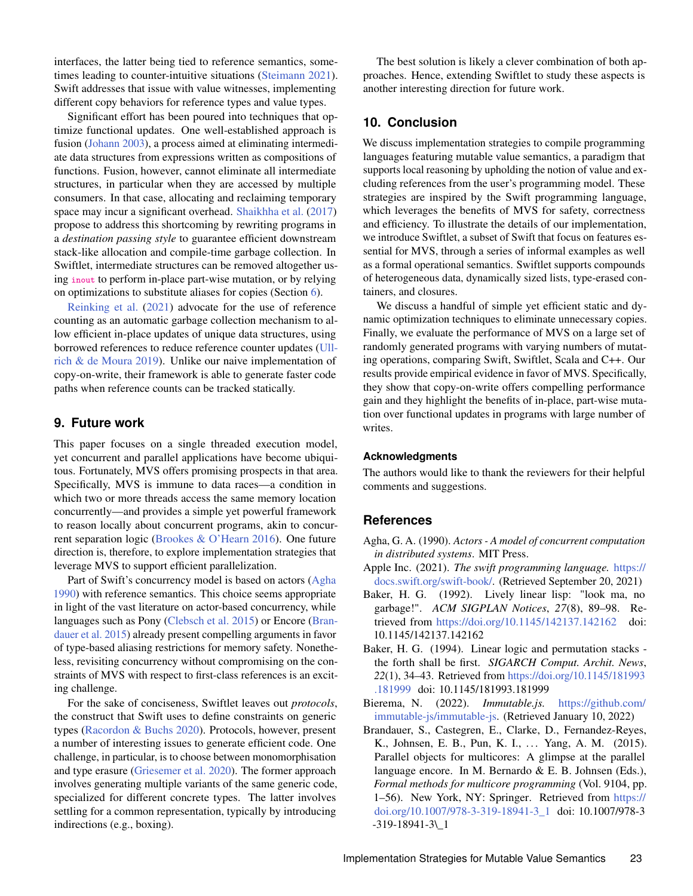interfaces, the latter being tied to reference semantics, sometimes leading to counter-intuitive situations (Steimann 2021). Swift addresses that issue with value witnesses, implementing different copy behaviors for reference types and value types.

Significant effort has been poured into techniques that optimize functional updates. One well-established approach is fusion (Johann 2003), a process aimed at eliminating intermediate data structures from expressions written as compositions of functions. Fusion, however, cannot eliminate all intermediate structures, in particular when they are accessed by multiple consumers. In that case, allocating and reclaiming temporary space may incur a significant overhead. Shaikhha et al. (2017) propose to address this shortcoming by rewriting programs in a *destination passing style* to guarantee efficient downstream stack-like allocation and compile-time garbage collection. In Swiftlet, intermediate structures can be removed altogether using `inout` to perform in-place part-wise mutation, or by relying on optimizations to substitute aliases for copies (Section 6).

Reinking et al. (2021) advocate for the use of reference counting as an automatic garbage collection mechanism to allow efficient in-place updates of unique data structures, using borrowed references to reduce reference counter updates (Ullrich & de Moura 2019). Unlike our naive implementation of copy-on-write, their framework is able to generate faster code paths when reference counts can be tracked statically.

## 9. Future work

This paper focuses on a single threaded execution model, yet concurrent and parallel applications have become ubiquitous. Fortunately, MVS offers promising prospects in that area. Specifically, MVS is immune to data races—a condition in which two or more threads access the same memory location concurrently—and provides a simple yet powerful framework to reason locally about concurrent programs, akin to concurrent separation logic (Brookes & O'Hearn 2016). One future direction is, therefore, to explore implementation strategies that leverage MVS to support efficient parallelization.

Part of Swift's concurrency model is based on actors (Agha 1990) with reference semantics. This choice seems appropriate in light of the vast literature on actor-based concurrency, while languages such as Pony (Clebsch et al. 2015) or Encore (Brandauer et al. 2015) already present compelling arguments in favor of type-based aliasing restrictions for memory safety. Nonetheless, revisiting concurrency without compromising on the constraints of MVS with respect to first-class references is an exciting challenge.

For the sake of conciseness, Swiftlet leaves out *protocols*, the construct that Swift uses to define constraints on generic types (Racordon & Buchs 2020). Protocols, however, present a number of interesting issues to generate efficient code. One challenge, in particular, is to choose between monomorphisation and type erasure (Griesemer et al. 2020). The former approach involves generating multiple variants of the same generic code, specialized for different concrete types. The latter involves settling for a common representation, typically by introducing indirections (e.g., boxing).

The best solution is likely a clever combination of both approaches. Hence, extending Swiftlet to study these aspects is another interesting direction for future work.

## 10. Conclusion

We discuss implementation strategies to compile programming languages featuring mutable value semantics, a paradigm that supports local reasoning by upholding the notion of value and excluding references from the user's programming model. These strategies are inspired by the Swift programming language, which leverages the benefits of MVS for safety, correctness and efficiency. To illustrate the details of our implementation, we introduce Swiftlet, a subset of Swift that focus on features essential for MVS, through a series of informal examples as well as a formal operational semantics. Swiftlet supports compounds of heterogeneous data, dynamically sized lists, type-erased containers, and closures.

We discuss a handful of simple yet efficient static and dynamic optimization techniques to eliminate unnecessary copies. Finally, we evaluate the performance of MVS on a large set of randomly generated programs with varying numbers of mutating operations, comparing Swift, Swiftlet, Scala and C++. Our results provide empirical evidence in favor of MVS. Specifically, they show that copy-on-write offers compelling performance gain and they highlight the benefits of in-place, part-wise mutation over functional updates in programs with large number of writes.

### Acknowledgments

The authors would like to thank the reviewers for their helpful comments and suggestions.

## References

Agha, G. A. (1990). *Actors - A model of concurrent computation in distributed systems*. MIT Press.

Apple Inc. (2021). *The swift programming language*. https://docs.swift.org/swift-book/. (Retrieved September 20, 2021)

Baker, H. G. (1992). Lively linear lisp: "look ma, no garbage!". *ACM SIGPLAN Notices*, *27*(8), 89–98. Retrieved from https://doi.org/10.1145/142137.142162 doi: 10.1145/142137.142162

Baker, H. G. (1994). Linear logic and permutation stacks - the forth shall be first. *SIGARCH Comput. Archit. News*, *22*(1), 34–43. Retrieved from https://doi.org/10.1145/181993.181999 doi: 10.1145/181993.181999

Bierema, N. (2022). *Immutable.js*. https://github.com/immutable-js/immutable-js. (Retrieved January 10, 2022)

Brandauer, S., Castegren, E., Clarke, D., Fernandez-Reyes, K., Johnsen, E. B., Pun, K. I., … Yang, A. M. (2015). Parallel objects for multicores: A glimpse at the parallel language encore. In M. Bernardo & E. B. Johnsen (Eds.), *Formal methods for multicore programming* (Vol. 9104, pp. 1–56). New York, NY: Springer. Retrieved from https://doi.org/10.1007/978-3-319-18941-3_1 doi: 10.1007/978-3-319-18941-3\_1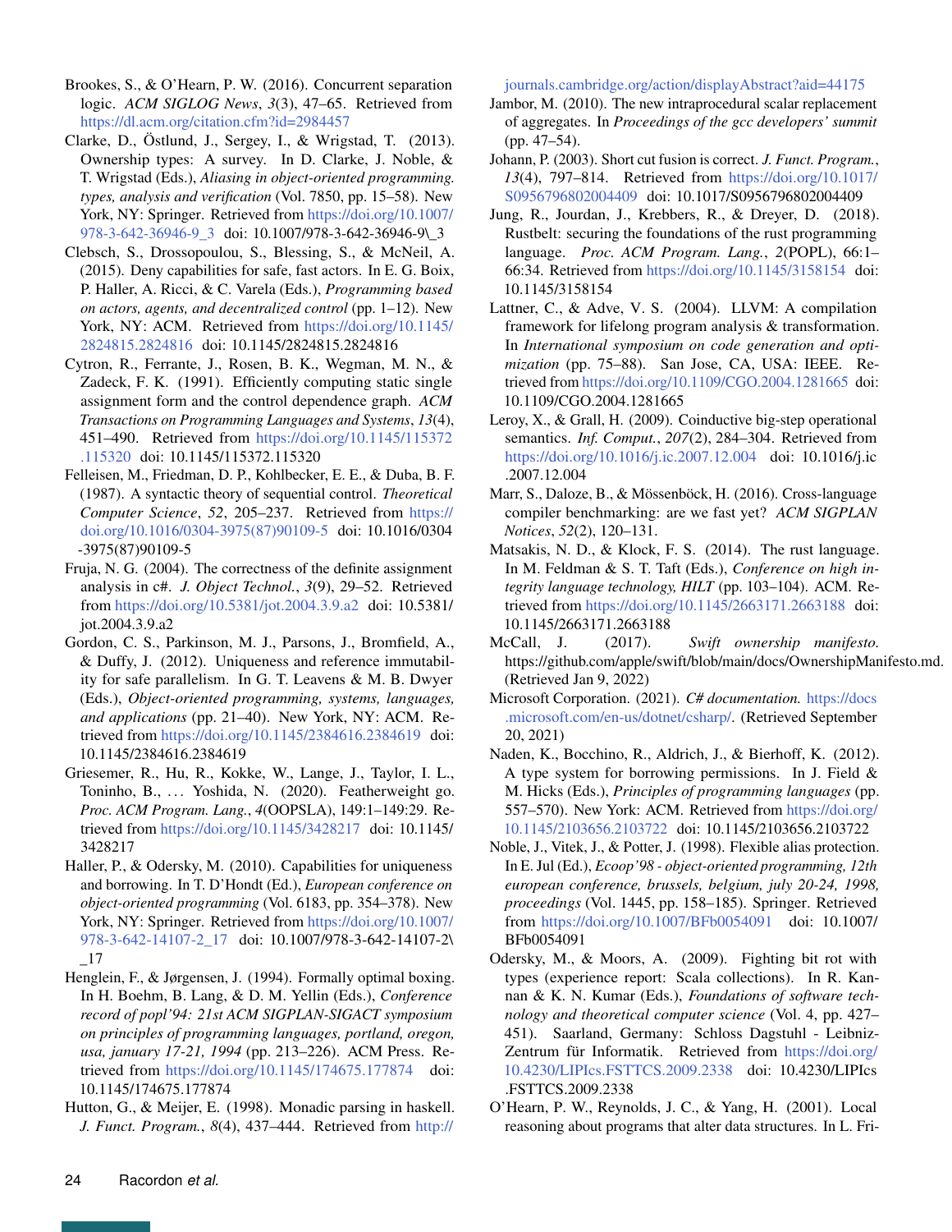Brookes, S., & O'Hearn, P. W. (2016). Concurrent separation logic. *ACM SIGLOG News*, *3*(3), 47–65. Retrieved from https://dl.acm.org/citation.cfm?id=2984457

Clarke, D., Östlund, J., Sergey, I., & Wrigstad, T. (2013). Ownership types: A survey. In D. Clarke, J. Noble, & T. Wrigstad (Eds.), *Aliasing in object-oriented programming. types, analysis and verification* (Vol. 7850, pp. 15–58). New York, NY: Springer. Retrieved from https://doi.org/10.1007/978-3-642-36946-9_3 doi: 10.1007/978-3-642-36946-9\_3

Clebsch, S., Drossopoulou, S., Blessing, S., & McNeil, A. (2015). Deny capabilities for safe, fast actors. In E. G. Boix, P. Haller, A. Ricci, & C. Varela (Eds.), *Programming based on actors, agents, and decentralized control* (pp. 1–12). New York, NY: ACM. Retrieved from https://doi.org/10.1145/2824815.2824816 doi: 10.1145/2824815.2824816

Cytron, R., Ferrante, J., Rosen, B. K., Wegman, M. N., & Zadeck, F. K. (1991). Efficiently computing static single assignment form and the control dependence graph. *ACM Transactions on Programming Languages and Systems*, *13*(4), 451–490. Retrieved from https://doi.org/10.1145/115372.115320 doi: 10.1145/115372.115320

Felleisen, M., Friedman, D. P., Kohlbecker, E. E., & Duba, B. F. (1987). A syntactic theory of sequential control. *Theoretical Computer Science*, *52*, 205–237. Retrieved from https://doi.org/10.1016/0304-3975(87)90109-5 doi: 10.1016/0304-3975(87)90109-5

Fruja, N. G. (2004). The correctness of the definite assignment analysis in c#. *J. Object Technol.*, *3*(9), 29–52. Retrieved from https://doi.org/10.5381/jot.2004.3.9.a2 doi: 10.5381/jot.2004.3.9.a2

Gordon, C. S., Parkinson, M. J., Parsons, J., Bromfield, A., & Duffy, J. (2012). Uniqueness and reference immutability for safe parallelism. In G. T. Leavens & M. B. Dwyer (Eds.), *Object-oriented programming, systems, languages, and applications* (pp. 21–40). New York, NY: ACM. Retrieved from https://doi.org/10.1145/2384616.2384619 doi: 10.1145/2384616.2384619

Griesemer, R., Hu, R., Kokke, W., Lange, J., Taylor, I. L., Toninho, B., … Yoshida, N. (2020). Featherweight go. *Proc. ACM Program. Lang.*, *4*(OOPSLA), 149:1–149:29. Retrieved from https://doi.org/10.1145/3428217 doi: 10.1145/3428217

Haller, P., & Odersky, M. (2010). Capabilities for uniqueness and borrowing. In T. D'Hondt (Ed.), *European conference on object-oriented programming* (Vol. 6183, pp. 354–378). New York, NY: Springer. Retrieved from https://doi.org/10.1007/978-3-642-14107-2_17 doi: 10.1007/978-3-642-14107-2\_17

Henglein, F., & Jørgensen, J. (1994). Formally optimal boxing. In H. Boehm, B. Lang, & D. M. Yellin (Eds.), *Conference record of popl'94: 21st ACM SIGPLAN-SIGACT symposium on principles of programming languages, portland, oregon, usa, january 17-21, 1994* (pp. 213–226). ACM Press. Retrieved from https://doi.org/10.1145/174675.177874 doi: 10.1145/174675.177874

Hutton, G., & Meijer, E. (1998). Monadic parsing in haskell. *J. Funct. Program.*, *8*(4), 437–444. Retrieved from http://journals.cambridge.org/action/displayAbstract?aid=44175

Jambor, M. (2010). The new intraprocedural scalar replacement of aggregates. In *Proceedings of the gcc developers' summit* (pp. 47–54).

Johann, P. (2003). Short cut fusion is correct. *J. Funct. Program.*, *13*(4), 797–814. Retrieved from https://doi.org/10.1017/S0956796802004409 doi: 10.1017/S0956796802004409

Jung, R., Jourdan, J., Krebbers, R., & Dreyer, D. (2018). Rustbelt: securing the foundations of the rust programming language. *Proc. ACM Program. Lang.*, *2*(POPL), 66:1–66:34. Retrieved from https://doi.org/10.1145/3158154 doi: 10.1145/3158154

Lattner, C., & Adve, V. S. (2004). LLVM: A compilation framework for lifelong program analysis & transformation. In *International symposium on code generation and optimization* (pp. 75–88). San Jose, CA, USA: IEEE. Retrieved from https://doi.org/10.1109/CGO.2004.1281665 doi: 10.1109/CGO.2004.1281665

Leroy, X., & Grall, H. (2009). Coinductive big-step operational semantics. *Inf. Comput.*, *207*(2), 284–304. Retrieved from https://doi.org/10.1016/j.ic.2007.12.004 doi: 10.1016/j.ic.2007.12.004

Marr, S., Daloze, B., & Mössenböck, H. (2016). Cross-language compiler benchmarking: are we fast yet? *ACM SIGPLAN Notices*, *52*(2), 120–131.

Matsakis, N. D., & Klock, F. S. (2014). The rust language. In M. Feldman & S. T. Taft (Eds.), *Conference on high integrity language technology, HILT* (pp. 103–104). ACM. Retrieved from https://doi.org/10.1145/2663171.2663188 doi: 10.1145/2663171.2663188

McCall, J. (2017). *Swift ownership manifesto.* https://github.com/apple/swift/blob/main/docs/OwnershipManifesto.md. (Retrieved Jan 9, 2022)

Microsoft Corporation. (2021). *C# documentation.* https://docs.microsoft.com/en-us/dotnet/csharp/. (Retrieved September 20, 2021)

Naden, K., Bocchino, R., Aldrich, J., & Bierhoff, K. (2012). A type system for borrowing permissions. In J. Field & M. Hicks (Eds.), *Principles of programming languages* (pp. 557–570). New York: ACM. Retrieved from https://doi.org/10.1145/2103656.2103722 doi: 10.1145/2103656.2103722

Noble, J., Vitek, J., & Potter, J. (1998). Flexible alias protection. In E. Jul (Ed.), *Ecoop'98 - object-oriented programming, 12th european conference, brussels, belgium, july 20-24, 1998, proceedings* (Vol. 1445, pp. 158–185). Springer. Retrieved from https://doi.org/10.1007/BFb0054091 doi: 10.1007/BFb0054091

Odersky, M., & Moors, A. (2009). Fighting bit rot with types (experience report: Scala collections). In R. Kannan & K. N. Kumar (Eds.), *Foundations of software technology and theoretical computer science* (Vol. 4, pp. 427–451). Saarland, Germany: Schloss Dagstuhl - Leibniz-Zentrum für Informatik. Retrieved from https://doi.org/10.4230/LIPIcs.FSTTCS.2009.2338 doi: 10.4230/LIPIcs.FSTTCS.2009.2338

O'Hearn, P. W., Reynolds, J. C., & Yang, H. (2001). Local reasoning about programs that alter data structures. In L. Fri-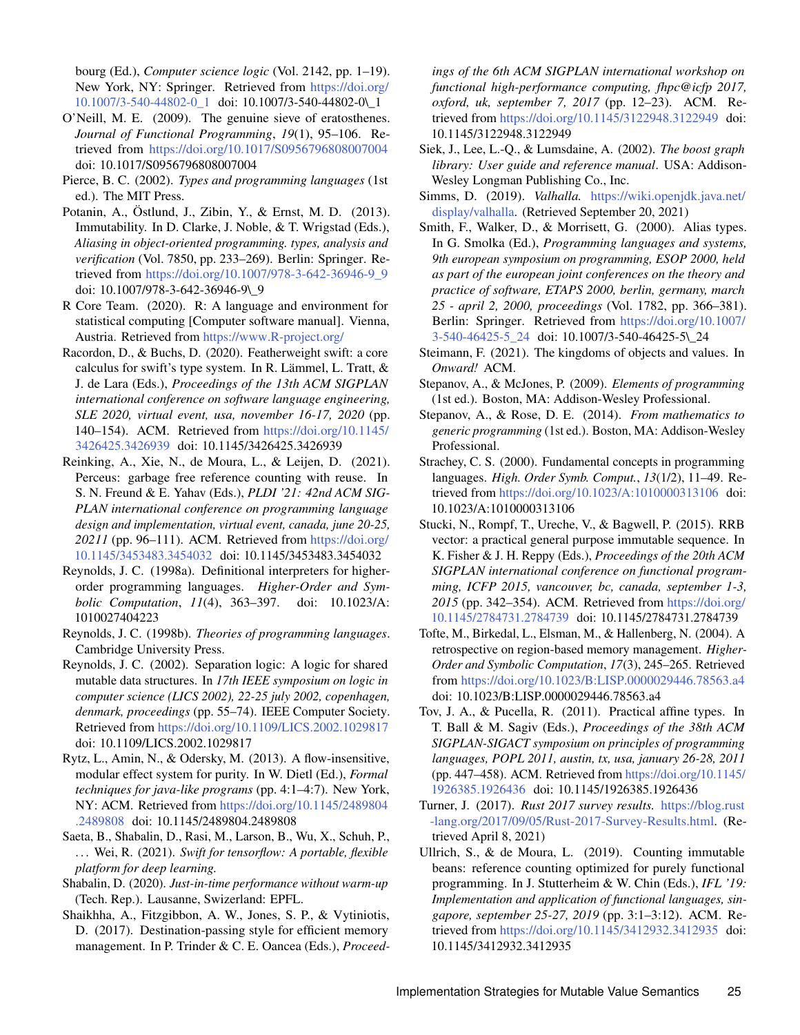bourg (Ed.), *Computer science logic* (Vol. 2142, pp. 1–19). New York, NY: Springer. Retrieved from https://doi.org/10.1007/3-540-44802-0_1 doi: 10.1007/3-540-44802-0\_1

O'Neill, M. E. (2009). The genuine sieve of eratosthenes. *Journal of Functional Programming*, *19*(1), 95–106. Retrieved from https://doi.org/10.1017/S0956796808007004 doi: 10.1017/S0956796808007004

Pierce, B. C. (2002). *Types and programming languages* (1st ed.). The MIT Press.

Potanin, A., Östlund, J., Zibin, Y., & Ernst, M. D. (2013). Immutability. In D. Clarke, J. Noble, & T. Wrigstad (Eds.), *Aliasing in object-oriented programming. types, analysis and verification* (Vol. 7850, pp. 233–269). Berlin: Springer. Retrieved from https://doi.org/10.1007/978-3-642-36946-9_9 doi: 10.1007/978-3-642-36946-9\_9

R Core Team. (2020). R: A language and environment for statistical computing [Computer software manual]. Vienna, Austria. Retrieved from https://www.R-project.org/

Racordon, D., & Buchs, D. (2020). Featherweight swift: a core calculus for swift's type system. In R. Lämmel, L. Tratt, & J. de Lara (Eds.), *Proceedings of the 13th ACM SIGPLAN international conference on software language engineering, SLE 2020, virtual event, usa, november 16-17, 2020* (pp. 140–154). ACM. Retrieved from https://doi.org/10.1145/3426425.3426939 doi: 10.1145/3426425.3426939

Reinking, A., Xie, N., de Moura, L., & Leijen, D. (2021). Perceus: garbage free reference counting with reuse. In S. N. Freund & E. Yahav (Eds.), *PLDI '21: 42nd ACM SIGPLAN international conference on programming language design and implementation, virtual event, canada, june 20-25, 20211* (pp. 96–111). ACM. Retrieved from https://doi.org/10.1145/3453483.3454032 doi: 10.1145/3453483.3454032

Reynolds, J. C. (1998a). Definitional interpreters for higher-order programming languages. *Higher-Order and Symbolic Computation*, *11*(4), 363–397. doi: 10.1023/A:1010027404223

Reynolds, J. C. (1998b). *Theories of programming languages*. Cambridge University Press.

Reynolds, J. C. (2002). Separation logic: A logic for shared mutable data structures. In *17th IEEE symposium on logic in computer science (LICS 2002), 22-25 july 2002, copenhagen, denmark, proceedings* (pp. 55–74). IEEE Computer Society. Retrieved from https://doi.org/10.1109/LICS.2002.1029817 doi: 10.1109/LICS.2002.1029817

Rytz, L., Amin, N., & Odersky, M. (2013). A flow-insensitive, modular effect system for purity. In W. Dietl (Ed.), *Formal techniques for java-like programs* (pp. 4:1–4:7). New York, NY: ACM. Retrieved from https://doi.org/10.1145/2489804.2489808 doi: 10.1145/2489804.2489808

Saeta, B., Shabalin, D., Rasi, M., Larson, B., Wu, X., Schuh, P., ... Wei, R. (2021). *Swift for tensorflow: A portable, flexible platform for deep learning.*

Shabalin, D. (2020). *Just-in-time performance without warm-up* (Tech. Rep.). Lausanne, Swizerland: EPFL.

Shaikhha, A., Fitzgibbon, A. W., Jones, S. P., & Vytiniotis, D. (2017). Destination-passing style for efficient memory management. In P. Trinder & C. E. Oancea (Eds.), *Proceedings of the 6th ACM SIGPLAN international workshop on functional high-performance computing, fhpc@icfp 2017, oxford, uk, september 7, 2017* (pp. 12–23). ACM. Retrieved from https://doi.org/10.1145/3122948.3122949 doi: 10.1145/3122948.3122949

Siek, J., Lee, L.-Q., & Lumsdaine, A. (2002). *The boost graph library: User guide and reference manual*. USA: Addison-Wesley Longman Publishing Co., Inc.

Simms, D. (2019). *Valhalla.* https://wiki.openjdk.java.net/display/valhalla. (Retrieved September 20, 2021)

Smith, F., Walker, D., & Morrisett, G. (2000). Alias types. In G. Smolka (Ed.), *Programming languages and systems, 9th european symposium on programming, ESOP 2000, held as part of the european joint conferences on the theory and practice of software, ETAPS 2000, berlin, germany, march 25 - april 2, 2000, proceedings* (Vol. 1782, pp. 366–381). Berlin: Springer. Retrieved from https://doi.org/10.1007/3-540-46425-5_24 doi: 10.1007/3-540-46425-5\_24

Steimann, F. (2021). The kingdoms of objects and values. In *Onward!* ACM.

Stepanov, A., & McJones, P. (2009). *Elements of programming* (1st ed.). Boston, MA: Addison-Wesley Professional.

Stepanov, A., & Rose, D. E. (2014). *From mathematics to generic programming* (1st ed.). Boston, MA: Addison-Wesley Professional.

Strachey, C. S. (2000). Fundamental concepts in programming languages. *High. Order Symb. Comput.*, *13*(1/2), 11–49. Retrieved from https://doi.org/10.1023/A:1010000313106 doi: 10.1023/A:1010000313106

Stucki, N., Rompf, T., Ureche, V., & Bagwell, P. (2015). RRB vector: a practical general purpose immutable sequence. In K. Fisher & J. H. Reppy (Eds.), *Proceedings of the 20th ACM SIGPLAN international conference on functional programming, ICFP 2015, vancouver, bc, canada, september 1-3, 2015* (pp. 342–354). ACM. Retrieved from https://doi.org/10.1145/2784731.2784739 doi: 10.1145/2784731.2784739

Tofte, M., Birkedal, L., Elsman, M., & Hallenberg, N. (2004). A retrospective on region-based memory management. *Higher-Order and Symbolic Computation*, *17*(3), 245–265. Retrieved from https://doi.org/10.1023/B:LISP.0000029446.78563.a4 doi: 10.1023/B:LISP.0000029446.78563.a4

Tov, J. A., & Pucella, R. (2011). Practical affine types. In T. Ball & M. Sagiv (Eds.), *Proceedings of the 38th ACM SIGPLAN-SIGACT symposium on principles of programming languages, POPL 2011, austin, tx, usa, january 26-28, 2011* (pp. 447–458). ACM. Retrieved from https://doi.org/10.1145/1926385.1926436 doi: 10.1145/1926385.1926436

Turner, J. (2017). *Rust 2017 survey results.* https://blog.rust-lang.org/2017/09/05/Rust-2017-Survey-Results.html. (Retrieved April 8, 2021)

Ullrich, S., & de Moura, L. (2019). Counting immutable beans: reference counting optimized for purely functional programming. In J. Stutterheim & W. Chin (Eds.), *IFL '19: Implementation and application of functional languages, singapore, september 25-27, 2019* (pp. 3:1–3:12). ACM. Retrieved from https://doi.org/10.1145/3412932.3412935 doi: 10.1145/3412932.3412935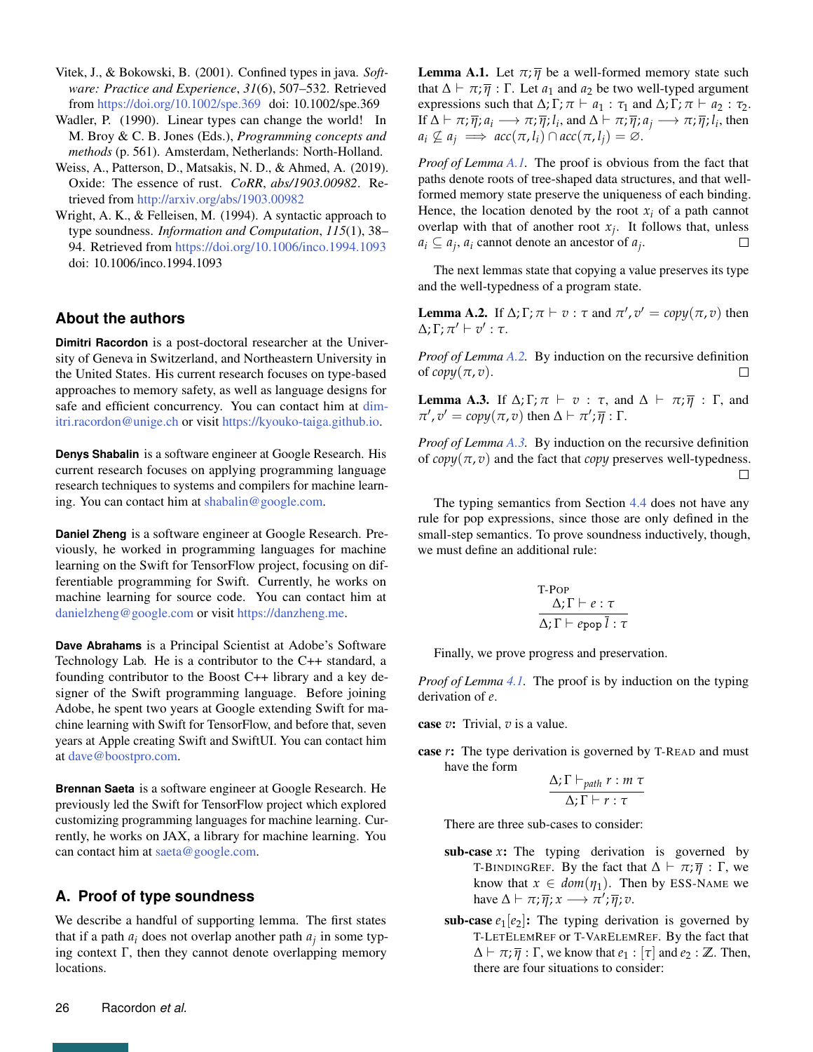Vitek, J., & Bokowski, B. (2001). Confined types in java. *Software: Practice and Experience*, *31*(6), 507–532. Retrieved from https://doi.org/10.1002/spe.369 doi: 10.1002/spe.369

Wadler, P. (1990). Linear types can change the world! In M. Broy & C. B. Jones (Eds.), *Programming concepts and methods* (p. 561). Amsterdam, Netherlands: North-Holland.

Weiss, A., Patterson, D., Matsakis, N. D., & Ahmed, A. (2019). Oxide: The essence of rust. *CoRR*, *abs/1903.00982*. Retrieved from http://arxiv.org/abs/1903.00982

Wright, A. K., & Felleisen, M. (1994). A syntactic approach to type soundness. *Information and Computation*, *115*(1), 38–94. Retrieved from https://doi.org/10.1006/inco.1994.1093 doi: 10.1006/inco.1994.1093

## About the authors

**Dimitri Racordon** is a post-doctoral researcher at the University of Geneva in Switzerland, and Northeastern University in the United States. His current research focuses on type-based approaches to memory safety, as well as language designs for safe and efficient concurrency. You can contact him at dimitri.racordon@unige.ch or visit https://kyouko-taiga.github.io.

**Denys Shabalin** is a software engineer at Google Research. His current research focuses on applying programming language research techniques to systems and compilers for machine learning. You can contact him at shabalin@google.com.

**Daniel Zheng** is a software engineer at Google Research. Previously, he worked in programming languages for machine learning on the Swift for TensorFlow project, focusing on differentiable programming for Swift. Currently, he works on machine learning for source code. You can contact him at danielzheng@google.com or visit https://danzheng.me.

**Dave Abrahams** is a Principal Scientist at Adobe's Software Technology Lab. He is a contributor to the C++ standard, a founding contributor to the Boost C++ library and a key designer of the Swift programming language. Before joining Adobe, he spent two years at Google extending Swift for machine learning with Swift for TensorFlow, and before that, seven years at Apple creating Swift and SwiftUI. You can contact him at dave@boostpro.com.

**Brennan Saeta** is a software engineer at Google Research. He previously led the Swift for TensorFlow project which explored customizing programming languages for machine learning. Currently, he works on JAX, a library for machine learning. You can contact him at saeta@google.com.

## A. Proof of type soundness

We describe a handful of supporting lemma. The first states that if a path $a_i$ does not overlap another path $a_j$ in some typing context $\Gamma$, then they cannot denote overlapping memory locations.

**Lemma A.1.** Let $\pi;\overline{\eta}$ be a well-formed memory state such that $\Delta \vdash \pi;\overline{\eta} : \Gamma$. Let $a_1$ and $a_2$ be two well-typed argument expressions such that $\Delta;\Gamma;\pi \vdash a_1 : \tau_1$ and $\Delta;\Gamma;\pi \vdash a_2 : \tau_2$. If $\Delta \vdash \pi;\overline{\eta};a_i \longrightarrow \pi;\overline{\eta};l_i$, and $\Delta \vdash \pi;\overline{\eta};a_j \longrightarrow \pi;\overline{\eta};l_j$, then $a_i \not\subseteq a_j \implies acc(\pi,l_i) \cap acc(\pi,l_j) = \varnothing$.

*Proof of Lemma A.1.* The proof is obvious from the fact that paths denote roots of tree-shaped data structures, and that well-formed memory state preserve the uniqueness of each binding. Hence, the location denoted by the root $x_i$ of a path cannot overlap with that of another root $x_j$. It follows that, unless $a_i \subseteq a_j$, $a_i$ cannot denote an ancestor of $a_j$. □

The next lemmas state that copying a value preserves its type and the well-typedness of a program state.

**Lemma A.2.** If $\Delta;\Gamma;\pi \vdash v : \tau$ and $\pi', v' = copy(\pi, v)$ then $\Delta;\Gamma;\pi' \vdash v' : \tau$.

*Proof of Lemma A.2.* By induction on the recursive definition of $copy(\pi, v)$. □

**Lemma A.3.** If $\Delta;\Gamma;\pi \vdash v : \tau$, and $\Delta \vdash \pi;\overline{\eta} : \Gamma$, and $\pi', v' = copy(\pi, v)$ then $\Delta \vdash \pi';\overline{\eta} : \Gamma$.

*Proof of Lemma A.3.* By induction on the recursive definition of $copy(\pi, v)$ and the fact that $copy$ preserves well-typedness. □

The typing semantics from Section 4.4 does not have any rule for pop expressions, since those are only defined in the small-step semantics. To prove soundness inductively, though, we must define an additional rule:

$$\textsc{T-Pop}\quad \frac{\Delta;\Gamma \vdash e : \tau}{\Delta;\Gamma \vdash e\,\texttt{pop}\,\overline{l} : \tau}$$

Finally, we prove progress and preservation.

*Proof of Lemma 4.1.* The proof is by induction on the typing derivation of $e$.

**case $v$:** Trivial, $v$ is a value.

**case $r$:** The type derivation is governed by T-READ and must have the form

$$\frac{\Delta;\Gamma \vdash_{path} r : m\ \tau}{\Delta;\Gamma \vdash r : \tau}$$

There are three sub-cases to consider:

**sub-case $x$:** The typing derivation is governed by T-BINDINGREF. By the fact that $\Delta \vdash \pi;\overline{\eta} : \Gamma$, we know that $x \in dom(\eta_1)$. Then by ESS-NAME we have $\Delta \vdash \pi;\overline{\eta};x \longrightarrow \pi';\overline{\eta};v$.

**sub-case $e_1[e_2]$:** The typing derivation is governed by T-LETELEMREF or T-VARELEMREF. By the fact that $\Delta \vdash \pi;\overline{\eta} : \Gamma$, we know that $e_1 : [\tau]$ and $e_2 : \mathbb{Z}$. Then, there are four situations to consider: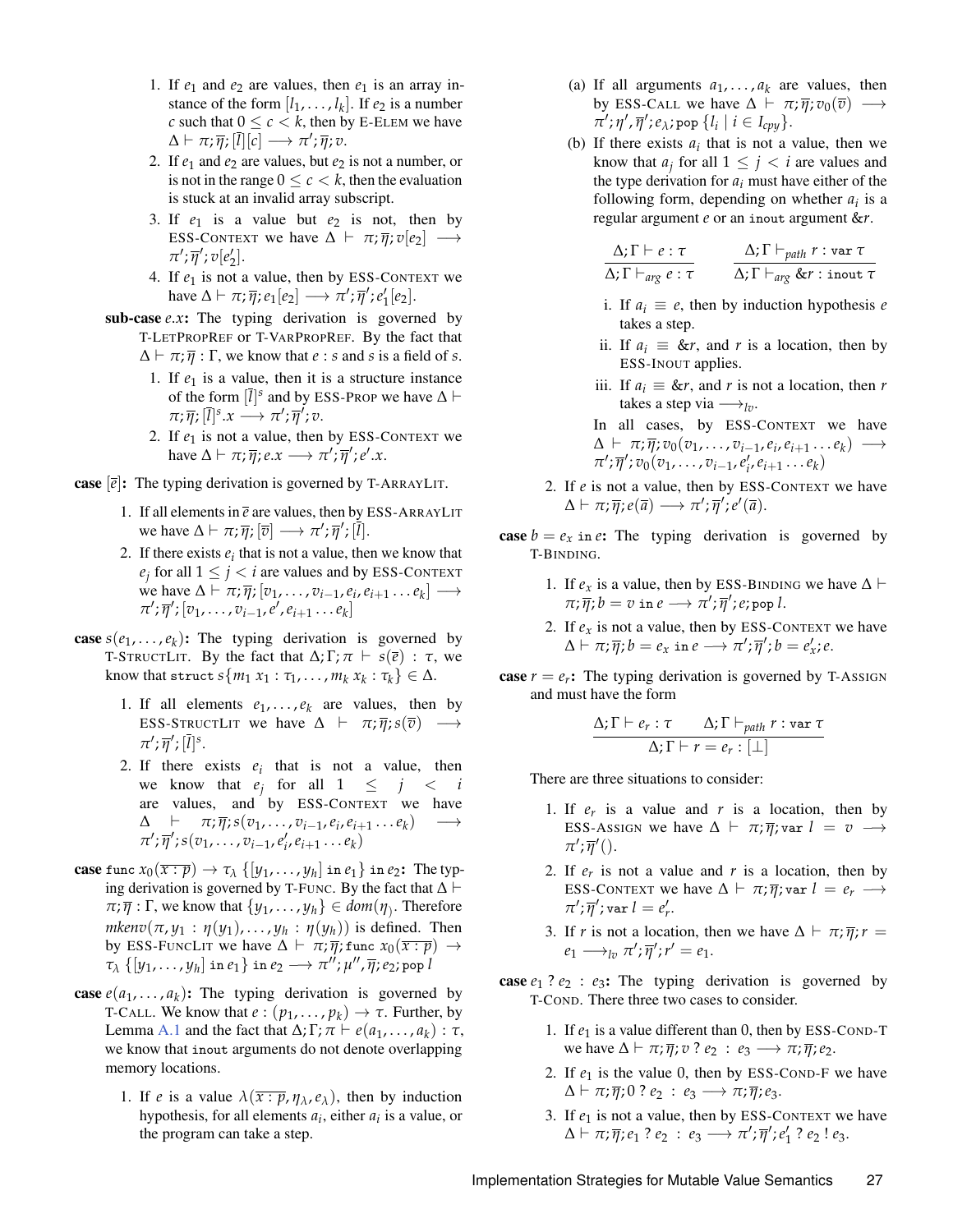1. If $e_1$ and $e_2$ are values, then $e_1$ is an array instance of the form $[l_1, \ldots, l_k]$. If $e_2$ is a number $c$ such that $0 \leq c < k$, then by E-ELEM we have $\Delta \vdash \pi; \overline{\eta}; [\overline{l}][c] \longrightarrow \pi'; \overline{\eta}; v$.
2. If $e_1$ and $e_2$ are values, but $e_2$ is not a number, or is not in the range $0 \leq c < k$, then the evaluation is stuck at an invalid array subscript.
3. If $e_1$ is a value but $e_2$ is not, then by ESS-CONTEXT we have $\Delta \vdash \pi; \overline{\eta}; v[e_2] \longrightarrow \pi'; \overline{\eta}'; v[e_2']$.
4. If $e_1$ is not a value, then by ESS-CONTEXT we have $\Delta \vdash \pi; \overline{\eta}; e_1[e_2] \longrightarrow \pi'; \overline{\eta}'; e_1'[e_2]$.

**sub-case** $e.x$**:** The typing derivation is governed by T-LETPROPREF or T-VARPROPREF. By the fact that $\Delta \vdash \pi; \overline{\eta} : \Gamma$, we know that $e : s$ and $s$ is a field of $s$.

1. If $e_1$ is a value, then it is a structure instance of the form $[\overline{l}]^s$ and by ESS-PROP we have $\Delta \vdash \pi; \overline{\eta}; [\overline{l}]^s.x \longrightarrow \pi'; \overline{\eta}'; v$.
2. If $e_1$ is not a value, then by ESS-CONTEXT we have $\Delta \vdash \pi; \overline{\eta}; e.x \longrightarrow \pi'; \overline{\eta}'; e'.x$.

**case** $[\overline{e}]$**:** The typing derivation is governed by T-ARRAYLIT.

1. If all elements in $\overline{e}$ are values, then by ESS-ARRAYLIT we have $\Delta \vdash \pi; \overline{\eta}; [\overline{v}] \longrightarrow \pi'; \overline{\eta}'; [\overline{l}]$.
2. If there exists $e_i$ that is not a value, then we know that $e_j$ for all $1 \leq j < i$ are values and by ESS-CONTEXT we have $\Delta \vdash \pi; \overline{\eta}; [v_1, \ldots, v_{i-1}, e_i, e_{i+1} \ldots e_k] \longrightarrow \pi'; \overline{\eta}'; [v_1, \ldots, v_{i-1}, e', e_{i+1} \ldots e_k]$

**case** $s(e_1, \ldots, e_k)$**:** The typing derivation is governed by T-STRUCTLIT. By the fact that $\Delta; \Gamma; \pi \vdash s(\overline{e}) : \tau$, we know that $\texttt{struct}\, s\{m_1\, x_1 : \tau_1, \ldots, m_k\, x_k : \tau_k\} \in \Delta$.

1. If all elements $e_1, \ldots, e_k$ are values, then by ESS-STRUCTLIT we have $\Delta \vdash \pi; \overline{\eta}; s(\overline{v}) \longrightarrow \pi'; \overline{\eta}'; [\overline{l}]^s$.
2. If there exists $e_i$ that is not a value, then we know that $e_j$ for all $1 \leq j < i$ are values, and by ESS-CONTEXT we have $\Delta \vdash \pi; \overline{\eta}; s(v_1, \ldots, v_{i-1}, e_i, e_{i+1} \ldots e_k) \longrightarrow \pi'; \overline{\eta}'; s(v_1, \ldots, v_{i-1}, e_i', e_{i+1} \ldots e_k)$

**case** $\texttt{func}\; x_0(\overline{x : p}) \to \tau_\lambda \; \{[y_1, \ldots, y_h] \;\texttt{in}\; e_1\} \;\texttt{in}\; e_2$**:** The typing derivation is governed by T-FUNC. By the fact that $\Delta \vdash \pi; \overline{\eta} : \Gamma$, we know that $\{y_1, \ldots, y_h\} \in dom(\eta_\rangle)$. Therefore $mkenv(\pi, y_1 : \eta(y_1), \ldots, y_h : \eta(y_h))$ is defined. Then by ESS-FUNCLIT we have $\Delta \vdash \pi; \overline{\eta}; \texttt{func}\; x_0(\overline{x : p}) \to \tau_\lambda \; \{[y_1, \ldots, y_h] \;\texttt{in}\; e_1\} \;\texttt{in}\; e_2 \longrightarrow \pi''; \mu'', \overline{\eta}; e_2; \texttt{pop}\; l$

**case** $e(a_1, \ldots, a_k)$**:** The typing derivation is governed by T-CALL. We know that $e : (p_1, \ldots, p_k) \to \tau$. Further, by Lemma A.1 and the fact that $\Delta; \Gamma; \pi \vdash e(a_1, \ldots, a_k) : \tau$, we know that `inout` arguments do not denote overlapping memory locations.

1. If $e$ is a value $\lambda(\overline{x : p}, \eta_\lambda, e_\lambda)$, then by induction hypothesis, for all elements $a_i$, either $a_i$ is a value, or the program can take a step.

   (a) If all arguments $a_1, \ldots, a_k$ are values, then by ESS-CALL we have $\Delta \vdash \pi; \overline{\eta}; v_0(\overline{v}) \longrightarrow \pi'; \eta', \overline{\eta}'; e_\lambda; \texttt{pop}\; \{l_i \mid i \in I_{cpy}\}$.

   (b) If there exists $a_i$ that is not a value, then we know that $a_j$ for all $1 \leq j < i$ are values and the type derivation for $a_i$ must have either of the following form, depending on whether $a_i$ is a regular argument $e$ or an `inout` argument $\&r$.

   $$\frac{\Delta; \Gamma \vdash e : \tau}{\Delta; \Gamma \vdash_{arg} e : \tau} \qquad \frac{\Delta; \Gamma \vdash_{path} r : \texttt{var}\; \tau}{\Delta; \Gamma \vdash_{arg} \&r : \texttt{inout}\; \tau}$$

   i. If $a_i \equiv e$, then by induction hypothesis $e$ takes a step.

   ii. If $a_i \equiv \&r$, and $r$ is a location, then by ESS-INOUT applies.

   iii. If $a_i \equiv \&r$, and $r$ is not a location, then $r$ takes a step via $\longrightarrow_{lv}$.

   In all cases, by ESS-CONTEXT we have $\Delta \vdash \pi; \overline{\eta}; v_0(v_1, \ldots, v_{i-1}, e_i, e_{i+1} \ldots e_k) \longrightarrow \pi'; \overline{\eta}'; v_0(v_1, \ldots, v_{i-1}, e_i', e_{i+1} \ldots e_k)$

2. If $e$ is not a value, then by ESS-CONTEXT we have $\Delta \vdash \pi; \overline{\eta}; e(\overline{a}) \longrightarrow \pi'; \overline{\eta}'; e'(\overline{a})$.

**case** $b = e_x \;\texttt{in}\; e$**:** The typing derivation is governed by T-BINDING.

1. If $e_x$ is a value, then by ESS-BINDING we have $\Delta \vdash \pi; \overline{\eta}; b = v \;\texttt{in}\; e \longrightarrow \pi'; \overline{\eta}'; e; \texttt{pop}\; l$.
2. If $e_x$ is not a value, then by ESS-CONTEXT we have $\Delta \vdash \pi; \overline{\eta}; b = e_x \;\texttt{in}\; e \longrightarrow \pi'; \overline{\eta}'; b = e_x'; e$.

**case** $r = e_r$**:** The typing derivation is governed by T-ASSIGN and must have the form

$$\frac{\Delta; \Gamma \vdash e_r : \tau \qquad \Delta; \Gamma \vdash_{path} r : \texttt{var}\; \tau}{\Delta; \Gamma \vdash r = e_r : [\perp]}$$

There are three situations to consider:

1. If $e_r$ is a value and $r$ is a location, then by ESS-ASSIGN we have $\Delta \vdash \pi; \overline{\eta}; \texttt{var}\; l = v \longrightarrow \pi'; \overline{\eta}'()$.
2. If $e_r$ is not a value and $r$ is a location, then by ESS-CONTEXT we have $\Delta \vdash \pi; \overline{\eta}; \texttt{var}\; l = e_r \longrightarrow \pi'; \overline{\eta}'; \texttt{var}\; l = e_r'$.
3. If $r$ is not a location, then we have $\Delta \vdash \pi; \overline{\eta}; r = e_1 \longrightarrow_{lv} \pi'; \overline{\eta}'; r' = e_1$.

**case** $e_1 \; ? \; e_2 \; : \; e_3$**:** The typing derivation is governed by T-COND. There three two cases to consider.

1. If $e_1$ is a value different than 0, then by ESS-COND-T we have $\Delta \vdash \pi; \overline{\eta}; v \; ? \; e_2 \; : \; e_3 \longrightarrow \pi; \overline{\eta}; e_2$.
2. If $e_1$ is the value 0, then by ESS-COND-F we have $\Delta \vdash \pi; \overline{\eta}; 0 \; ? \; e_2 \; : \; e_3 \longrightarrow \pi; \overline{\eta}; e_3$.
3. If $e_1$ is not a value, then by ESS-CONTEXT we have $\Delta \vdash \pi; \overline{\eta}; e_1 \; ? \; e_2 \; : \; e_3 \longrightarrow \pi'; \overline{\eta}'; e_1' \; ? \; e_2 \; ! \; e_3$.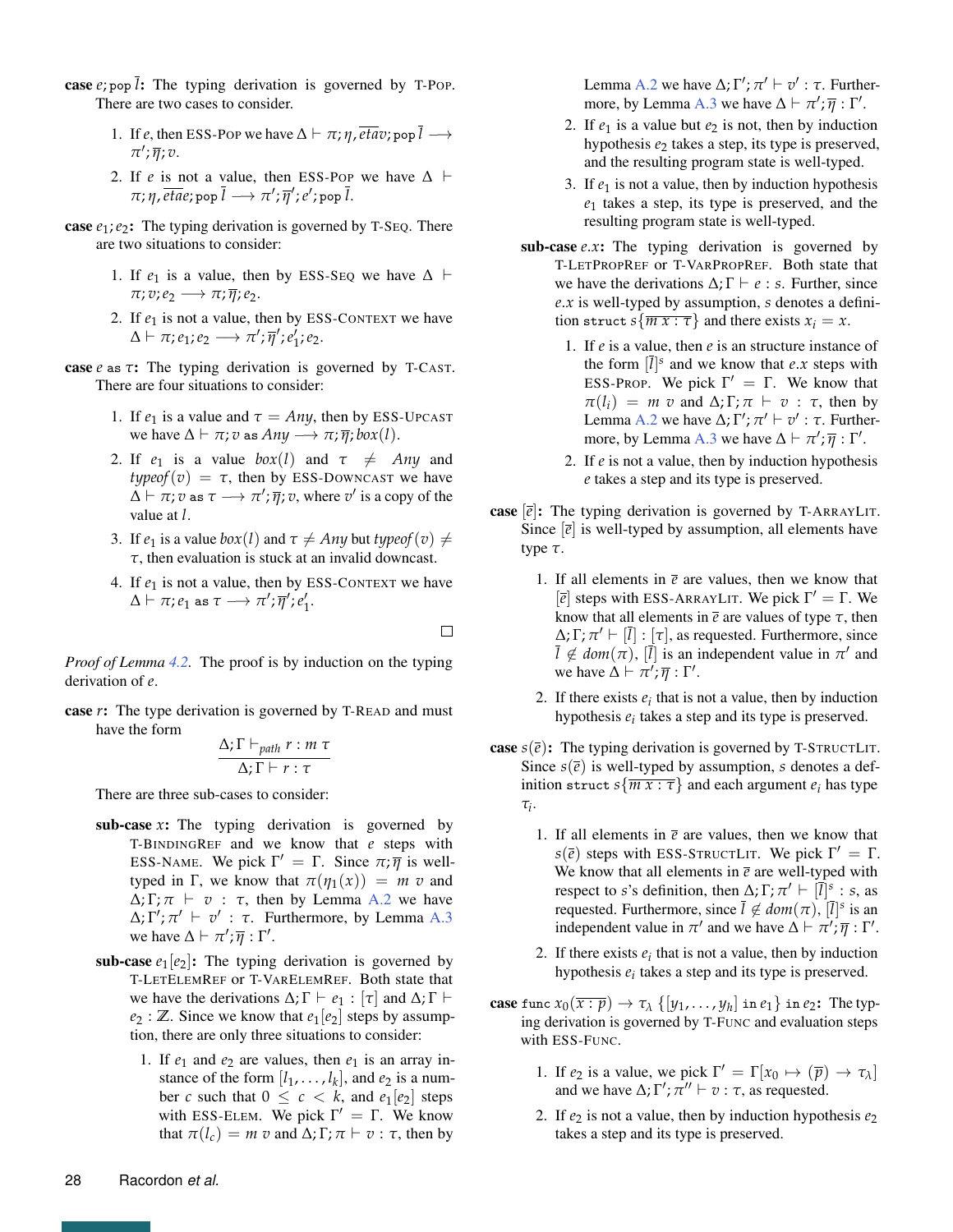**case** $e;\texttt{pop}\,\bar{l}$**:** The typing derivation is governed by T-Pop. There are two cases to consider.

1. If $e$, then ESS-Pop we have $\Delta \vdash \pi;\eta,\overline{etav};\texttt{pop}\,\bar{l} \longrightarrow \pi';\overline{\eta};v$.
2. If $e$ is not a value, then ESS-Pop we have $\Delta \vdash \pi;\eta,\overline{etae};\texttt{pop}\,\bar{l} \longrightarrow \pi';\overline{\eta}';e';\texttt{pop}\,\bar{l}$.

**case** $e_1;e_2$**:** The typing derivation is governed by T-Seq. There are two situations to consider:

1. If $e_1$ is a value, then by ESS-Seq we have $\Delta \vdash \pi;v;e_2 \longrightarrow \pi;\overline{\eta};e_2$.
2. If $e_1$ is not a value, then by ESS-Context we have $\Delta \vdash \pi;e_1;e_2 \longrightarrow \pi';\overline{\eta}';e_1';e_2$.

**case** $e$ as $\tau$**:** The typing derivation is governed by T-Cast. There are four situations to consider:

1. If $e_1$ is a value and $\tau = \mathit{Any}$, then by ESS-Upcast we have $\Delta \vdash \pi;v\,\texttt{as}\,\mathit{Any} \longrightarrow \pi;\overline{\eta};\mathit{box}(l)$.
2. If $e_1$ is a value $\mathit{box}(l)$ and $\tau \neq \mathit{Any}$ and $\mathit{typeof}(v) = \tau$, then by ESS-Downcast we have $\Delta \vdash \pi;v\,\texttt{as}\,\tau \longrightarrow \pi';\overline{\eta};v$, where $v'$ is a copy of the value at $l$.
3. If $e_1$ is a value $\mathit{box}(l)$ and $\tau \neq \mathit{Any}$ but $\mathit{typeof}(v) \neq \tau$, then evaluation is stuck at an invalid downcast.
4. If $e_1$ is not a value, then by ESS-Context we have $\Delta \vdash \pi;e_1\,\texttt{as}\,\tau \longrightarrow \pi';\overline{\eta}';e_1'$.

□

*Proof of Lemma 4.2.* The proof is by induction on the typing derivation of $e$.

**case** $r$**:** The type derivation is governed by T-Read and must have the form

$$\frac{\Delta;\Gamma \vdash_{\mathit{path}} r : m\ \tau}{\Delta;\Gamma \vdash r : \tau}$$

There are three sub-cases to consider:

**sub-case** $x$**:** The typing derivation is governed by T-BindingRef and we know that $e$ steps with ESS-Name. We pick $\Gamma' = \Gamma$. Since $\pi;\overline{\eta}$ is well-typed in $\Gamma$, we know that $\pi(\eta_1(x)) = m\ v$ and $\Delta;\Gamma;\pi \vdash v : \tau$, then by Lemma A.2 we have $\Delta;\Gamma';\pi' \vdash v' : \tau$. Furthermore, by Lemma A.3 we have $\Delta \vdash \pi';\overline{\eta} : \Gamma'$.

**sub-case** $e_1[e_2]$**:** The typing derivation is governed by T-LetElemRef or T-VarElemRef. Both state that we have the derivations $\Delta;\Gamma \vdash e_1 : [\tau]$ and $\Delta;\Gamma \vdash e_2 : \mathbb{Z}$. Since we know that $e_1[e_2]$ steps by assumption, there are only three situations to consider:

1. If $e_1$ and $e_2$ are values, then $e_1$ is an array instance of the form $[l_1,\ldots,l_k]$, and $e_2$ is a number $c$ such that $0 \leq c < k$, and $e_1[e_2]$ steps with ESS-Elem. We pick $\Gamma' = \Gamma$. We know that $\pi(l_c) = m\ v$ and $\Delta;\Gamma;\pi \vdash v : \tau$, then by Lemma A.2 we have $\Delta;\Gamma';\pi' \vdash v' : \tau$. Furthermore, by Lemma A.3 we have $\Delta \vdash \pi';\overline{\eta} : \Gamma'$.
2. If $e_1$ is a value but $e_2$ is not, then by induction hypothesis $e_2$ takes a step, its type is preserved, and the resulting program state is well-typed.
3. If $e_1$ is not a value, then by induction hypothesis $e_1$ takes a step, its type is preserved, and the resulting program state is well-typed.

**sub-case** $e.x$**:** The typing derivation is governed by T-LetPropRef or T-VarPropRef. Both state that we have the derivations $\Delta;\Gamma \vdash e : s$. Further, since $e.x$ is well-typed by assumption, $s$ denotes a definition $\texttt{struct}\,s\{\overline{m\ x : \tau}\}$ and there exists $x_i = x$.

1. If $e$ is a value, then $e$ is an structure instance of the form $[\bar{l}]^s$ and we know that $e.x$ steps with ESS-Prop. We pick $\Gamma' = \Gamma$. We know that $\pi(l_i) = m\ v$ and $\Delta;\Gamma;\pi \vdash v : \tau$, then by Lemma A.2 we have $\Delta;\Gamma';\pi' \vdash v' : \tau$. Furthermore, by Lemma A.3 we have $\Delta \vdash \pi';\overline{\eta} : \Gamma'$.
2. If $e$ is not a value, then by induction hypothesis $e$ takes a step and its type is preserved.

**case** $[\bar{e}]$**:** The typing derivation is governed by T-ArrayLit. Since $[\bar{e}]$ is well-typed by assumption, all elements have type $\tau$.

1. If all elements in $\bar{e}$ are values, then we know that $[\bar{e}]$ steps with ESS-ArrayLit. We pick $\Gamma' = \Gamma$. We know that all elements in $\bar{e}$ are values of type $\tau$, then $\Delta;\Gamma;\pi' \vdash [\bar{l}] : [\tau]$, as requested. Furthermore, since $\bar{l} \notin \mathit{dom}(\pi)$, $[\bar{l}]$ is an independent value in $\pi'$ and we have $\Delta \vdash \pi';\overline{\eta} : \Gamma'$.
2. If there exists $e_i$ that is not a value, then by induction hypothesis $e_i$ takes a step and its type is preserved.

**case** $s(\bar{e})$**:** The typing derivation is governed by T-StructLit. Since $s(\bar{e})$ is well-typed by assumption, $s$ denotes a definition $\texttt{struct}\,s\{\overline{m\ x : \tau}\}$ and each argument $e_i$ has type $\tau_i$.

1. If all elements in $\bar{e}$ are values, then we know that $s(\bar{e})$ steps with ESS-StructLit. We pick $\Gamma' = \Gamma$. We know that all elements in $\bar{e}$ are well-typed with respect to $s$'s definition, then $\Delta;\Gamma;\pi' \vdash [\bar{l}]^s : s$, as requested. Furthermore, since $\bar{l} \notin \mathit{dom}(\pi)$, $[\bar{l}]^s$ is an independent value in $\pi'$ and we have $\Delta \vdash \pi';\overline{\eta} : \Gamma'$.
2. If there exists $e_i$ that is not a value, then by induction hypothesis $e_i$ takes a step and its type is preserved.

**case** $\texttt{func}\ x_0(\overline{x : p}) \to \tau_\lambda\ \{[y_1,\ldots,y_h]\ \texttt{in}\ e_1\}\ \texttt{in}\ e_2$**:** The typing derivation is governed by T-Func and evaluation steps with ESS-Func.

1. If $e_2$ is a value, we pick $\Gamma' = \Gamma[x_0 \mapsto (\bar{p}) \to \tau_\lambda]$ and we have $\Delta;\Gamma';\pi'' \vdash v : \tau$, as requested.
2. If $e_2$ is not a value, then by induction hypothesis $e_2$ takes a step and its type is preserved.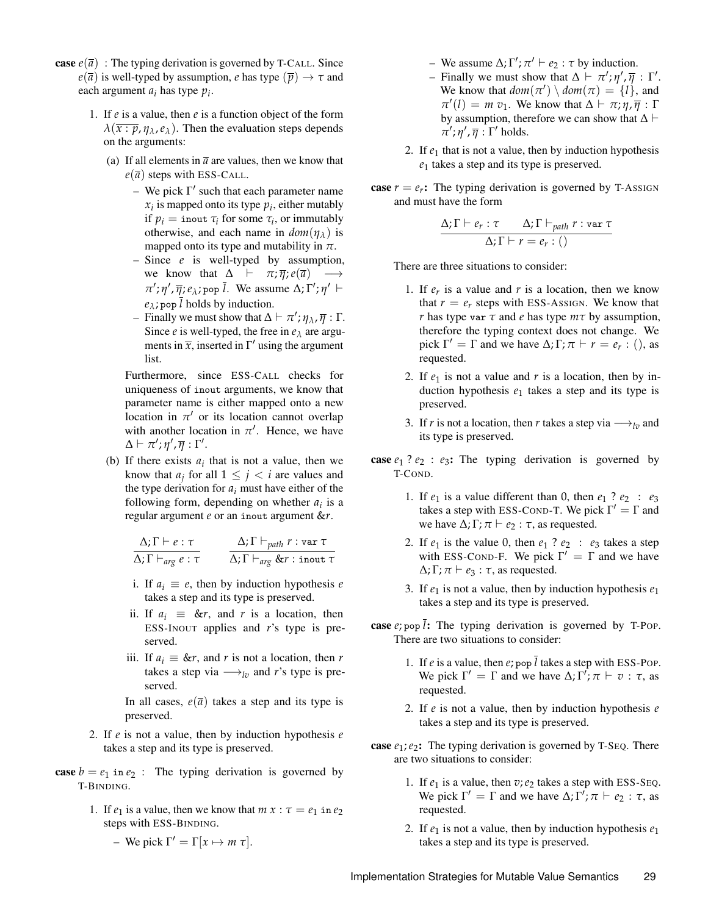**case** $e(\overline{a})$ : The typing derivation is governed by T-CALL. Since $e(\overline{a})$ is well-typed by assumption, $e$ has type $(\overline{p}) \rightarrow \tau$ and each argument $a_i$ has type $p_i$.

1. If $e$ is a value, then $e$ is a function object of the form $\lambda(\overline{x : p}, \eta_\lambda, e_\lambda)$. Then the evaluation steps depends on the arguments:

   (a) If all elements in $\overline{a}$ are values, then we know that $e(\overline{a})$ steps with ESS-CALL.

   – We pick $\Gamma'$ such that each parameter name $x_i$ is mapped onto its type $p_i$, either mutably if $p_i = \texttt{inout}\ \tau_i$ for some $\tau_i$, or immutably otherwise, and each name in $dom(\eta_\lambda)$ is mapped onto its type and mutability in $\pi$.

   – Since $e$ is well-typed by assumption, we know that $\Delta \vdash \pi; \overline{\eta}; e(\overline{a}) \longrightarrow \pi'; \eta', \overline{\eta}; e_\lambda; \texttt{pop}\ \overline{l}$. We assume $\Delta; \Gamma'; \eta' \vdash e_\lambda; \texttt{pop}\ \overline{l}$ holds by induction.

   – Finally we must show that $\Delta \vdash \pi'; \eta_\lambda, \overline{\eta} : \Gamma$. Since $e$ is well-typed, the free in $e_\lambda$ are arguments in $\overline{x}$, inserted in $\Gamma'$ using the argument list.

   Furthermore, since ESS-CALL checks for uniqueness of `inout` arguments, we know that parameter name is either mapped onto a new location in $\pi'$ or its location cannot overlap with another location in $\pi'$. Hence, we have $\Delta \vdash \pi'; \eta', \overline{\eta} : \Gamma'$.

   (b) If there exists $a_i$ that is not a value, then we know that $a_j$ for all $1 \leq j < i$ are values and the type derivation for $a_i$ must have either of the following form, depending on whether $a_i$ is a regular argument $e$ or an `inout` argument $\&r$.

   $$\frac{\Delta; \Gamma \vdash e : \tau}{\Delta; \Gamma \vdash_{arg} e : \tau} \qquad \frac{\Delta; \Gamma \vdash_{path} r : \texttt{var}\ \tau}{\Delta; \Gamma \vdash_{arg} \&r : \texttt{inout}\ \tau}$$

   i. If $a_i \equiv e$, then by induction hypothesis $e$ takes a step and its type is preserved.

   ii. If $a_i \equiv \&r$, and $r$ is a location, then ESS-INOUT applies and $r$'s type is preserved.

   iii. If $a_i \equiv \&r$, and $r$ is not a location, then $r$ takes a step via $\longrightarrow_{lv}$ and $r$'s type is preserved.

   In all cases, $e(\overline{a})$ takes a step and its type is preserved.

2. If $e$ is not a value, then by induction hypothesis $e$ takes a step and its type is preserved.

**case** $b = e_1\ \texttt{in}\ e_2$ : The typing derivation is governed by T-BINDING.

1. If $e_1$ is a value, then we know that $m\ x : \tau = e_1\ \texttt{in}\ e_2$ steps with ESS-BINDING.

   – We pick $\Gamma' = \Gamma[x \mapsto m\ \tau]$.

   – We assume $\Delta; \Gamma'; \pi' \vdash e_2 : \tau$ by induction.

   – Finally we must show that $\Delta \vdash \pi'; \eta', \overline{\eta} : \Gamma'$. We know that $dom(\pi') \setminus dom(\pi) = \{l\}$, and $\pi'(l) = m\ v_1$. We know that $\Delta \vdash \pi; \eta, \overline{\eta} : \Gamma$ by assumption, therefore we can show that $\Delta \vdash \pi'; \eta', \overline{\eta} : \Gamma'$ holds.

2. If $e_1$ that is not a value, then by induction hypothesis $e_1$ takes a step and its type is preserved.

**case** $r = e_r$**:** The typing derivation is governed by T-ASSIGN and must have the form

$$\frac{\Delta; \Gamma \vdash e_r : \tau \qquad \Delta; \Gamma \vdash_{path} r : \texttt{var}\ \tau}{\Delta; \Gamma \vdash r = e_r : ()}$$

There are three situations to consider:

1. If $e_r$ is a value and $r$ is a location, then we know that $r = e_r$ steps with ESS-ASSIGN. We know that $r$ has type $\texttt{var}\ \tau$ and $e$ has type $m\tau$ by assumption, therefore the typing context does not change. We pick $\Gamma' = \Gamma$ and we have $\Delta; \Gamma; \pi \vdash r = e_r : ()$, as requested.

2. If $e_1$ is not a value and $r$ is a location, then by induction hypothesis $e_1$ takes a step and its type is preserved.

3. If $r$ is not a location, then $r$ takes a step via $\longrightarrow_{lv}$ and its type is preserved.

**case** $e_1\ ?\ e_2\ :\ e_3$**:** The typing derivation is governed by T-COND.

1. If $e_1$ is a value different than 0, then $e_1\ ?\ e_2\ :\ e_3$ takes a step with ESS-COND-T. We pick $\Gamma' = \Gamma$ and we have $\Delta; \Gamma; \pi \vdash e_2 : \tau$, as requested.

2. If $e_1$ is the value 0, then $e_1\ ?\ e_2\ :\ e_3$ takes a step with ESS-COND-F. We pick $\Gamma' = \Gamma$ and we have $\Delta; \Gamma; \pi \vdash e_3 : \tau$, as requested.

3. If $e_1$ is not a value, then by induction hypothesis $e_1$ takes a step and its type is preserved.

**case** $e; \texttt{pop}\ \overline{l}$**:** The typing derivation is governed by T-POP. There are two situations to consider:

1. If $e$ is a value, then $e; \texttt{pop}\ \overline{l}$ takes a step with ESS-POP. We pick $\Gamma' = \Gamma$ and we have $\Delta; \Gamma'; \pi \vdash v : \tau$, as requested.

2. If $e$ is not a value, then by induction hypothesis $e$ takes a step and its type is preserved.

**case** $e_1; e_2$**:** The typing derivation is governed by T-SEQ. There are two situations to consider:

1. If $e_1$ is a value, then $v; e_2$ takes a step with ESS-SEQ. We pick $\Gamma' = \Gamma$ and we have $\Delta; \Gamma'; \pi \vdash e_2 : \tau$, as requested.

2. If $e_1$ is not a value, then by induction hypothesis $e_1$ takes a step and its type is preserved.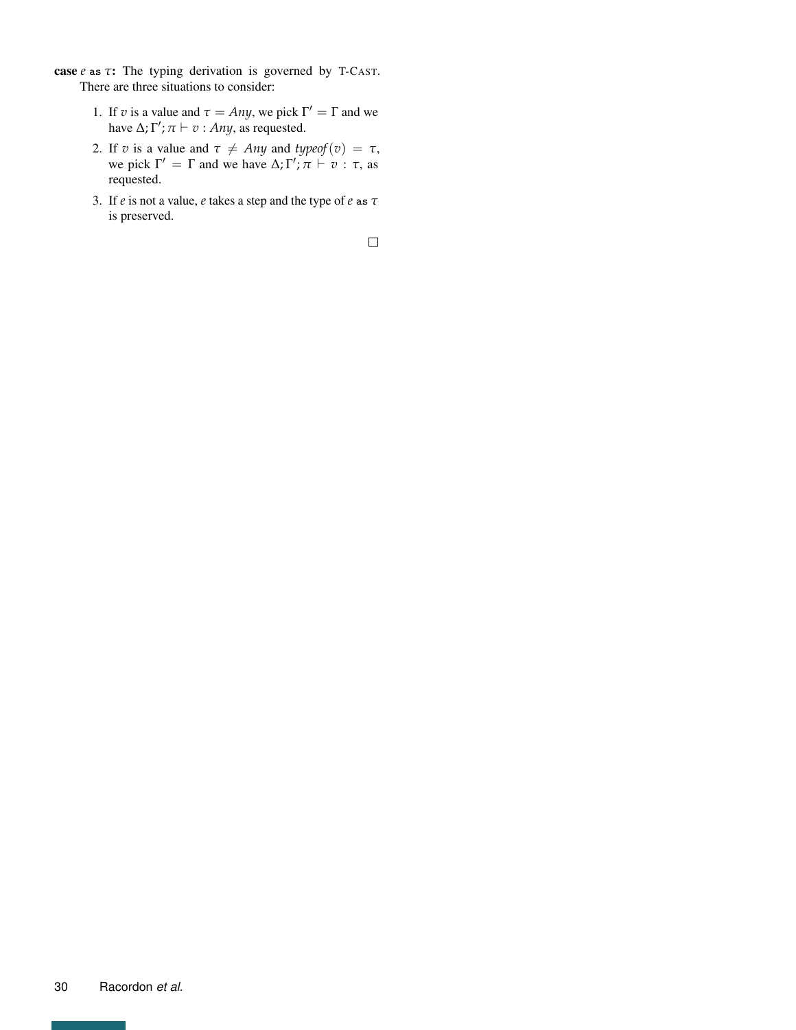**case** $e$ `as` $\tau$**:** The typing derivation is governed by T-CAST. There are three situations to consider:

1. If $v$ is a value and $\tau = \mathit{Any}$, we pick $\Gamma' = \Gamma$ and we have $\Delta; \Gamma'; \pi \vdash v : \mathit{Any}$, as requested.
2. If $v$ is a value and $\tau \neq \mathit{Any}$ and $\mathit{typeof}(v) = \tau$, we pick $\Gamma' = \Gamma$ and we have $\Delta; \Gamma'; \pi \vdash v : \tau$, as requested.
3. If $e$ is not a value, $e$ takes a step and the type of $e$ `as` $\tau$ is preserved.

□